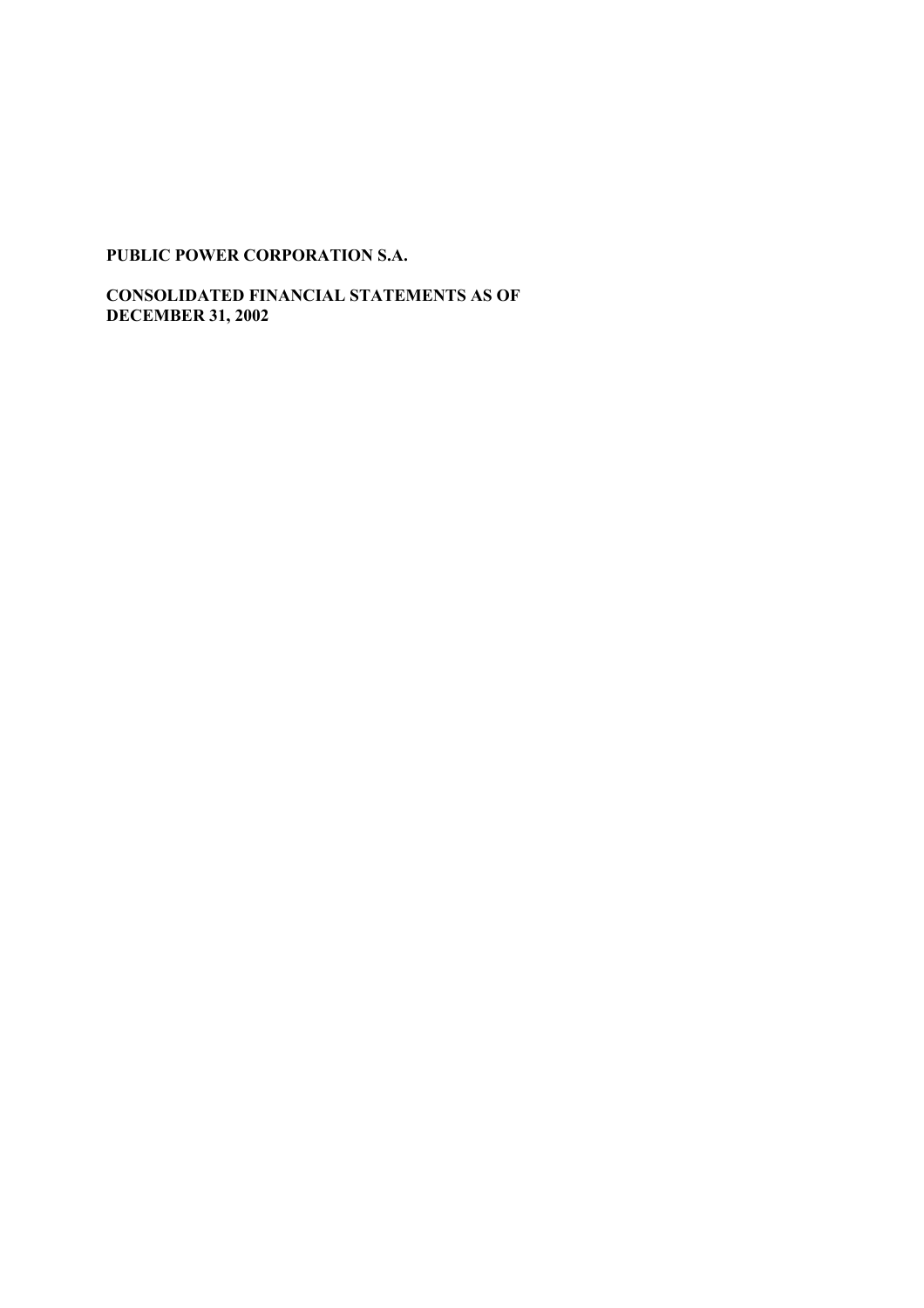**PUBLIC POWER CORPORATION S.A.**

**CONSOLIDATED FINANCIAL STATEMENTS AS OF DECEMBER 31, 2002**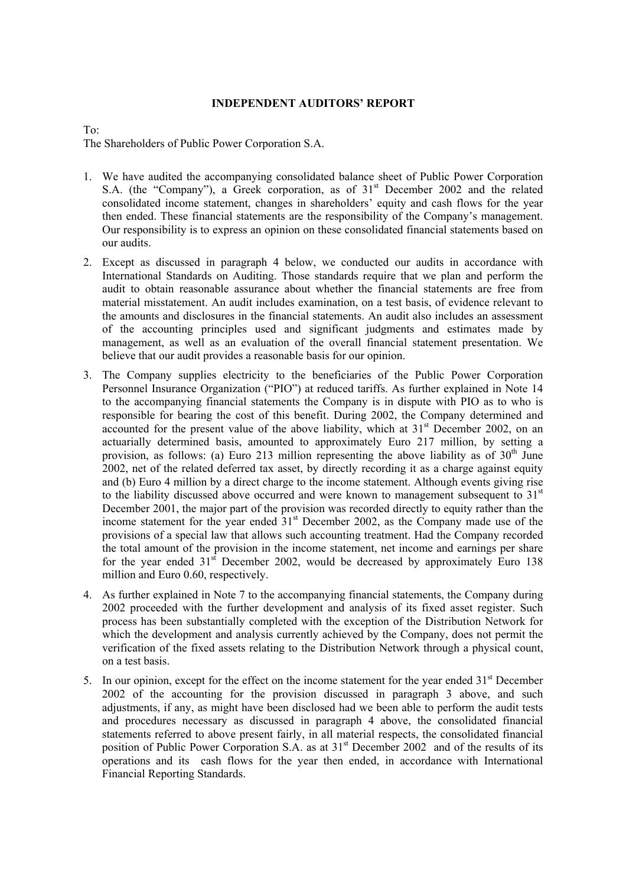**INDEPENDENT AUDITORS' REPORT**

To:
The Shareholders of Public Power Corporation S.A.

1. We have audited the accompanying consolidated balance sheet of Public Power Corporation S.A. (the "Company"), a Greek corporation, as of 31st December 2002 and the related consolidated income statement, changes in shareholders' equity and cash flows for the year then ended. These financial statements are the responsibility of the Company's management. Our responsibility is to express an opinion on these consolidated financial statements based on our audits.

2. Except as discussed in paragraph 4 below, we conducted our audits in accordance with International Standards on Auditing. Those standards require that we plan and perform the audit to obtain reasonable assurance about whether the financial statements are free from material misstatement. An audit includes examination, on a test basis, of evidence relevant to the amounts and disclosures in the financial statements. An audit also includes an assessment of the accounting principles used and significant judgments and estimates made by management, as well as an evaluation of the overall financial statement presentation. We believe that our audit provides a reasonable basis for our opinion.

3. The Company supplies electricity to the beneficiaries of the Public Power Corporation Personnel Insurance Organization ("PIO") at reduced tariffs. As further explained in Note 14 to the accompanying financial statements the Company is in dispute with PIO as to who is responsible for bearing the cost of this benefit. During 2002, the Company determined and accounted for the present value of the above liability, which at 31st December 2002, on an actuarially determined basis, amounted to approximately Euro 217 million, by setting a provision, as follows: (a) Euro 213 million representing the above liability as of 30th June 2002, net of the related deferred tax asset, by directly recording it as a charge against equity and (b) Euro 4 million by a direct charge to the income statement. Although events giving rise to the liability discussed above occurred and were known to management subsequent to 31st December 2001, the major part of the provision was recorded directly to equity rather than the income statement for the year ended 31st December 2002, as the Company made use of the provisions of a special law that allows such accounting treatment. Had the Company recorded the total amount of the provision in the income statement, net income and earnings per share for the year ended 31st December 2002, would be decreased by approximately Euro 138 million and Euro 0.60, respectively.

4. As further explained in Note 7 to the accompanying financial statements, the Company during 2002 proceeded with the further development and analysis of its fixed asset register. Such process has been substantially completed with the exception of the Distribution Network for which the development and analysis currently achieved by the Company, does not permit the verification of the fixed assets relating to the Distribution Network through a physical count, on a test basis.

5. In our opinion, except for the effect on the income statement for the year ended 31st December 2002 of the accounting for the provision discussed in paragraph 3 above, and such adjustments, if any, as might have been disclosed had we been able to perform the audit tests and procedures necessary as discussed in paragraph 4 above, the consolidated financial statements referred to above present fairly, in all material respects, the consolidated financial position of Public Power Corporation S.A. as at 31st December 2002 and of the results of its operations and its cash flows for the year then ended, in accordance with International Financial Reporting Standards.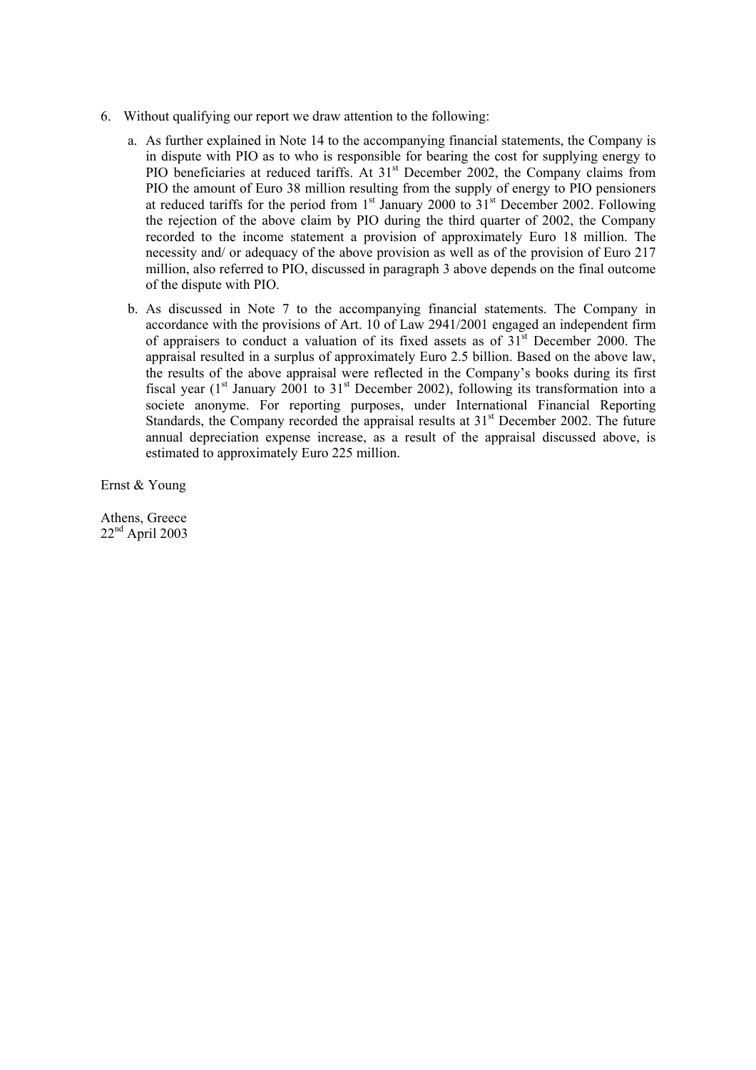6. Without qualifying our report we draw attention to the following:

   a. As further explained in Note 14 to the accompanying financial statements, the Company is in dispute with PIO as to who is responsible for bearing the cost for supplying energy to PIO beneficiaries at reduced tariffs. At 31st December 2002, the Company claims from PIO the amount of Euro 38 million resulting from the supply of energy to PIO pensioners at reduced tariffs for the period from 1st January 2000 to 31st December 2002. Following the rejection of the above claim by PIO during the third quarter of 2002, the Company recorded to the income statement a provision of approximately Euro 18 million. The necessity and/ or adequacy of the above provision as well as of the provision of Euro 217 million, also referred to PIO, discussed in paragraph 3 above depends on the final outcome of the dispute with PIO.

   b. As discussed in Note 7 to the accompanying financial statements. The Company in accordance with the provisions of Art. 10 of Law 2941/2001 engaged an independent firm of appraisers to conduct a valuation of its fixed assets as of 31st December 2000. The appraisal resulted in a surplus of approximately Euro 2.5 billion. Based on the above law, the results of the above appraisal were reflected in the Company's books during its first fiscal year (1st January 2001 to 31st December 2002), following its transformation into a societe anonyme. For reporting purposes, under International Financial Reporting Standards, the Company recorded the appraisal results at 31st December 2002. The future annual depreciation expense increase, as a result of the appraisal discussed above, is estimated to approximately Euro 225 million.

Ernst & Young

Athens, Greece
22nd April 2003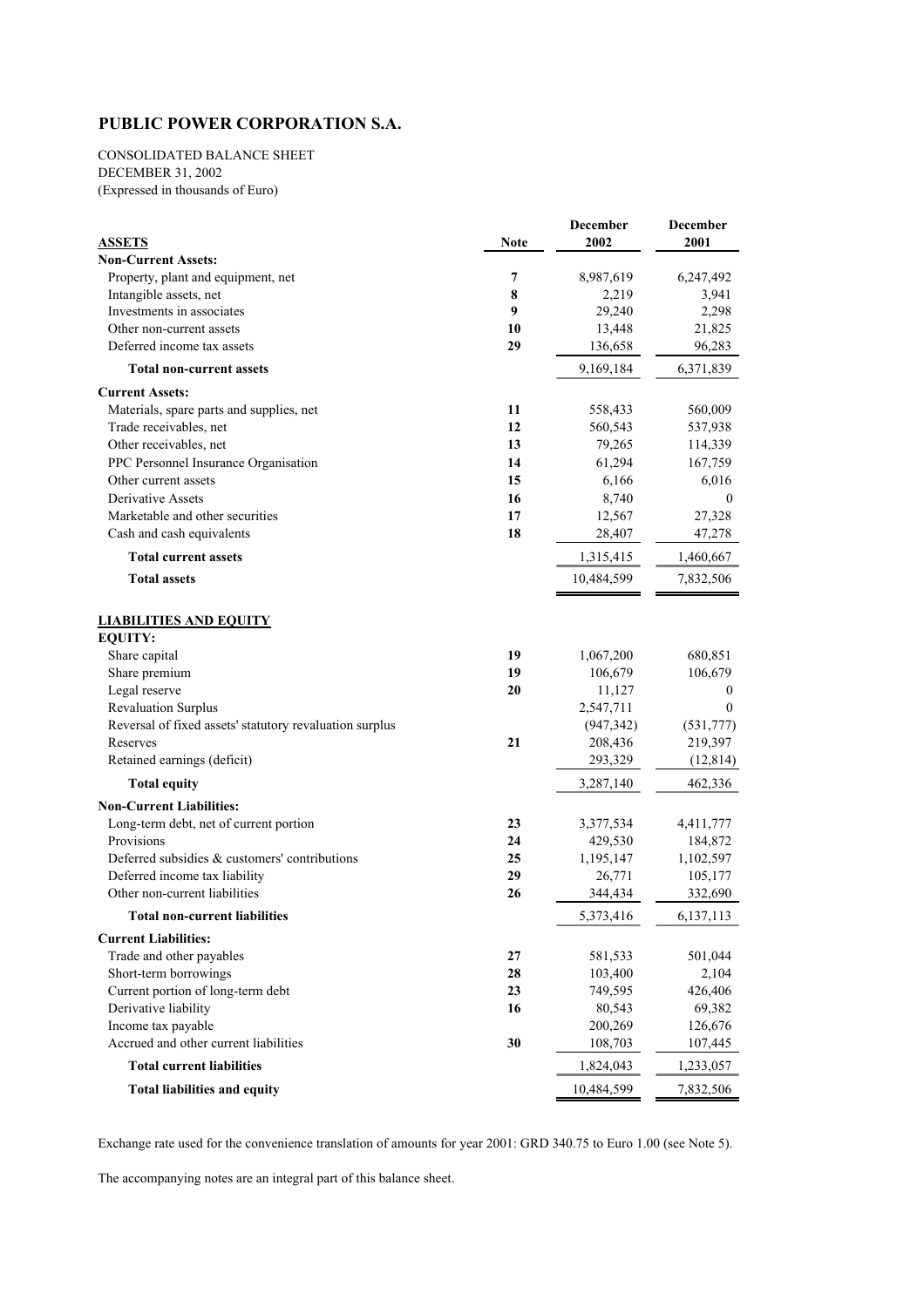# PUBLIC POWER CORPORATION S.A.

CONSOLIDATED BALANCE SHEET
DECEMBER 31, 2002
(Expressed in thousands of Euro)

| ASSETS | Note | December 2002 | December 2001 |
|---|---|---|---|
| **Non-Current Assets:** | | | |
| Property, plant and equipment, net | 7 | 8,987,619 | 6,247,492 |
| Intangible assets, net | 8 | 2,219 | 3,941 |
| Investments in associates | 9 | 29,240 | 2,298 |
| Other non-current assets | 10 | 13,448 | 21,825 |
| Deferred income tax assets | 29 | 136,658 | 96,283 |
| **Total non-current assets** | | 9,169,184 | 6,371,839 |
| **Current Assets:** | | | |
| Materials, spare parts and supplies, net | 11 | 558,433 | 560,009 |
| Trade receivables, net | 12 | 560,543 | 537,938 |
| Other receivables, net | 13 | 79,265 | 114,339 |
| PPC Personnel Insurance Organisation | 14 | 61,294 | 167,759 |
| Other current assets | 15 | 6,166 | 6,016 |
| Derivative Assets | 16 | 8,740 | 0 |
| Marketable and other securities | 17 | 12,567 | 27,328 |
| Cash and cash equivalents | 18 | 28,407 | 47,278 |
| **Total current assets** | | 1,315,415 | 1,460,667 |
| **Total assets** | | 10,484,599 | 7,832,506 |

| LIABILITIES AND EQUITY | Note | December 2002 | December 2001 |
|---|---|---|---|
| **EQUITY:** | | | |
| Share capital | 19 | 1,067,200 | 680,851 |
| Share premium | 19 | 106,679 | 106,679 |
| Legal reserve | 20 | 11,127 | 0 |
| Revaluation Surplus | | 2,547,711 | 0 |
| Reversal of fixed assets' statutory revaluation surplus | | (947,342) | (531,777) |
| Reserves | 21 | 208,436 | 219,397 |
| Retained earnings (deficit) | | 293,329 | (12,814) |
| **Total equity** | | 3,287,140 | 462,336 |
| **Non-Current Liabilities:** | | | |
| Long-term debt, net of current portion | 23 | 3,377,534 | 4,411,777 |
| Provisions | 24 | 429,530 | 184,872 |
| Deferred subsidies & customers' contributions | 25 | 1,195,147 | 1,102,597 |
| Deferred income tax liability | 29 | 26,771 | 105,177 |
| Other non-current liabilities | 26 | 344,434 | 332,690 |
| **Total non-current liabilities** | | 5,373,416 | 6,137,113 |
| **Current Liabilities:** | | | |
| Trade and other payables | 27 | 581,533 | 501,044 |
| Short-term borrowings | 28 | 103,400 | 2,104 |
| Current portion of long-term debt | 23 | 749,595 | 426,406 |
| Derivative liability | 16 | 80,543 | 69,382 |
| Income tax payable | | 200,269 | 126,676 |
| Accrued and other current liabilities | 30 | 108,703 | 107,445 |
| **Total current liabilities** | | 1,824,043 | 1,233,057 |
| **Total liabilities and equity** | | 10,484,599 | 7,832,506 |

Exchange rate used for the convenience translation of amounts for year 2001: GRD 340.75 to Euro 1.00 (see Note 5).

The accompanying notes are an integral part of this balance sheet.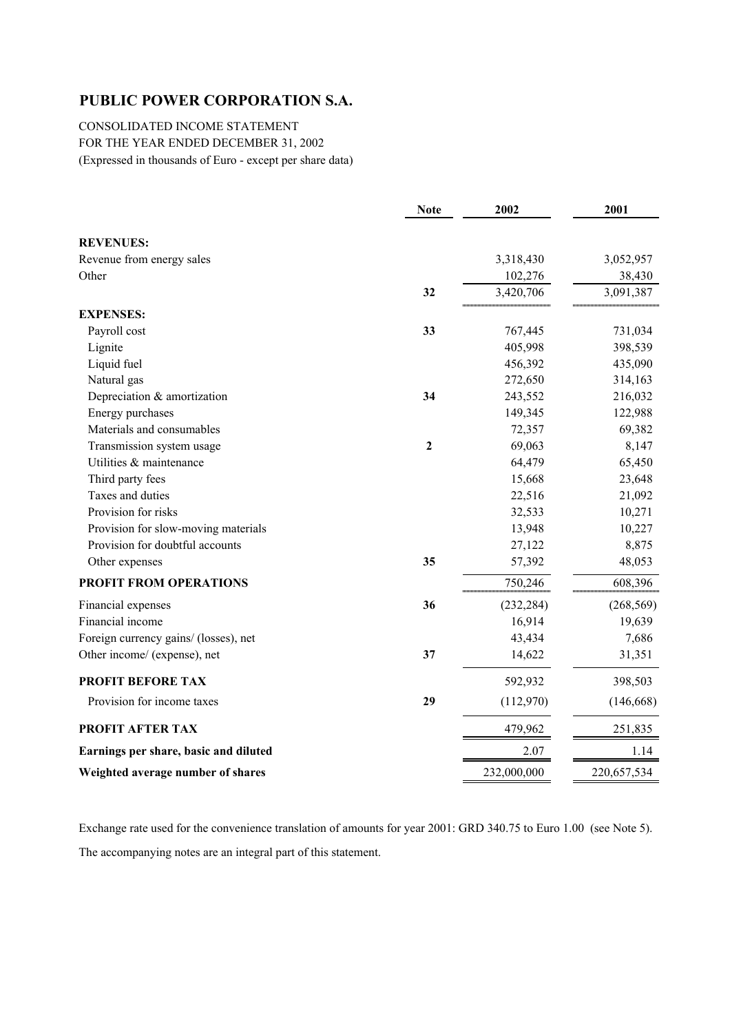# PUBLIC POWER CORPORATION S.A.

CONSOLIDATED INCOME STATEMENT
FOR THE YEAR ENDED DECEMBER 31, 2002
(Expressed in thousands of Euro - except per share data)

| | Note | 2002 | 2001 |
|---|---|---|---|
| **REVENUES:** | | | |
| Revenue from energy sales | | 3,318,430 | 3,052,957 |
| Other | | 102,276 | 38,430 |
| | **32** | 3,420,706 | 3,091,387 |
| **EXPENSES:** | | | |
| Payroll cost | **33** | 767,445 | 731,034 |
| Lignite | | 405,998 | 398,539 |
| Liquid fuel | | 456,392 | 435,090 |
| Natural gas | | 272,650 | 314,163 |
| Depreciation & amortization | **34** | 243,552 | 216,032 |
| Energy purchases | | 149,345 | 122,988 |
| Materials and consumables | | 72,357 | 69,382 |
| Transmission system usage | **2** | 69,063 | 8,147 |
| Utilities & maintenance | | 64,479 | 65,450 |
| Third party fees | | 15,668 | 23,648 |
| Taxes and duties | | 22,516 | 21,092 |
| Provision for risks | | 32,533 | 10,271 |
| Provision for slow-moving materials | | 13,948 | 10,227 |
| Provision for doubtful accounts | | 27,122 | 8,875 |
| Other expenses | **35** | 57,392 | 48,053 |
| **PROFIT FROM OPERATIONS** | | 750,246 | 608,396 |
| Financial expenses | **36** | (232,284) | (268,569) |
| Financial income | | 16,914 | 19,639 |
| Foreign currency gains/ (losses), net | | 43,434 | 7,686 |
| Other income/ (expense), net | **37** | 14,622 | 31,351 |
| **PROFIT BEFORE TAX** | | 592,932 | 398,503 |
| Provision for income taxes | **29** | (112,970) | (146,668) |
| **PROFIT AFTER TAX** | | 479,962 | 251,835 |
| **Earnings per share, basic and diluted** | | 2.07 | 1.14 |
| **Weighted average number of shares** | | 232,000,000 | 220,657,534 |

Exchange rate used for the convenience translation of amounts for year 2001: GRD 340.75 to Euro 1.00 (see Note 5).

The accompanying notes are an integral part of this statement.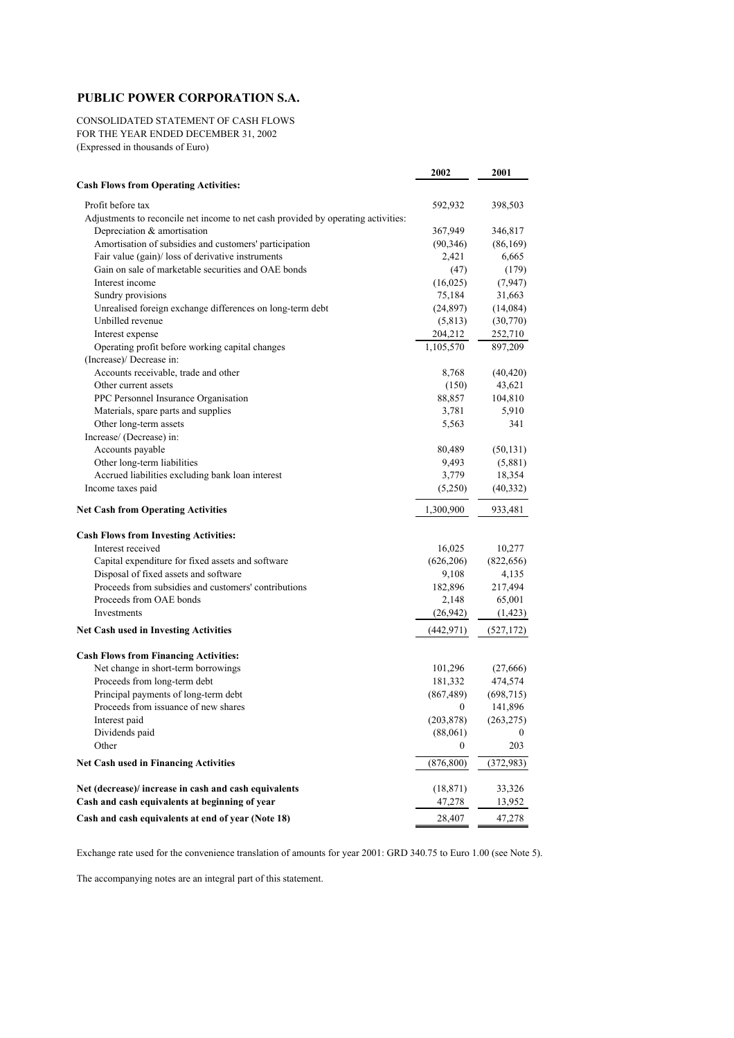# PUBLIC POWER CORPORATION S.A.

CONSOLIDATED STATEMENT OF CASH FLOWS
FOR THE YEAR ENDED DECEMBER 31, 2002
(Expressed in thousands of Euro)

| | 2002 | 2001 |
|---|---|---|
| **Cash Flows from Operating Activities:** | | |
| Profit before tax | 592,932 | 398,503 |
| Adjustments to reconcile net income to net cash provided by operating activities: | | |
| Depreciation & amortisation | 367,949 | 346,817 |
| Amortisation of subsidies and customers' participation | (90,346) | (86,169) |
| Fair value (gain)/ loss of derivative instruments | 2,421 | 6,665 |
| Gain on sale of marketable securities and OAE bonds | (47) | (179) |
| Interest income | (16,025) | (7,947) |
| Sundry provisions | 75,184 | 31,663 |
| Unrealised foreign exchange differences on long-term debt | (24,897) | (14,084) |
| Unbilled revenue | (5,813) | (30,770) |
| Interest expense | 204,212 | 252,710 |
| Operating profit before working capital changes | 1,105,570 | 897,209 |
| (Increase)/ Decrease in: | | |
| Accounts receivable, trade and other | 8,768 | (40,420) |
| Other current assets | (150) | 43,621 |
| PPC Personnel Insurance Organisation | 88,857 | 104,810 |
| Materials, spare parts and supplies | 3,781 | 5,910 |
| Other long-term assets | 5,563 | 341 |
| Increase/ (Decrease) in: | | |
| Accounts payable | 80,489 | (50,131) |
| Other long-term liabilities | 9,493 | (5,881) |
| Accrued liabilities excluding bank loan interest | 3,779 | 18,354 |
| Income taxes paid | (5,250) | (40,332) |
| **Net Cash from Operating Activities** | 1,300,900 | 933,481 |
| **Cash Flows from Investing Activities:** | | |
| Interest received | 16,025 | 10,277 |
| Capital expenditure for fixed assets and software | (626,206) | (822,656) |
| Disposal of fixed assets and software | 9,108 | 4,135 |
| Proceeds from subsidies and customers' contributions | 182,896 | 217,494 |
| Proceeds from OAE bonds | 2,148 | 65,001 |
| Investments | (26,942) | (1,423) |
| **Net Cash used in Investing Activities** | (442,971) | (527,172) |
| **Cash Flows from Financing Activities:** | | |
| Net change in short-term borrowings | 101,296 | (27,666) |
| Proceeds from long-term debt | 181,332 | 474,574 |
| Principal payments of long-term debt | (867,489) | (698,715) |
| Proceeds from issuance of new shares | 0 | 141,896 |
| Interest paid | (203,878) | (263,275) |
| Dividends paid | (88,061) | 0 |
| Other | 0 | 203 |
| **Net Cash used in Financing Activities** | (876,800) | (372,983) |
| **Net (decrease)/ increase in cash and cash equivalents** | (18,871) | 33,326 |
| **Cash and cash equivalents at beginning of year** | 47,278 | 13,952 |
| **Cash and cash equivalents at end of year (Note 18)** | 28,407 | 47,278 |

Exchange rate used for the convenience translation of amounts for year 2001: GRD 340.75 to Euro 1.00 (see Note 5).

The accompanying notes are an integral part of this statement.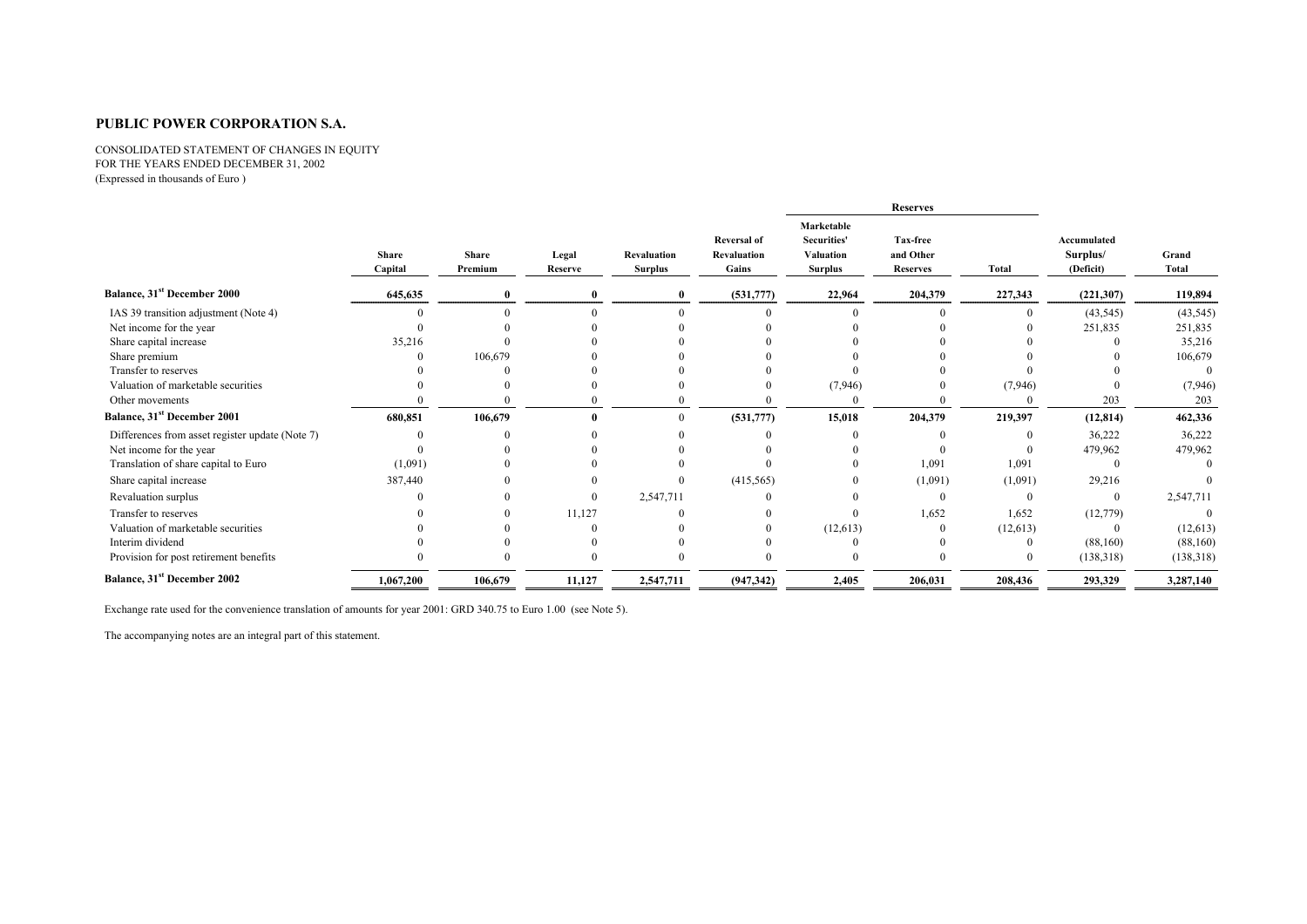## PUBLIC POWER CORPORATION S.A.

CONSOLIDATED STATEMENT OF CHANGES IN EQUITY
FOR THE YEARS ENDED DECEMBER 31, 2002
(Expressed in thousands of Euro )

| | Share Capital | Share Premium | Legal Reserve | Revaluation Surplus | Reversal of Revaluation Gains | Reserves | | | Accumulated Surplus/ (Deficit) | Grand Total |
|---|---|---|---|---|---|---|---|---|---|---|
| | | | | | | Marketable Securities' Valuation Surplus | Tax-free and Other Reserves | Total | | |
| **Balance, 31st December 2000** | **645,635** | **0** | **0** | **0** | **(531,777)** | **22,964** | **204,379** | **227,343** | **(221,307)** | **119,894** |
| IAS 39 transition adjustment (Note 4) | 0 | 0 | 0 | 0 | 0 | 0 | 0 | 0 | (43,545) | (43,545) |
| Net income for the year | 0 | 0 | 0 | 0 | 0 | 0 | 0 | 0 | 251,835 | 251,835 |
| Share capital increase | 35,216 | 0 | 0 | 0 | 0 | 0 | 0 | 0 | 0 | 35,216 |
| Share premium | 0 | 106,679 | 0 | 0 | 0 | 0 | 0 | 0 | 0 | 106,679 |
| Transfer to reserves | 0 | 0 | 0 | 0 | 0 | 0 | 0 | 0 | 0 | 0 |
| Valuation of marketable securities | 0 | 0 | 0 | 0 | 0 | (7,946) | 0 | (7,946) | 0 | (7,946) |
| Other movements | 0 | 0 | 0 | 0 | 0 | 0 | 0 | 0 | 203 | 203 |
| **Balance, 31st December 2001** | **680,851** | **106,679** | **0** | 0 | **(531,777)** | **15,018** | **204,379** | **219,397** | **(12,814)** | **462,336** |
| Differences from asset register update (Note 7) | 0 | 0 | 0 | 0 | 0 | 0 | 0 | 0 | 36,222 | 36,222 |
| Net income for the year | 0 | 0 | 0 | 0 | 0 | 0 | 0 | 0 | 479,962 | 479,962 |
| Translation of share capital to Euro | (1,091) | 0 | 0 | 0 | 0 | 0 | 1,091 | 1,091 | 0 | 0 |
| Share capital increase | 387,440 | 0 | 0 | 0 | (415,565) | 0 | (1,091) | (1,091) | 29,216 | 0 |
| Revaluation surplus | 0 | 0 | 0 | 2,547,711 | 0 | 0 | 0 | 0 | 0 | 2,547,711 |
| Transfer to reserves | 0 | 0 | 11,127 | 0 | 0 | 0 | 1,652 | 1,652 | (12,779) | 0 |
| Valuation of marketable securities | 0 | 0 | 0 | 0 | 0 | (12,613) | 0 | (12,613) | 0 | (12,613) |
| Interim dividend | 0 | 0 | 0 | 0 | 0 | 0 | 0 | 0 | (88,160) | (88,160) |
| Provision for post retirement benefits | 0 | 0 | 0 | 0 | 0 | 0 | 0 | 0 | (138,318) | (138,318) |
| **Balance, 31st December 2002** | **1,067,200** | **106,679** | **11,127** | **2,547,711** | **(947,342)** | **2,405** | **206,031** | **208,436** | **293,329** | **3,287,140** |

Exchange rate used for the convenience translation of amounts for year 2001: GRD 340.75 to Euro 1.00 (see Note 5).

The accompanying notes are an integral part of this statement.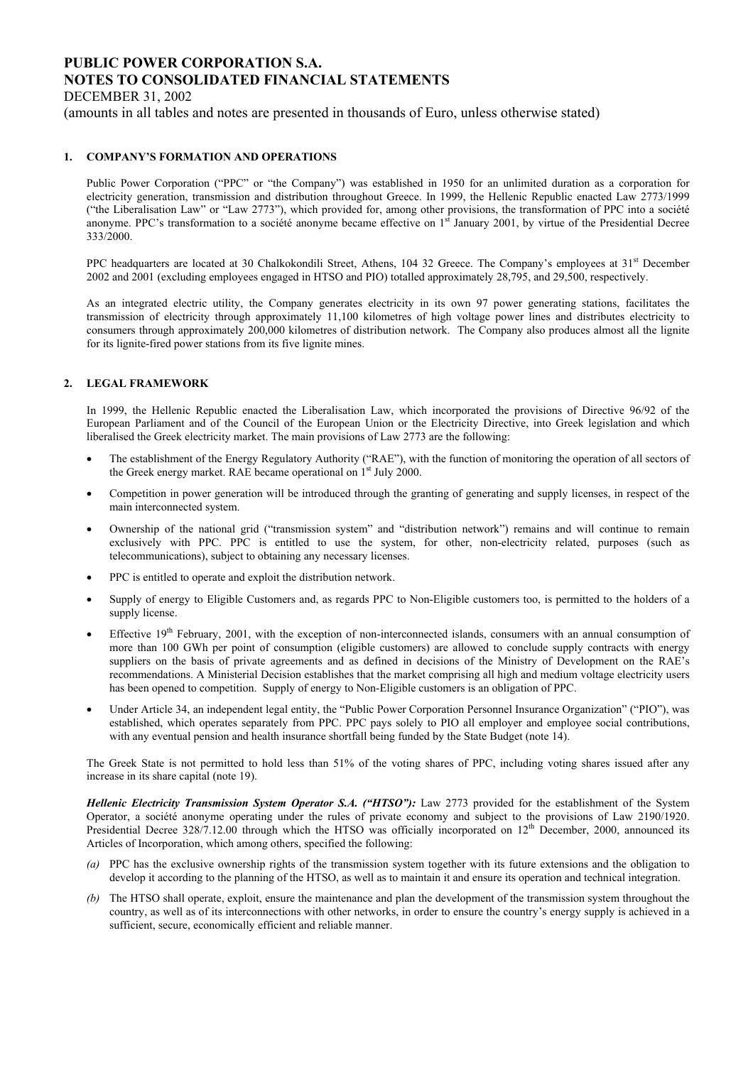# PUBLIC POWER CORPORATION S.A.
# NOTES TO CONSOLIDATED FINANCIAL STATEMENTS

DECEMBER 31, 2002

(amounts in all tables and notes are presented in thousands of Euro, unless otherwise stated)

## 1. COMPANY'S FORMATION AND OPERATIONS

Public Power Corporation ("PPC" or "the Company") was established in 1950 for an unlimited duration as a corporation for electricity generation, transmission and distribution throughout Greece. In 1999, the Hellenic Republic enacted Law 2773/1999 ("the Liberalisation Law" or "Law 2773"), which provided for, among other provisions, the transformation of PPC into a société anonyme. PPC's transformation to a société anonyme became effective on 1st January 2001, by virtue of the Presidential Decree 333/2000.

PPC headquarters are located at 30 Chalkokondili Street, Athens, 104 32 Greece. The Company's employees at 31st December 2002 and 2001 (excluding employees engaged in HTSO and PIO) totalled approximately 28,795, and 29,500, respectively.

As an integrated electric utility, the Company generates electricity in its own 97 power generating stations, facilitates the transmission of electricity through approximately 11,100 kilometres of high voltage power lines and distributes electricity to consumers through approximately 200,000 kilometres of distribution network. The Company also produces almost all the lignite for its lignite-fired power stations from its five lignite mines.

## 2. LEGAL FRAMEWORK

In 1999, the Hellenic Republic enacted the Liberalisation Law, which incorporated the provisions of Directive 96/92 of the European Parliament and of the Council of the European Union or the Electricity Directive, into Greek legislation and which liberalised the Greek electricity market. The main provisions of Law 2773 are the following:

- The establishment of the Energy Regulatory Authority ("RAE"), with the function of monitoring the operation of all sectors of the Greek energy market. RAE became operational on 1st July 2000.
- Competition in power generation will be introduced through the granting of generating and supply licenses, in respect of the main interconnected system.
- Ownership of the national grid ("transmission system" and "distribution network") remains and will continue to remain exclusively with PPC. PPC is entitled to use the system, for other, non-electricity related, purposes (such as telecommunications), subject to obtaining any necessary licenses.
- PPC is entitled to operate and exploit the distribution network.
- Supply of energy to Eligible Customers and, as regards PPC to Non-Eligible customers too, is permitted to the holders of a supply license.
- Effective 19th February, 2001, with the exception of non-interconnected islands, consumers with an annual consumption of more than 100 GWh per point of consumption (eligible customers) are allowed to conclude supply contracts with energy suppliers on the basis of private agreements and as defined in decisions of the Ministry of Development on the RAE's recommendations. A Ministerial Decision establishes that the market comprising all high and medium voltage electricity users has been opened to competition. Supply of energy to Non-Eligible customers is an obligation of PPC.
- Under Article 34, an independent legal entity, the "Public Power Corporation Personnel Insurance Organization" ("PIO"), was established, which operates separately from PPC. PPC pays solely to PIO all employer and employee social contributions, with any eventual pension and health insurance shortfall being funded by the State Budget (note 14).

The Greek State is not permitted to hold less than 51% of the voting shares of PPC, including voting shares issued after any increase in its share capital (note 19).

***Hellenic Electricity Transmission System Operator S.A. ("HTSO"):*** Law 2773 provided for the establishment of the System Operator, a société anonyme operating under the rules of private economy and subject to the provisions of Law 2190/1920. Presidential Decree 328/7.12.00 through which the HTSO was officially incorporated on 12th December, 2000, announced its Articles of Incorporation, which among others, specified the following:

*(a)* PPC has the exclusive ownership rights of the transmission system together with its future extensions and the obligation to develop it according to the planning of the HTSO, as well as to maintain it and ensure its operation and technical integration.

*(b)* The HTSO shall operate, exploit, ensure the maintenance and plan the development of the transmission system throughout the country, as well as of its interconnections with other networks, in order to ensure the country's energy supply is achieved in a sufficient, secure, economically efficient and reliable manner.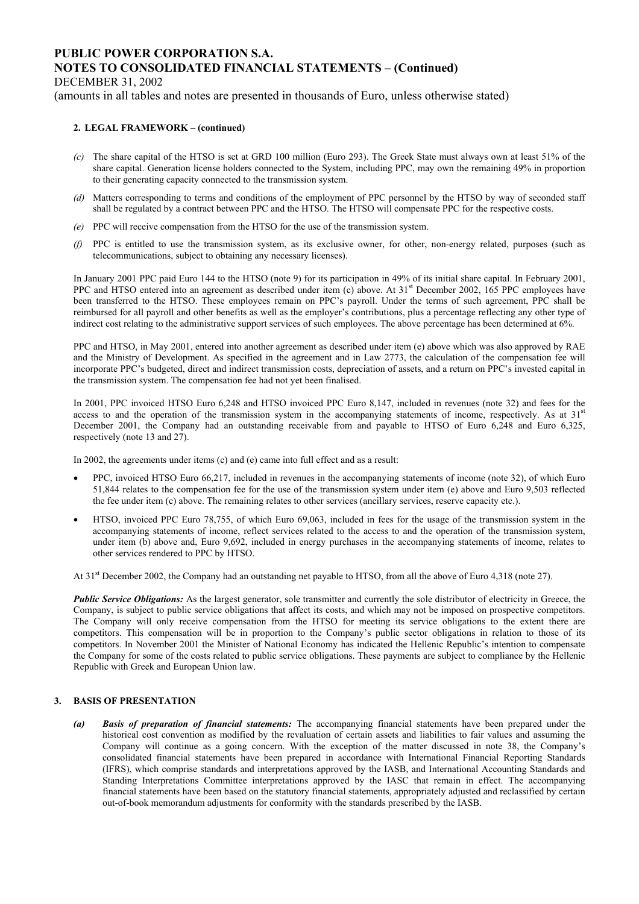**2. LEGAL FRAMEWORK – (continued)**

*(c)* The share capital of the HTSO is set at GRD 100 million (Euro 293). The Greek State must always own at least 51% of the share capital. Generation license holders connected to the System, including PPC, may own the remaining 49% in proportion to their generating capacity connected to the transmission system.

*(d)* Matters corresponding to terms and conditions of the employment of PPC personnel by the HTSO by way of seconded staff shall be regulated by a contract between PPC and the HTSO. The HTSO will compensate PPC for the respective costs.

*(e)* PPC will receive compensation from the HTSO for the use of the transmission system.

*(f)* PPC is entitled to use the transmission system, as its exclusive owner, for other, non-energy related, purposes (such as telecommunications, subject to obtaining any necessary licenses).

In January 2001 PPC paid Euro 144 to the HTSO (note 9) for its participation in 49% of its initial share capital. In February 2001, PPC and HTSO entered into an agreement as described under item (c) above. At 31st December 2002, 165 PPC employees have been transferred to the HTSO. These employees remain on PPC's payroll. Under the terms of such agreement, PPC shall be reimbursed for all payroll and other benefits as well as the employer's contributions, plus a percentage reflecting any other type of indirect cost relating to the administrative support services of such employees. The above percentage has been determined at 6%.

PPC and HTSO, in May 2001, entered into another agreement as described under item (e) above which was also approved by RAE and the Ministry of Development. As specified in the agreement and in Law 2773, the calculation of the compensation fee will incorporate PPC's budgeted, direct and indirect transmission costs, depreciation of assets, and a return on PPC's invested capital in the transmission system. The compensation fee had not yet been finalised.

In 2001, PPC invoiced HTSO Euro 6,248 and HTSO invoiced PPC Euro 8,147, included in revenues (note 32) and fees for the access to and the operation of the transmission system in the accompanying statements of income, respectively. As at 31st December 2001, the Company had an outstanding receivable from and payable to HTSO of Euro 6,248 and Euro 6,325, respectively (note 13 and 27).

In 2002, the agreements under items (c) and (e) came into full effect and as a result:

- PPC, invoiced HTSO Euro 66,217, included in revenues in the accompanying statements of income (note 32), of which Euro 51,844 relates to the compensation fee for the use of the transmission system under item (e) above and Euro 9,503 reflected the fee under item (c) above. The remaining relates to other services (ancillary services, reserve capacity etc.).
- HTSO, invoiced PPC Euro 78,755, of which Euro 69,063, included in fees for the usage of the transmission system in the accompanying statements of income, reflect services related to the access to and the operation of the transmission system, under item (b) above and, Euro 9,692, included in energy purchases in the accompanying statements of income, relates to other services rendered to PPC by HTSO.

At 31st December 2002, the Company had an outstanding net payable to HTSO, from all the above of Euro 4,318 (note 27).

***Public Service Obligations:*** As the largest generator, sole transmitter and currently the sole distributor of electricity in Greece, the Company, is subject to public service obligations that affect its costs, and which may not be imposed on prospective competitors. The Company will only receive compensation from the HTSO for meeting its service obligations to the extent there are competitors. This compensation will be in proportion to the Company's public sector obligations in relation to those of its competitors. In November 2001 the Minister of National Economy has indicated the Hellenic Republic's intention to compensate the Company for some of the costs related to public service obligations. These payments are subject to compliance by the Hellenic Republic with Greek and European Union law.

**3. BASIS OF PRESENTATION**

***(a) Basis of preparation of financial statements:*** The accompanying financial statements have been prepared under the historical cost convention as modified by the revaluation of certain assets and liabilities to fair values and assuming the Company will continue as a going concern. With the exception of the matter discussed in note 38, the Company's consolidated financial statements have been prepared in accordance with International Financial Reporting Standards (IFRS), which comprise standards and interpretations approved by the IASB, and International Accounting Standards and Standing Interpretations Committee interpretations approved by the IASC that remain in effect. The accompanying financial statements have been based on the statutory financial statements, appropriately adjusted and reclassified by certain out-of-book memorandum adjustments for conformity with the standards prescribed by the IASB.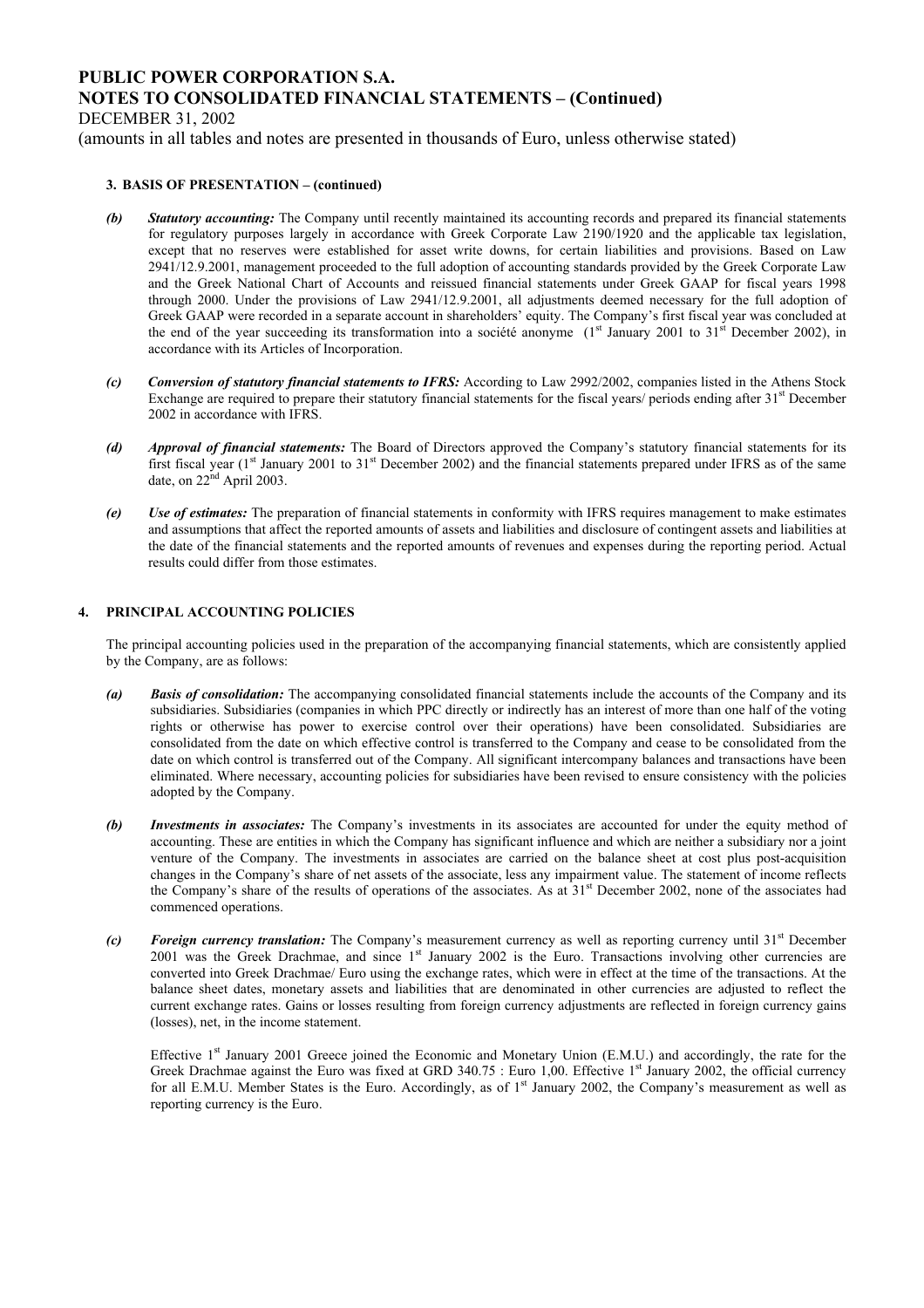### 3. BASIS OF PRESENTATION – (continued)

*(b)* ***Statutory accounting:*** The Company until recently maintained its accounting records and prepared its financial statements for regulatory purposes largely in accordance with Greek Corporate Law 2190/1920 and the applicable tax legislation, except that no reserves were established for asset write downs, for certain liabilities and provisions. Based on Law 2941/12.9.2001, management proceeded to the full adoption of accounting standards provided by the Greek Corporate Law and the Greek National Chart of Accounts and reissued financial statements under Greek GAAP for fiscal years 1998 through 2000. Under the provisions of Law 2941/12.9.2001, all adjustments deemed necessary for the full adoption of Greek GAAP were recorded in a separate account in shareholders' equity. The Company's first fiscal year was concluded at the end of the year succeeding its transformation into a société anonyme (1st January 2001 to 31st December 2002), in accordance with its Articles of Incorporation.

*(c)* ***Conversion of statutory financial statements to IFRS:*** According to Law 2992/2002, companies listed in the Athens Stock Exchange are required to prepare their statutory financial statements for the fiscal years/ periods ending after 31st December 2002 in accordance with IFRS.

*(d)* ***Approval of financial statements:*** The Board of Directors approved the Company's statutory financial statements for its first fiscal year (1st January 2001 to 31st December 2002) and the financial statements prepared under IFRS as of the same date, on 22nd April 2003.

*(e)* ***Use of estimates:*** The preparation of financial statements in conformity with IFRS requires management to make estimates and assumptions that affect the reported amounts of assets and liabilities and disclosure of contingent assets and liabilities at the date of the financial statements and the reported amounts of revenues and expenses during the reporting period. Actual results could differ from those estimates.

## 4. PRINCIPAL ACCOUNTING POLICIES

The principal accounting policies used in the preparation of the accompanying financial statements, which are consistently applied by the Company, are as follows:

*(a)* ***Basis of consolidation:*** The accompanying consolidated financial statements include the accounts of the Company and its subsidiaries. Subsidiaries (companies in which PPC directly or indirectly has an interest of more than one half of the voting rights or otherwise has power to exercise control over their operations) have been consolidated. Subsidiaries are consolidated from the date on which effective control is transferred to the Company and cease to be consolidated from the date on which control is transferred out of the Company. All significant intercompany balances and transactions have been eliminated. Where necessary, accounting policies for subsidiaries have been revised to ensure consistency with the policies adopted by the Company.

*(b)* ***Investments in associates:*** The Company's investments in its associates are accounted for under the equity method of accounting. These are entities in which the Company has significant influence and which are neither a subsidiary nor a joint venture of the Company. The investments in associates are carried on the balance sheet at cost plus post-acquisition changes in the Company's share of net assets of the associate, less any impairment value. The statement of income reflects the Company's share of the results of operations of the associates. As at 31st December 2002, none of the associates had commenced operations.

*(c)* ***Foreign currency translation:*** The Company's measurement currency as well as reporting currency until 31st December 2001 was the Greek Drachmae, and since 1st January 2002 is the Euro. Transactions involving other currencies are converted into Greek Drachmae/ Euro using the exchange rates, which were in effect at the time of the transactions. At the balance sheet dates, monetary assets and liabilities that are denominated in other currencies are adjusted to reflect the current exchange rates. Gains or losses resulting from foreign currency adjustments are reflected in foreign currency gains (losses), net, in the income statement.

Effective 1st January 2001 Greece joined the Economic and Monetary Union (E.M.U.) and accordingly, the rate for the Greek Drachmae against the Euro was fixed at GRD 340.75 : Euro 1,00. Effective 1st January 2002, the official currency for all E.M.U. Member States is the Euro. Accordingly, as of 1st January 2002, the Company's measurement as well as reporting currency is the Euro.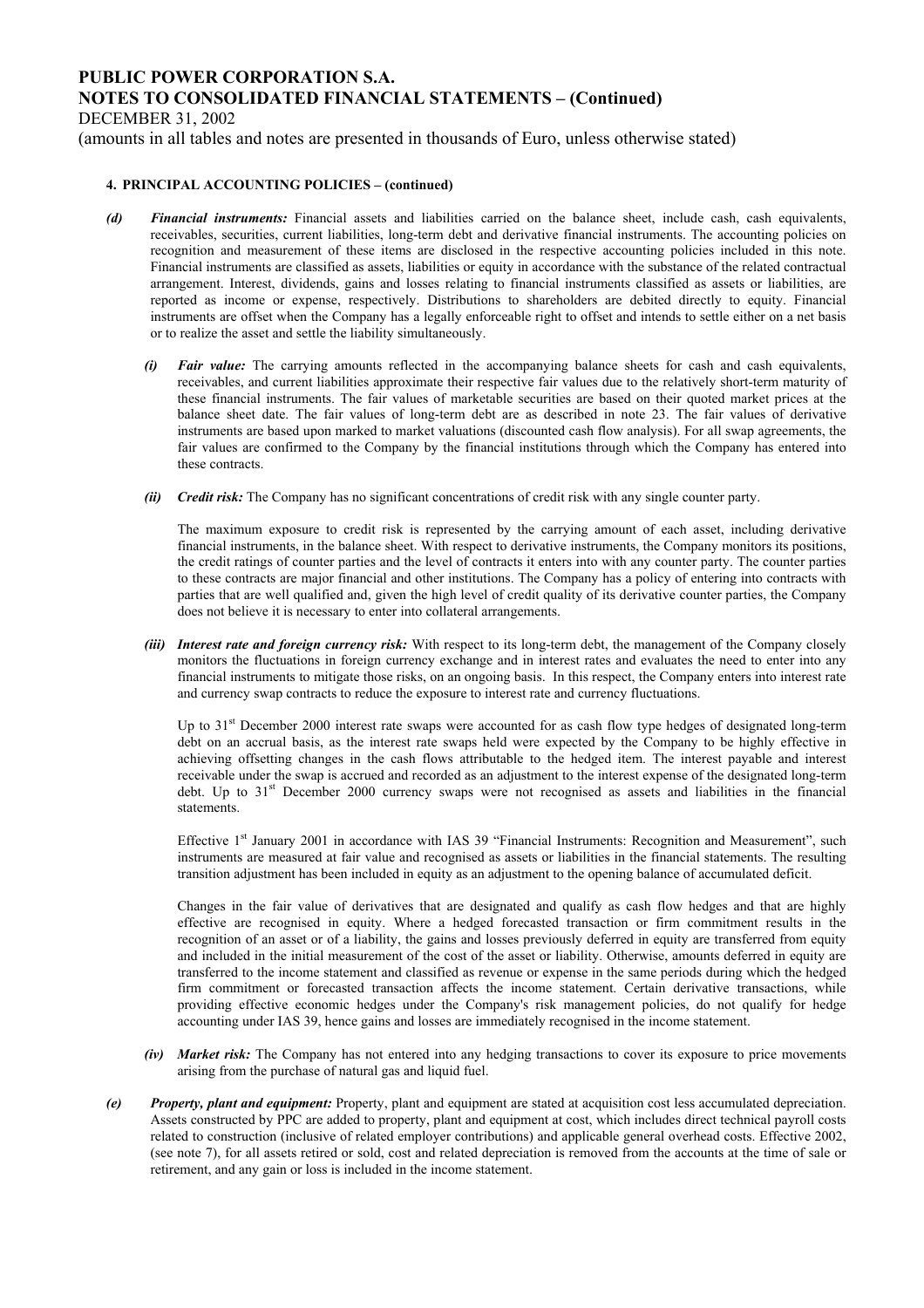#### 4. PRINCIPAL ACCOUNTING POLICIES – (continued)

***(d) Financial instruments:*** Financial assets and liabilities carried on the balance sheet, include cash, cash equivalents, receivables, securities, current liabilities, long-term debt and derivative financial instruments. The accounting policies on recognition and measurement of these items are disclosed in the respective accounting policies included in this note. Financial instruments are classified as assets, liabilities or equity in accordance with the substance of the related contractual arrangement. Interest, dividends, gains and losses relating to financial instruments classified as assets or liabilities, are reported as income or expense, respectively. Distributions to shareholders are debited directly to equity. Financial instruments are offset when the Company has a legally enforceable right to offset and intends to settle either on a net basis or to realize the asset and settle the liability simultaneously.

***(i) Fair value:*** The carrying amounts reflected in the accompanying balance sheets for cash and cash equivalents, receivables, and current liabilities approximate their respective fair values due to the relatively short-term maturity of these financial instruments. The fair values of marketable securities are based on their quoted market prices at the balance sheet date. The fair values of long-term debt are as described in note 23. The fair values of derivative instruments are based upon marked to market valuations (discounted cash flow analysis). For all swap agreements, the fair values are confirmed to the Company by the financial institutions through which the Company has entered into these contracts.

***(ii) Credit risk:*** The Company has no significant concentrations of credit risk with any single counter party.

The maximum exposure to credit risk is represented by the carrying amount of each asset, including derivative financial instruments, in the balance sheet. With respect to derivative instruments, the Company monitors its positions, the credit ratings of counter parties and the level of contracts it enters into with any counter party. The counter parties to these contracts are major financial and other institutions. The Company has a policy of entering into contracts with parties that are well qualified and, given the high level of credit quality of its derivative counter parties, the Company does not believe it is necessary to enter into collateral arrangements.

***(iii) Interest rate and foreign currency risk:*** With respect to its long-term debt, the management of the Company closely monitors the fluctuations in foreign currency exchange and in interest rates and evaluates the need to enter into any financial instruments to mitigate those risks, on an ongoing basis. In this respect, the Company enters into interest rate and currency swap contracts to reduce the exposure to interest rate and currency fluctuations.

Up to 31st December 2000 interest rate swaps were accounted for as cash flow type hedges of designated long-term debt on an accrual basis, as the interest rate swaps held were expected by the Company to be highly effective in achieving offsetting changes in the cash flows attributable to the hedged item. The interest payable and interest receivable under the swap is accrued and recorded as an adjustment to the interest expense of the designated long-term debt. Up to 31st December 2000 currency swaps were not recognised as assets and liabilities in the financial statements.

Effective 1st January 2001 in accordance with IAS 39 "Financial Instruments: Recognition and Measurement", such instruments are measured at fair value and recognised as assets or liabilities in the financial statements. The resulting transition adjustment has been included in equity as an adjustment to the opening balance of accumulated deficit.

Changes in the fair value of derivatives that are designated and qualify as cash flow hedges and that are highly effective are recognised in equity. Where a hedged forecasted transaction or firm commitment results in the recognition of an asset or of a liability, the gains and losses previously deferred in equity are transferred from equity and included in the initial measurement of the cost of the asset or liability. Otherwise, amounts deferred in equity are transferred to the income statement and classified as revenue or expense in the same periods during which the hedged firm commitment or forecasted transaction affects the income statement. Certain derivative transactions, while providing effective economic hedges under the Company's risk management policies, do not qualify for hedge accounting under IAS 39, hence gains and losses are immediately recognised in the income statement.

***(iv) Market risk:*** The Company has not entered into any hedging transactions to cover its exposure to price movements arising from the purchase of natural gas and liquid fuel.

***(e) Property, plant and equipment:*** Property, plant and equipment are stated at acquisition cost less accumulated depreciation. Assets constructed by PPC are added to property, plant and equipment at cost, which includes direct technical payroll costs related to construction (inclusive of related employer contributions) and applicable general overhead costs. Effective 2002, (see note 7), for all assets retired or sold, cost and related depreciation is removed from the accounts at the time of sale or retirement, and any gain or loss is included in the income statement.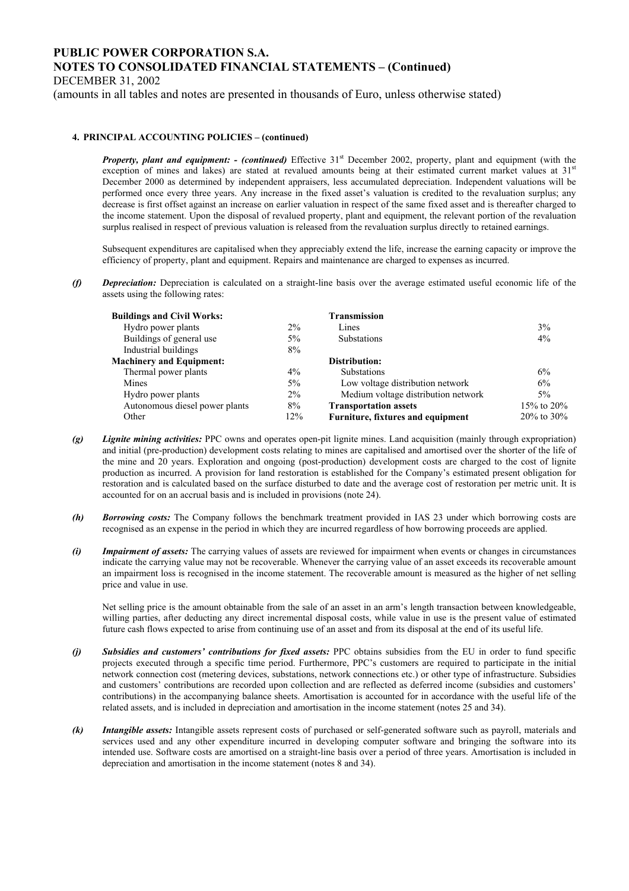#### 4. PRINCIPAL ACCOUNTING POLICIES – (continued)

***Property, plant and equipment: - (continued)*** Effective 31st December 2002, property, plant and equipment (with the exception of mines and lakes) are stated at revalued amounts being at their estimated current market values at 31st December 2000 as determined by independent appraisers, less accumulated depreciation. Independent valuations will be performed once every three years. Any increase in the fixed asset's valuation is credited to the revaluation surplus; any decrease is first offset against an increase on earlier valuation in respect of the same fixed asset and is thereafter charged to the income statement. Upon the disposal of revalued property, plant and equipment, the relevant portion of the revaluation surplus realised in respect of previous valuation is released from the revaluation surplus directly to retained earnings.

Subsequent expenditures are capitalised when they appreciably extend the life, increase the earning capacity or improve the efficiency of property, plant and equipment. Repairs and maintenance are charged to expenses as incurred.

***(f) Depreciation:*** Depreciation is calculated on a straight-line basis over the average estimated useful economic life of the assets using the following rates:

| | | | |
|---|---|---|---|
| **Buildings and Civil Works:** | | **Transmission** | |
| Hydro power plants | 2% | Lines | 3% |
| Buildings of general use | 5% | Substations | 4% |
| Industrial buildings | 8% | | |
| **Machinery and Equipment:** | | **Distribution:** | |
| Thermal power plants | 4% | Substations | 6% |
| Mines | 5% | Low voltage distribution network | 6% |
| Hydro power plants | 2% | Medium voltage distribution network | 5% |
| Autonomous diesel power plants | 8% | **Transportation assets** | 15% to 20% |
| Other | 12% | **Furniture, fixtures and equipment** | 20% to 30% |

***(g) Lignite mining activities:*** PPC owns and operates open-pit lignite mines. Land acquisition (mainly through expropriation) and initial (pre-production) development costs relating to mines are capitalised and amortised over the shorter of the life of the mine and 20 years. Exploration and ongoing (post-production) development costs are charged to the cost of lignite production as incurred. A provision for land restoration is established for the Company's estimated present obligation for restoration and is calculated based on the surface disturbed to date and the average cost of restoration per metric unit. It is accounted for on an accrual basis and is included in provisions (note 24).

***(h) Borrowing costs:*** The Company follows the benchmark treatment provided in IAS 23 under which borrowing costs are recognised as an expense in the period in which they are incurred regardless of how borrowing proceeds are applied.

***(i) Impairment of assets:*** The carrying values of assets are reviewed for impairment when events or changes in circumstances indicate the carrying value may not be recoverable. Whenever the carrying value of an asset exceeds its recoverable amount an impairment loss is recognised in the income statement. The recoverable amount is measured as the higher of net selling price and value in use.

Net selling price is the amount obtainable from the sale of an asset in an arm's length transaction between knowledgeable, willing parties, after deducting any direct incremental disposal costs, while value in use is the present value of estimated future cash flows expected to arise from continuing use of an asset and from its disposal at the end of its useful life.

***(j) Subsidies and customers' contributions for fixed assets:*** PPC obtains subsidies from the EU in order to fund specific projects executed through a specific time period. Furthermore, PPC's customers are required to participate in the initial network connection cost (metering devices, substations, network connections etc.) or other type of infrastructure. Subsidies and customers' contributions are recorded upon collection and are reflected as deferred income (subsidies and customers' contributions) in the accompanying balance sheets. Amortisation is accounted for in accordance with the useful life of the related assets, and is included in depreciation and amortisation in the income statement (notes 25 and 34).

***(k) Intangible assets:*** Intangible assets represent costs of purchased or self-generated software such as payroll, materials and services used and any other expenditure incurred in developing computer software and bringing the software into its intended use. Software costs are amortised on a straight-line basis over a period of three years. Amortisation is included in depreciation and amortisation in the income statement (notes 8 and 34).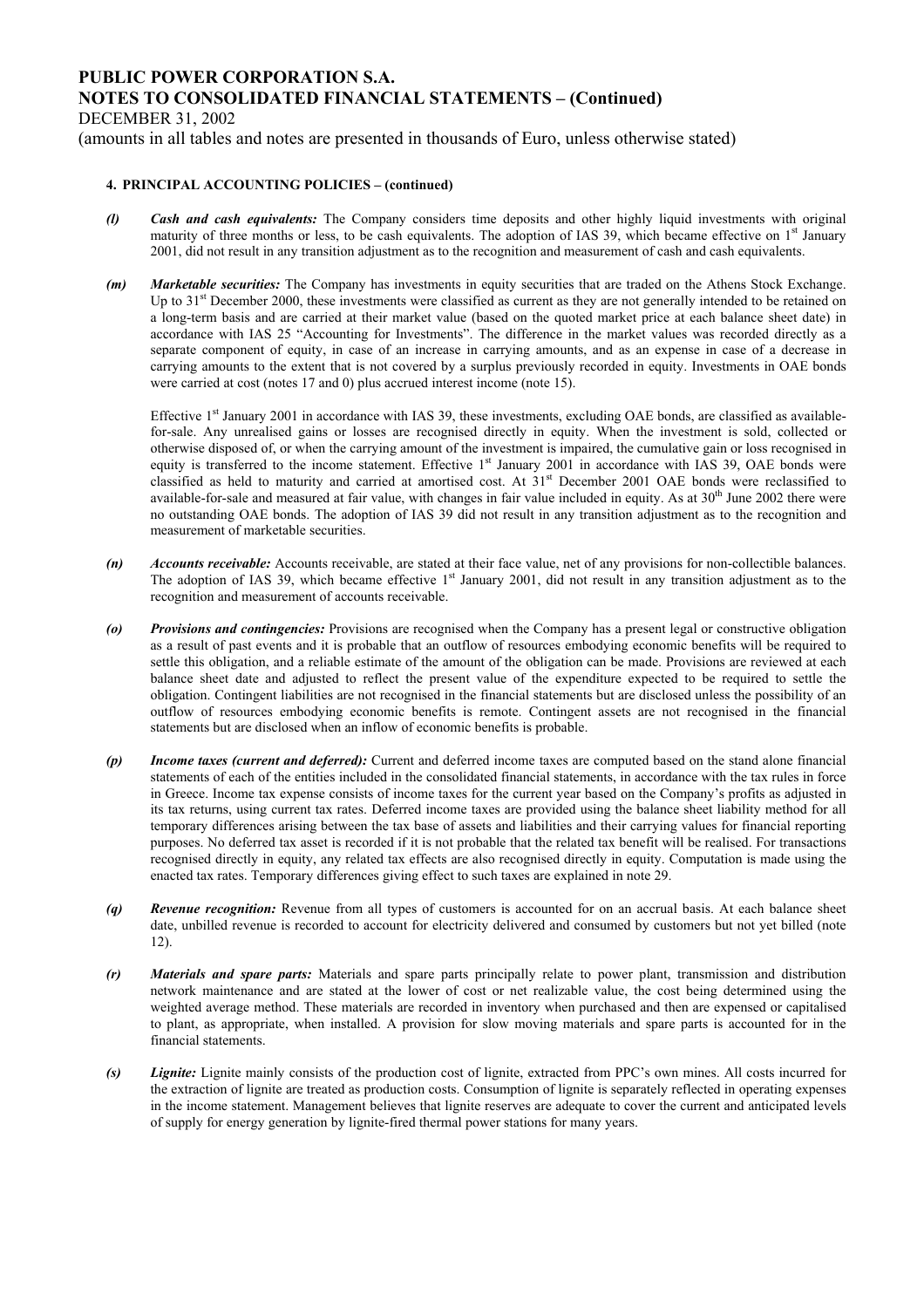**4. PRINCIPAL ACCOUNTING POLICIES – (continued)**

*(l)* ***Cash and cash equivalents:*** The Company considers time deposits and other highly liquid investments with original maturity of three months or less, to be cash equivalents. The adoption of IAS 39, which became effective on 1st January 2001, did not result in any transition adjustment as to the recognition and measurement of cash and cash equivalents.

*(m)* ***Marketable securities:*** The Company has investments in equity securities that are traded on the Athens Stock Exchange. Up to 31st December 2000, these investments were classified as current as they are not generally intended to be retained on a long-term basis and are carried at their market value (based on the quoted market price at each balance sheet date) in accordance with IAS 25 "Accounting for Investments". The difference in the market values was recorded directly as a separate component of equity, in case of an increase in carrying amounts, and as an expense in case of a decrease in carrying amounts to the extent that is not covered by a surplus previously recorded in equity. Investments in OAE bonds were carried at cost (notes 17 and 0) plus accrued interest income (note 15).

Effective 1st January 2001 in accordance with IAS 39, these investments, excluding OAE bonds, are classified as available-for-sale. Any unrealised gains or losses are recognised directly in equity. When the investment is sold, collected or otherwise disposed of, or when the carrying amount of the investment is impaired, the cumulative gain or loss recognised in equity is transferred to the income statement. Effective 1st January 2001 in accordance with IAS 39, OAE bonds were classified as held to maturity and carried at amortised cost. At 31st December 2001 OAE bonds were reclassified to available-for-sale and measured at fair value, with changes in fair value included in equity. As at 30th June 2002 there were no outstanding OAE bonds. The adoption of IAS 39 did not result in any transition adjustment as to the recognition and measurement of marketable securities.

*(n)* ***Accounts receivable:*** Accounts receivable, are stated at their face value, net of any provisions for non-collectible balances. The adoption of IAS 39, which became effective 1st January 2001, did not result in any transition adjustment as to the recognition and measurement of accounts receivable.

*(o)* ***Provisions and contingencies:*** Provisions are recognised when the Company has a present legal or constructive obligation as a result of past events and it is probable that an outflow of resources embodying economic benefits will be required to settle this obligation, and a reliable estimate of the amount of the obligation can be made. Provisions are reviewed at each balance sheet date and adjusted to reflect the present value of the expenditure expected to be required to settle the obligation. Contingent liabilities are not recognised in the financial statements but are disclosed unless the possibility of an outflow of resources embodying economic benefits is remote. Contingent assets are not recognised in the financial statements but are disclosed when an inflow of economic benefits is probable.

*(p)* ***Income taxes (current and deferred):*** Current and deferred income taxes are computed based on the stand alone financial statements of each of the entities included in the consolidated financial statements, in accordance with the tax rules in force in Greece. Income tax expense consists of income taxes for the current year based on the Company's profits as adjusted in its tax returns, using current tax rates. Deferred income taxes are provided using the balance sheet liability method for all temporary differences arising between the tax base of assets and liabilities and their carrying values for financial reporting purposes. No deferred tax asset is recorded if it is not probable that the related tax benefit will be realised. For transactions recognised directly in equity, any related tax effects are also recognised directly in equity. Computation is made using the enacted tax rates. Temporary differences giving effect to such taxes are explained in note 29.

*(q)* ***Revenue recognition:*** Revenue from all types of customers is accounted for on an accrual basis. At each balance sheet date, unbilled revenue is recorded to account for electricity delivered and consumed by customers but not yet billed (note 12).

*(r)* ***Materials and spare parts:*** Materials and spare parts principally relate to power plant, transmission and distribution network maintenance and are stated at the lower of cost or net realizable value, the cost being determined using the weighted average method. These materials are recorded in inventory when purchased and then are expensed or capitalised to plant, as appropriate, when installed. A provision for slow moving materials and spare parts is accounted for in the financial statements.

*(s)* ***Lignite:*** Lignite mainly consists of the production cost of lignite, extracted from PPC's own mines. All costs incurred for the extraction of lignite are treated as production costs. Consumption of lignite is separately reflected in operating expenses in the income statement. Management believes that lignite reserves are adequate to cover the current and anticipated levels of supply for energy generation by lignite-fired thermal power stations for many years.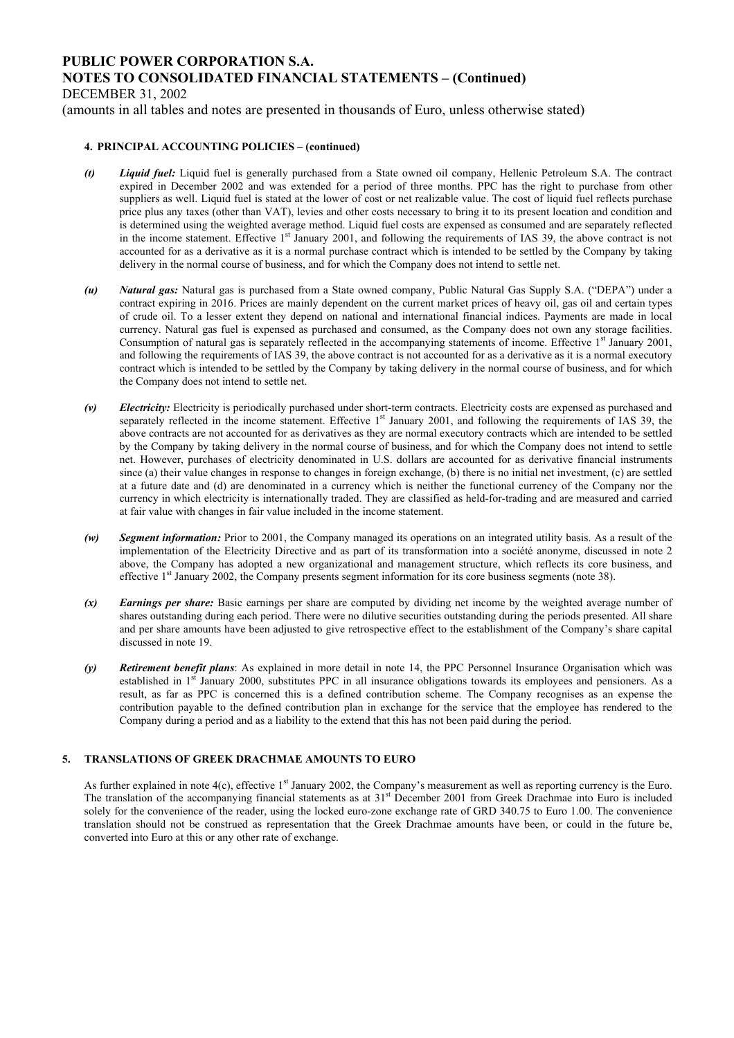## 4. PRINCIPAL ACCOUNTING POLICIES – (continued)

*(t)* ***Liquid fuel:*** Liquid fuel is generally purchased from a State owned oil company, Hellenic Petroleum S.A. The contract expired in December 2002 and was extended for a period of three months. PPC has the right to purchase from other suppliers as well. Liquid fuel is stated at the lower of cost or net realizable value. The cost of liquid fuel reflects purchase price plus any taxes (other than VAT), levies and other costs necessary to bring it to its present location and condition and is determined using the weighted average method. Liquid fuel costs are expensed as consumed and are separately reflected in the income statement. Effective 1st January 2001, and following the requirements of IAS 39, the above contract is not accounted for as a derivative as it is a normal purchase contract which is intended to be settled by the Company by taking delivery in the normal course of business, and for which the Company does not intend to settle net.

*(u)* ***Natural gas:*** Natural gas is purchased from a State owned company, Public Natural Gas Supply S.A. ("DEPA") under a contract expiring in 2016. Prices are mainly dependent on the current market prices of heavy oil, gas oil and certain types of crude oil. To a lesser extent they depend on national and international financial indices. Payments are made in local currency. Natural gas fuel is expensed as purchased and consumed, as the Company does not own any storage facilities. Consumption of natural gas is separately reflected in the accompanying statements of income. Effective 1st January 2001, and following the requirements of IAS 39, the above contract is not accounted for as a derivative as it is a normal executory contract which is intended to be settled by the Company by taking delivery in the normal course of business, and for which the Company does not intend to settle net.

*(v)* ***Electricity:*** Electricity is periodically purchased under short-term contracts. Electricity costs are expensed as purchased and separately reflected in the income statement. Effective 1st January 2001, and following the requirements of IAS 39, the above contracts are not accounted for as derivatives as they are normal executory contracts which are intended to be settled by the Company by taking delivery in the normal course of business, and for which the Company does not intend to settle net. However, purchases of electricity denominated in U.S. dollars are accounted for as derivative financial instruments since (a) their value changes in response to changes in foreign exchange, (b) there is no initial net investment, (c) are settled at a future date and (d) are denominated in a currency which is neither the functional currency of the Company nor the currency in which electricity is internationally traded. They are classified as held-for-trading and are measured and carried at fair value with changes in fair value included in the income statement.

*(w)* ***Segment information:*** Prior to 2001, the Company managed its operations on an integrated utility basis. As a result of the implementation of the Electricity Directive and as part of its transformation into a société anonyme, discussed in note 2 above, the Company has adopted a new organizational and management structure, which reflects its core business, and effective 1st January 2002, the Company presents segment information for its core business segments (note 38).

*(x)* ***Earnings per share:*** Basic earnings per share are computed by dividing net income by the weighted average number of shares outstanding during each period. There were no dilutive securities outstanding during the periods presented. All share and per share amounts have been adjusted to give retrospective effect to the establishment of the Company's share capital discussed in note 19.

*(y)* ***Retirement benefit plans***: As explained in more detail in note 14, the PPC Personnel Insurance Organisation which was established in 1st January 2000, substitutes PPC in all insurance obligations towards its employees and pensioners. As a result, as far as PPC is concerned this is a defined contribution scheme. The Company recognises as an expense the contribution payable to the defined contribution plan in exchange for the service that the employee has rendered to the Company during a period and as a liability to the extend that this has not been paid during the period.

## 5. TRANSLATIONS OF GREEK DRACHMAE AMOUNTS TO EURO

As further explained in note 4(c), effective 1st January 2002, the Company's measurement as well as reporting currency is the Euro. The translation of the accompanying financial statements as at 31st December 2001 from Greek Drachmae into Euro is included solely for the convenience of the reader, using the locked euro-zone exchange rate of GRD 340.75 to Euro 1.00. The convenience translation should not be construed as representation that the Greek Drachmae amounts have been, or could in the future be, converted into Euro at this or any other rate of exchange.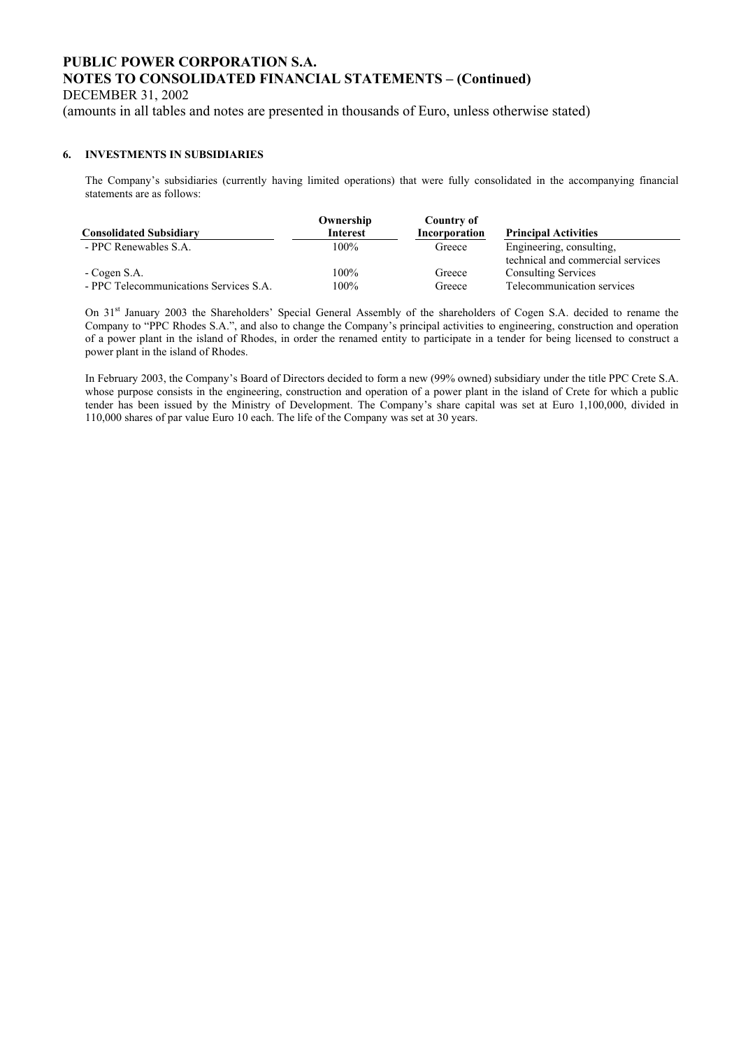## 6. INVESTMENTS IN SUBSIDIARIES

The Company's subsidiaries (currently having limited operations) that were fully consolidated in the accompanying financial statements are as follows:

| Consolidated Subsidiary | Ownership Interest | Country of Incorporation | Principal Activities |
|---|---|---|---|
| - PPC Renewables S.A. | 100% | Greece | Engineering, consulting, technical and commercial services |
| - Cogen S.A. | 100% | Greece | Consulting Services |
| - PPC Telecommunications Services S.A. | 100% | Greece | Telecommunication services |

On 31st January 2003 the Shareholders' Special General Assembly of the shareholders of Cogen S.A. decided to rename the Company to "PPC Rhodes S.A.", and also to change the Company's principal activities to engineering, construction and operation of a power plant in the island of Rhodes, in order the renamed entity to participate in a tender for being licensed to construct a power plant in the island of Rhodes.

In February 2003, the Company's Board of Directors decided to form a new (99% owned) subsidiary under the title PPC Crete S.A. whose purpose consists in the engineering, construction and operation of a power plant in the island of Crete for which a public tender has been issued by the Ministry of Development. The Company's share capital was set at Euro 1,100,000, divided in 110,000 shares of par value Euro 10 each. The life of the Company was set at 30 years.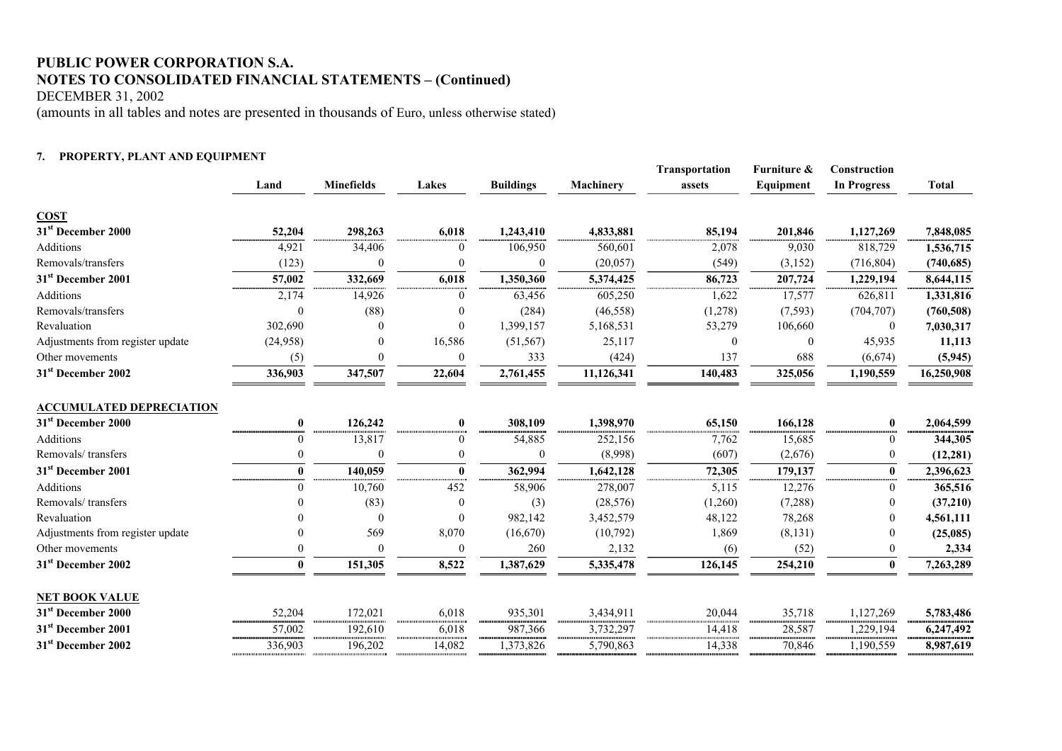# PUBLIC POWER CORPORATION S.A.
# NOTES TO CONSOLIDATED FINANCIAL STATEMENTS – (Continued)

DECEMBER 31, 2002

(amounts in all tables and notes are presented in thousands of Euro, unless otherwise stated)

### 7. PROPERTY, PLANT AND EQUIPMENT

| | Land | Minefields | Lakes | Buildings | Machinery | Transportation assets | Furniture & Equipment | Construction In Progress | Total |
|---|---|---|---|---|---|---|---|---|---|
| **COST** | | | | | | | | | |
| **31st December 2000** | **52,204** | **298,263** | **6,018** | **1,243,410** | **4,833,881** | **85,194** | **201,846** | **1,127,269** | **7,848,085** |
| Additions | 4,921 | 34,406 | 0 | 106,950 | 560,601 | 2,078 | 9,030 | 818,729 | **1,536,715** |
| Removals/transfers | (123) | 0 | 0 | 0 | (20,057) | (549) | (3,152) | (716,804) | **(740,685)** |
| **31st December 2001** | **57,002** | **332,669** | **6,018** | **1,350,360** | **5,374,425** | **86,723** | **207,724** | **1,229,194** | **8,644,115** |
| Additions | 2,174 | 14,926 | 0 | 63,456 | 605,250 | 1,622 | 17,577 | 626,811 | **1,331,816** |
| Removals/transfers | 0 | (88) | 0 | (284) | (46,558) | (1,278) | (7,593) | (704,707) | **(760,508)** |
| Revaluation | 302,690 | 0 | 0 | 1,399,157 | 5,168,531 | 53,279 | 106,660 | 0 | **7,030,317** |
| Adjustments from register update | (24,958) | 0 | 16,586 | (51,567) | 25,117 | 0 | 0 | 45,935 | **11,113** |
| Other movements | (5) | 0 | 0 | 333 | (424) | 137 | 688 | (6,674) | **(5,945)** |
| **31st December 2002** | **336,903** | **347,507** | **22,604** | **2,761,455** | **11,126,341** | **140,483** | **325,056** | **1,190,559** | **16,250,908** |
| **ACCUMULATED DEPRECIATION** | | | | | | | | | |
| **31st December 2000** | **0** | **126,242** | **0** | **308,109** | **1,398,970** | **65,150** | **166,128** | **0** | **2,064,599** |
| Additions | 0 | 13,817 | 0 | 54,885 | 252,156 | 7,762 | 15,685 | 0 | **344,305** |
| Removals/ transfers | 0 | 0 | 0 | 0 | (8,998) | (607) | (2,676) | 0 | **(12,281)** |
| **31st December 2001** | **0** | **140,059** | **0** | **362,994** | **1,642,128** | **72,305** | **179,137** | **0** | **2,396,623** |
| Additions | 0 | 10,760 | 452 | 58,906 | 278,007 | 5,115 | 12,276 | 0 | **365,516** |
| Removals/ transfers | 0 | (83) | 0 | (3) | (28,576) | (1,260) | (7,288) | 0 | **(37,210)** |
| Revaluation | 0 | 0 | 0 | 982,142 | 3,452,579 | 48,122 | 78,268 | 0 | **4,561,111** |
| Adjustments from register update | 0 | 569 | 8,070 | (16,670) | (10,792) | 1,869 | (8,131) | 0 | **(25,085)** |
| Other movements | 0 | 0 | 0 | 260 | 2,132 | (6) | (52) | 0 | **2,334** |
| **31st December 2002** | **0** | **151,305** | **8,522** | **1,387,629** | **5,335,478** | **126,145** | **254,210** | **0** | **7,263,289** |
| **NET BOOK VALUE** | | | | | | | | | |
| **31st December 2000** | 52,204 | 172,021 | 6,018 | 935,301 | 3,434,911 | 20,044 | 35,718 | 1,127,269 | **5,783,486** |
| **31st December 2001** | 57,002 | 192,610 | 6,018 | 987,366 | 3,732,297 | 14,418 | 28,587 | 1,229,194 | **6,247,492** |
| **31st December 2002** | 336,903 | 196,202 | 14,082 | 1,373,826 | 5,790,863 | 14,338 | 70,846 | 1,190,559 | **8,987,619** |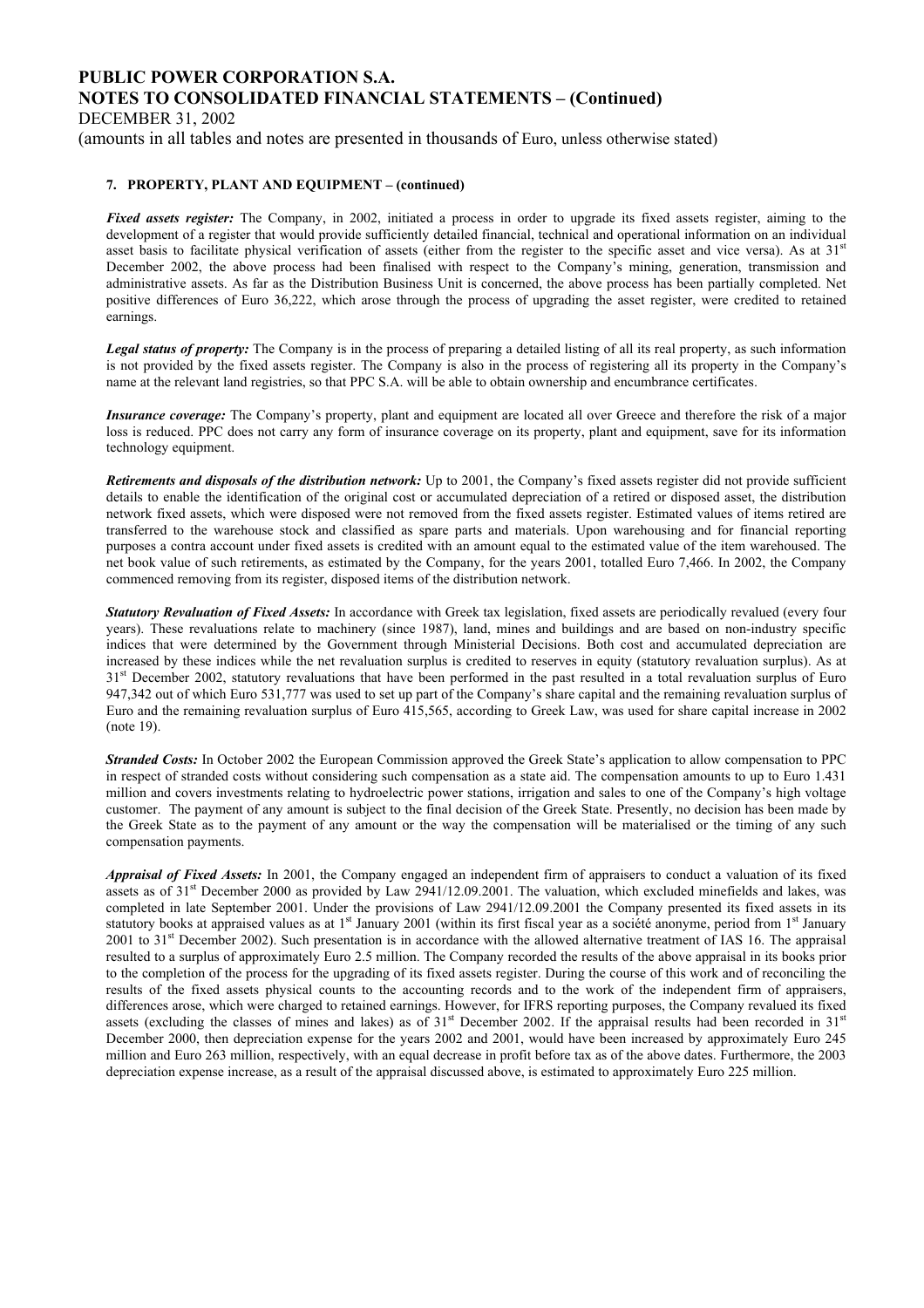#### 7. PROPERTY, PLANT AND EQUIPMENT – (continued)

***Fixed assets register:*** The Company, in 2002, initiated a process in order to upgrade its fixed assets register, aiming to the development of a register that would provide sufficiently detailed financial, technical and operational information on an individual asset basis to facilitate physical verification of assets (either from the register to the specific asset and vice versa). As at 31st December 2002, the above process had been finalised with respect to the Company's mining, generation, transmission and administrative assets. As far as the Distribution Business Unit is concerned, the above process has been partially completed. Net positive differences of Euro 36,222, which arose through the process of upgrading the asset register, were credited to retained earnings.

***Legal status of property:*** The Company is in the process of preparing a detailed listing of all its real property, as such information is not provided by the fixed assets register. The Company is also in the process of registering all its property in the Company's name at the relevant land registries, so that PPC S.A. will be able to obtain ownership and encumbrance certificates.

***Insurance coverage:*** The Company's property, plant and equipment are located all over Greece and therefore the risk of a major loss is reduced. PPC does not carry any form of insurance coverage on its property, plant and equipment, save for its information technology equipment.

***Retirements and disposals of the distribution network:*** Up to 2001, the Company's fixed assets register did not provide sufficient details to enable the identification of the original cost or accumulated depreciation of a retired or disposed asset, the distribution network fixed assets, which were disposed were not removed from the fixed assets register. Estimated values of items retired are transferred to the warehouse stock and classified as spare parts and materials. Upon warehousing and for financial reporting purposes a contra account under fixed assets is credited with an amount equal to the estimated value of the item warehoused. The net book value of such retirements, as estimated by the Company, for the years 2001, totalled Euro 7,466. In 2002, the Company commenced removing from its register, disposed items of the distribution network.

***Statutory Revaluation of Fixed Assets:*** In accordance with Greek tax legislation, fixed assets are periodically revalued (every four years). These revaluations relate to machinery (since 1987), land, mines and buildings and are based on non-industry specific indices that were determined by the Government through Ministerial Decisions. Both cost and accumulated depreciation are increased by these indices while the net revaluation surplus is credited to reserves in equity (statutory revaluation surplus). As at 31st December 2002, statutory revaluations that have been performed in the past resulted in a total revaluation surplus of Euro 947,342 out of which Euro 531,777 was used to set up part of the Company's share capital and the remaining revaluation surplus of Euro and the remaining revaluation surplus of Euro 415,565, according to Greek Law, was used for share capital increase in 2002 (note 19).

***Stranded Costs:*** In October 2002 the European Commission approved the Greek State's application to allow compensation to PPC in respect of stranded costs without considering such compensation as a state aid. The compensation amounts to up to Euro 1.431 million and covers investments relating to hydroelectric power stations, irrigation and sales to one of the Company's high voltage customer. The payment of any amount is subject to the final decision of the Greek State. Presently, no decision has been made by the Greek State as to the payment of any amount or the way the compensation will be materialised or the timing of any such compensation payments.

***Appraisal of Fixed Assets:*** In 2001, the Company engaged an independent firm of appraisers to conduct a valuation of its fixed assets as of 31st December 2000 as provided by Law 2941/12.09.2001. The valuation, which excluded minefields and lakes, was completed in late September 2001. Under the provisions of Law 2941/12.09.2001 the Company presented its fixed assets in its statutory books at appraised values as at 1st January 2001 (within its first fiscal year as a société anonyme, period from 1st January 2001 to 31st December 2002). Such presentation is in accordance with the allowed alternative treatment of IAS 16. The appraisal resulted to a surplus of approximately Euro 2.5 million. The Company recorded the results of the above appraisal in its books prior to the completion of the process for the upgrading of its fixed assets register. During the course of this work and of reconciling the results of the fixed assets physical counts to the accounting records and to the work of the independent firm of appraisers, differences arose, which were charged to retained earnings. However, for IFRS reporting purposes, the Company revalued its fixed assets (excluding the classes of mines and lakes) as of 31st December 2002. If the appraisal results had been recorded in 31st December 2000, then depreciation expense for the years 2002 and 2001, would have been increased by approximately Euro 245 million and Euro 263 million, respectively, with an equal decrease in profit before tax as of the above dates. Furthermore, the 2003 depreciation expense increase, as a result of the appraisal discussed above, is estimated to approximately Euro 225 million.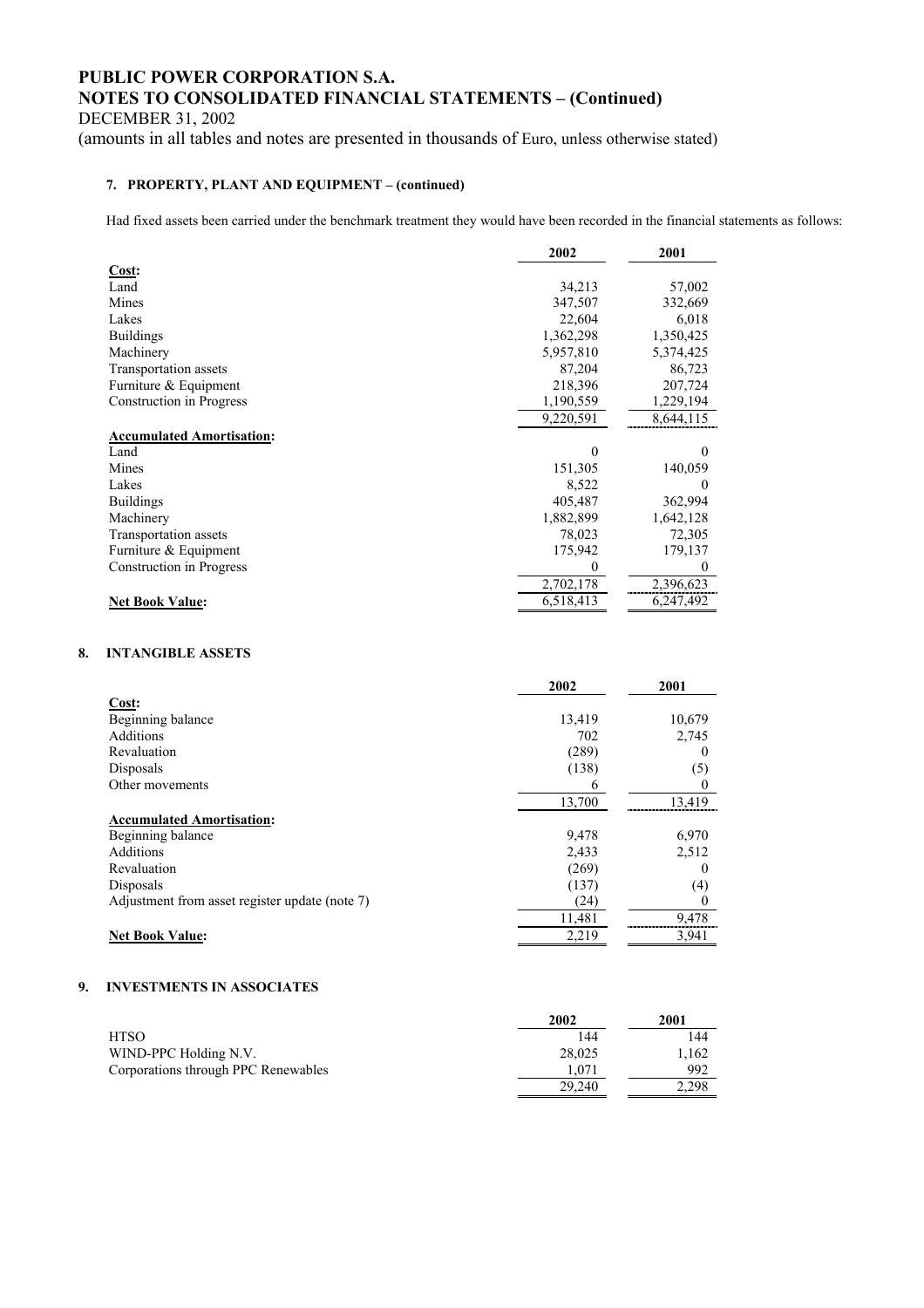## 7. PROPERTY, PLANT AND EQUIPMENT – (continued)

Had fixed assets been carried under the benchmark treatment they would have been recorded in the financial statements as follows:

| | 2002 | 2001 |
|---|---|---|
| **Cost:** | | |
| Land | 34,213 | 57,002 |
| Mines | 347,507 | 332,669 |
| Lakes | 22,604 | 6,018 |
| Buildings | 1,362,298 | 1,350,425 |
| Machinery | 5,957,810 | 5,374,425 |
| Transportation assets | 87,204 | 86,723 |
| Furniture & Equipment | 218,396 | 207,724 |
| Construction in Progress | 1,190,559 | 1,229,194 |
| | 9,220,591 | 8,644,115 |
| **Accumulated Amortisation:** | | |
| Land | 0 | 0 |
| Mines | 151,305 | 140,059 |
| Lakes | 8,522 | 0 |
| Buildings | 405,487 | 362,994 |
| Machinery | 1,882,899 | 1,642,128 |
| Transportation assets | 78,023 | 72,305 |
| Furniture & Equipment | 175,942 | 179,137 |
| Construction in Progress | 0 | 0 |
| | 2,702,178 | 2,396,623 |
| **Net Book Value:** | 6,518,413 | 6,247,492 |

## 8. INTANGIBLE ASSETS

| | 2002 | 2001 |
|---|---|---|
| **Cost:** | | |
| Beginning balance | 13,419 | 10,679 |
| Additions | 702 | 2,745 |
| Revaluation | (289) | 0 |
| Disposals | (138) | (5) |
| Other movements | 6 | 0 |
| | 13,700 | 13,419 |
| **Accumulated Amortisation:** | | |
| Beginning balance | 9,478 | 6,970 |
| Additions | 2,433 | 2,512 |
| Revaluation | (269) | 0 |
| Disposals | (137) | (4) |
| Adjustment from asset register update (note 7) | (24) | 0 |
| | 11,481 | 9,478 |
| **Net Book Value:** | 2,219 | 3,941 |

## 9. INVESTMENTS IN ASSOCIATES

| | 2002 | 2001 |
|---|---|---|
| HTSO | 144 | 144 |
| WIND-PPC Holding N.V. | 28,025 | 1,162 |
| Corporations through PPC Renewables | 1,071 | 992 |
| | 29,240 | 2,298 |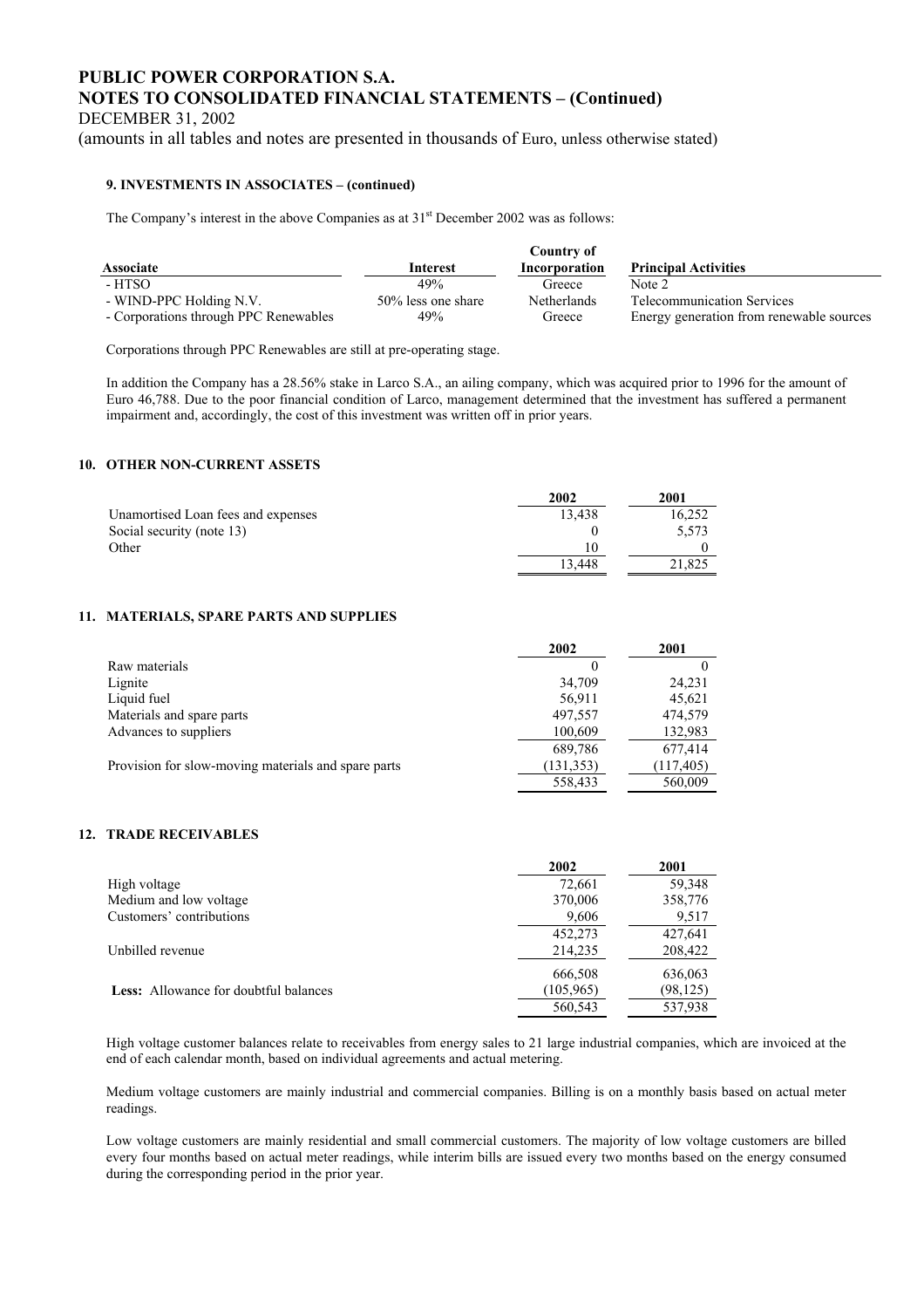**PUBLIC POWER CORPORATION S.A.**
**NOTES TO CONSOLIDATED FINANCIAL STATEMENTS – (Continued)**
DECEMBER 31, 2002
(amounts in all tables and notes are presented in thousands of Euro, unless otherwise stated)

**9. INVESTMENTS IN ASSOCIATES – (continued)**

The Company's interest in the above Companies as at 31st December 2002 was as follows:

| Associate | Interest | Country of Incorporation | Principal Activities |
|---|---|---|---|
| - HTSO | 49% | Greece | Note 2 |
| - WIND-PPC Holding N.V. | 50% less one share | Netherlands | Telecommunication Services |
| - Corporations through PPC Renewables | 49% | Greece | Energy generation from renewable sources |

Corporations through PPC Renewables are still at pre-operating stage.

In addition the Company has a 28.56% stake in Larco S.A., an ailing company, which was acquired prior to 1996 for the amount of Euro 46,788. Due to the poor financial condition of Larco, management determined that the investment has suffered a permanent impairment and, accordingly, the cost of this investment was written off in prior years.

## 10. OTHER NON-CURRENT ASSETS

| | 2002 | 2001 |
|---|---|---|
| Unamortised Loan fees and expenses | 13,438 | 16,252 |
| Social security (note 13) | 0 | 5,573 |
| Other | 10 | 0 |
| | 13,448 | 21,825 |

## 11. MATERIALS, SPARE PARTS AND SUPPLIES

| | 2002 | 2001 |
|---|---|---|
| Raw materials | 0 | 0 |
| Lignite | 34,709 | 24,231 |
| Liquid fuel | 56,911 | 45,621 |
| Materials and spare parts | 497,557 | 474,579 |
| Advances to suppliers | 100,609 | 132,983 |
| | 689,786 | 677,414 |
| Provision for slow-moving materials and spare parts | (131,353) | (117,405) |
| | 558,433 | 560,009 |

## 12. TRADE RECEIVABLES

| | 2002 | 2001 |
|---|---|---|
| High voltage | 72,661 | 59,348 |
| Medium and low voltage | 370,006 | 358,776 |
| Customers' contributions | 9,606 | 9,517 |
| | 452,273 | 427,641 |
| Unbilled revenue | 214,235 | 208,422 |
| | 666,508 | 636,063 |
| **Less:** Allowance for doubtful balances | (105,965) | (98,125) |
| | 560,543 | 537,938 |

High voltage customer balances relate to receivables from energy sales to 21 large industrial companies, which are invoiced at the end of each calendar month, based on individual agreements and actual metering.

Medium voltage customers are mainly industrial and commercial companies. Billing is on a monthly basis based on actual meter readings.

Low voltage customers are mainly residential and small commercial customers. The majority of low voltage customers are billed every four months based on actual meter readings, while interim bills are issued every two months based on the energy consumed during the corresponding period in the prior year.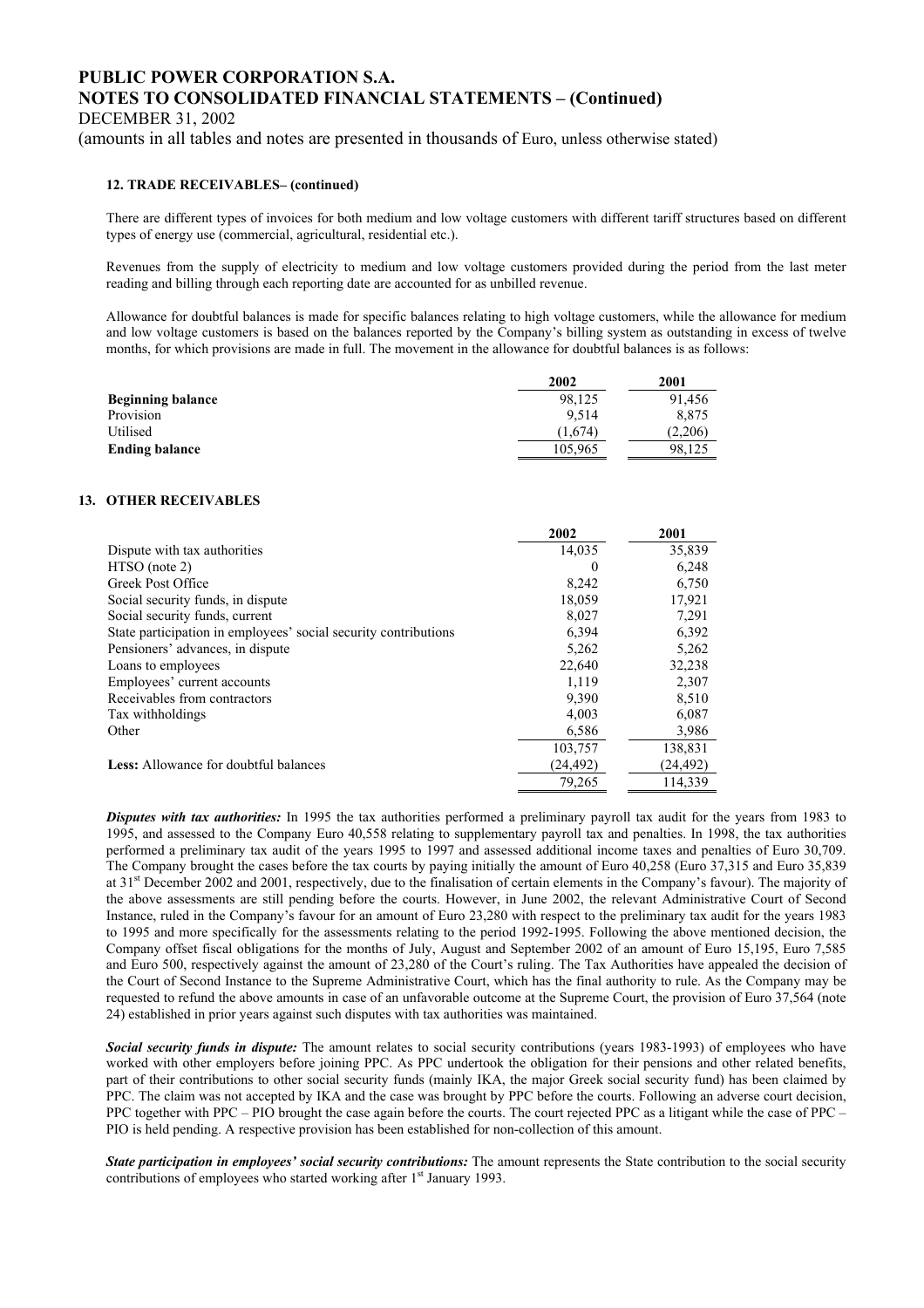#### 12. TRADE RECEIVABLES– (continued)

There are different types of invoices for both medium and low voltage customers with different tariff structures based on different types of energy use (commercial, agricultural, residential etc.).

Revenues from the supply of electricity to medium and low voltage customers provided during the period from the last meter reading and billing through each reporting date are accounted for as unbilled revenue.

Allowance for doubtful balances is made for specific balances relating to high voltage customers, while the allowance for medium and low voltage customers is based on the balances reported by the Company's billing system as outstanding in excess of twelve months, for which provisions are made in full. The movement in the allowance for doubtful balances is as follows:

| | 2002 | 2001 |
|---|---|---|
| **Beginning balance** | 98,125 | 91,456 |
| Provision | 9,514 | 8,875 |
| Utilised | (1,674) | (2,206) |
| **Ending balance** | 105,965 | 98,125 |

#### 13. OTHER RECEIVABLES

| | 2002 | 2001 |
|---|---|---|
| Dispute with tax authorities | 14,035 | 35,839 |
| HTSO (note 2) | 0 | 6,248 |
| Greek Post Office | 8,242 | 6,750 |
| Social security funds, in dispute | 18,059 | 17,921 |
| Social security funds, current | 8,027 | 7,291 |
| State participation in employees' social security contributions | 6,394 | 6,392 |
| Pensioners' advances, in dispute | 5,262 | 5,262 |
| Loans to employees | 22,640 | 32,238 |
| Employees' current accounts | 1,119 | 2,307 |
| Receivables from contractors | 9,390 | 8,510 |
| Tax withholdings | 4,003 | 6,087 |
| Other | 6,586 | 3,986 |
| | 103,757 | 138,831 |
| **Less:** Allowance for doubtful balances | (24,492) | (24,492) |
| | 79,265 | 114,339 |

***Disputes with tax authorities:*** In 1995 the tax authorities performed a preliminary payroll tax audit for the years from 1983 to 1995, and assessed to the Company Euro 40,558 relating to supplementary payroll tax and penalties. In 1998, the tax authorities performed a preliminary tax audit of the years 1995 to 1997 and assessed additional income taxes and penalties of Euro 30,709. The Company brought the cases before the tax courts by paying initially the amount of Euro 40,258 (Euro 37,315 and Euro 35,839 at 31st December 2002 and 2001, respectively, due to the finalisation of certain elements in the Company's favour). The majority of the above assessments are still pending before the courts. However, in June 2002, the relevant Administrative Court of Second Instance, ruled in the Company's favour for an amount of Euro 23,280 with respect to the preliminary tax audit for the years 1983 to 1995 and more specifically for the assessments relating to the period 1992-1995. Following the above mentioned decision, the Company offset fiscal obligations for the months of July, August and September 2002 of an amount of Euro 15,195, Euro 7,585 and Euro 500, respectively against the amount of 23,280 of the Court's ruling. The Tax Authorities have appealed the decision of the Court of Second Instance to the Supreme Administrative Court, which has the final authority to rule. As the Company may be requested to refund the above amounts in case of an unfavorable outcome at the Supreme Court, the provision of Euro 37,564 (note 24) established in prior years against such disputes with tax authorities was maintained.

***Social security funds in dispute:*** The amount relates to social security contributions (years 1983-1993) of employees who have worked with other employers before joining PPC. As PPC undertook the obligation for their pensions and other related benefits, part of their contributions to other social security funds (mainly IKA, the major Greek social security fund) has been claimed by PPC. The claim was not accepted by IKA and the case was brought by PPC before the courts. Following an adverse court decision, PPC together with PPC – PIO brought the case again before the courts. The court rejected PPC as a litigant while the case of PPC – PIO is held pending. A respective provision has been established for non-collection of this amount.

***State participation in employees' social security contributions:*** The amount represents the State contribution to the social security contributions of employees who started working after 1st January 1993.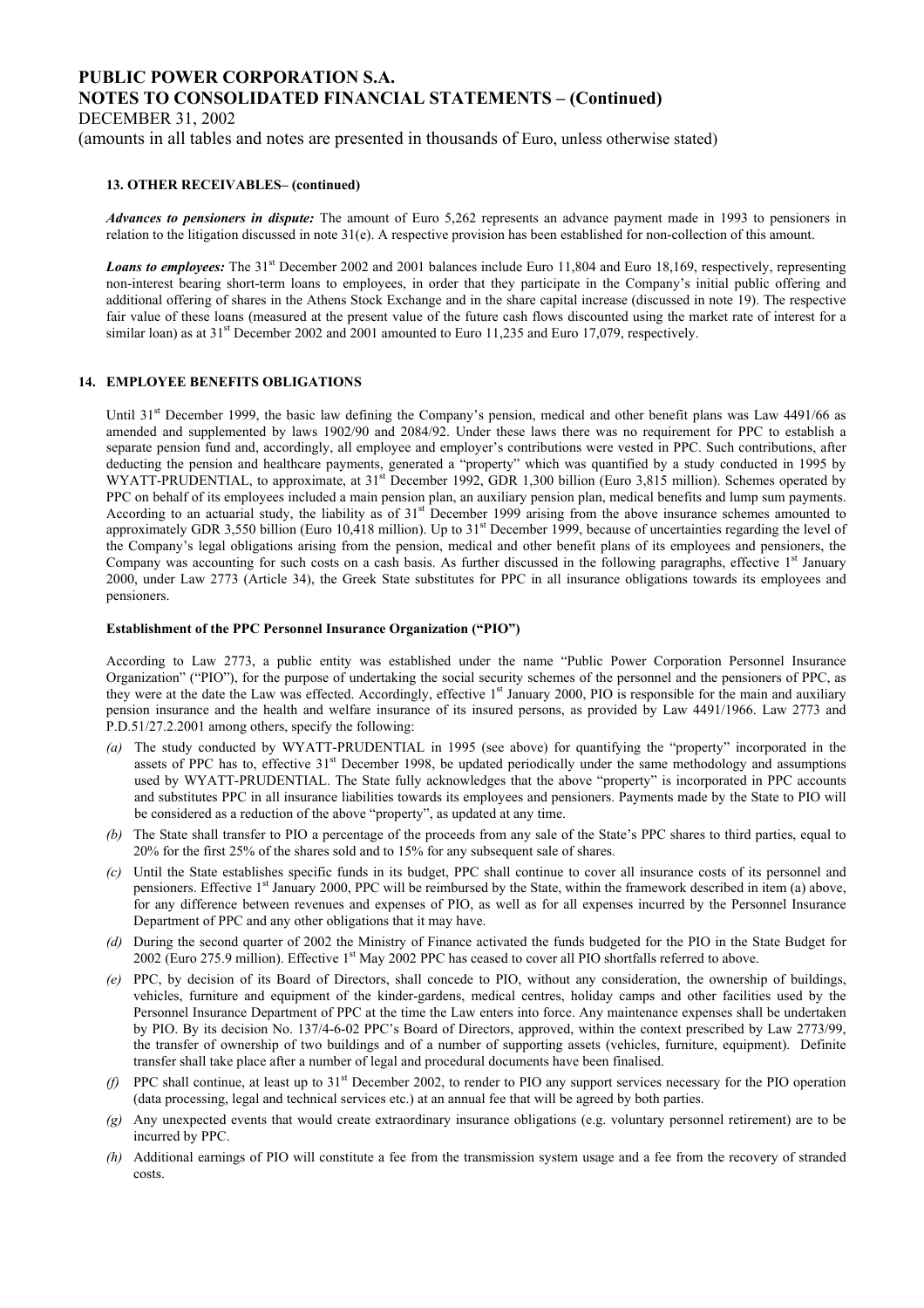**13. OTHER RECEIVABLES– (continued)**

***Advances to pensioners in dispute:*** The amount of Euro 5,262 represents an advance payment made in 1993 to pensioners in relation to the litigation discussed in note 31(e). A respective provision has been established for non-collection of this amount.

***Loans to employees:*** The 31st December 2002 and 2001 balances include Euro 11,804 and Euro 18,169, respectively, representing non-interest bearing short-term loans to employees, in order that they participate in the Company's initial public offering and additional offering of shares in the Athens Stock Exchange and in the share capital increase (discussed in note 19). The respective fair value of these loans (measured at the present value of the future cash flows discounted using the market rate of interest for a similar loan) as at 31st December 2002 and 2001 amounted to Euro 11,235 and Euro 17,079, respectively.

## 14. EMPLOYEE BENEFITS OBLIGATIONS

Until 31st December 1999, the basic law defining the Company's pension, medical and other benefit plans was Law 4491/66 as amended and supplemented by laws 1902/90 and 2084/92. Under these laws there was no requirement for PPC to establish a separate pension fund and, accordingly, all employee and employer's contributions were vested in PPC. Such contributions, after deducting the pension and healthcare payments, generated a "property" which was quantified by a study conducted in 1995 by WYATT-PRUDENTIAL, to approximate, at 31st December 1992, GDR 1,300 billion (Euro 3,815 million). Schemes operated by PPC on behalf of its employees included a main pension plan, an auxiliary pension plan, medical benefits and lump sum payments. According to an actuarial study, the liability as of 31st December 1999 arising from the above insurance schemes amounted to approximately GDR 3,550 billion (Euro 10,418 million). Up to 31st December 1999, because of uncertainties regarding the level of the Company's legal obligations arising from the pension, medical and other benefit plans of its employees and pensioners, the Company was accounting for such costs on a cash basis. As further discussed in the following paragraphs, effective 1st January 2000, under Law 2773 (Article 34), the Greek State substitutes for PPC in all insurance obligations towards its employees and pensioners.

### Establishment of the PPC Personnel Insurance Organization ("PIO")

According to Law 2773, a public entity was established under the name "Public Power Corporation Personnel Insurance Organization" ("PIO"), for the purpose of undertaking the social security schemes of the personnel and the pensioners of PPC, as they were at the date the Law was effected. Accordingly, effective 1st January 2000, PIO is responsible for the main and auxiliary pension insurance and the health and welfare insurance of its insured persons, as provided by Law 4491/1966. Law 2773 and P.D.51/27.2.2001 among others, specify the following:

*(a)* The study conducted by WYATT-PRUDENTIAL in 1995 (see above) for quantifying the "property" incorporated in the assets of PPC has to, effective 31st December 1998, be updated periodically under the same methodology and assumptions used by WYATT-PRUDENTIAL. The State fully acknowledges that the above "property" is incorporated in PPC accounts and substitutes PPC in all insurance liabilities towards its employees and pensioners. Payments made by the State to PIO will be considered as a reduction of the above "property", as updated at any time.

*(b)* The State shall transfer to PIO a percentage of the proceeds from any sale of the State's PPC shares to third parties, equal to 20% for the first 25% of the shares sold and to 15% for any subsequent sale of shares.

*(c)* Until the State establishes specific funds in its budget, PPC shall continue to cover all insurance costs of its personnel and pensioners. Effective 1st January 2000, PPC will be reimbursed by the State, within the framework described in item (a) above, for any difference between revenues and expenses of PIO, as well as for all expenses incurred by the Personnel Insurance Department of PPC and any other obligations that it may have.

*(d)* During the second quarter of 2002 the Ministry of Finance activated the funds budgeted for the PIO in the State Budget for 2002 (Euro 275.9 million). Effective 1st May 2002 PPC has ceased to cover all PIO shortfalls referred to above.

*(e)* PPC, by decision of its Board of Directors, shall concede to PIO, without any consideration, the ownership of buildings, vehicles, furniture and equipment of the kinder-gardens, medical centres, holiday camps and other facilities used by the Personnel Insurance Department of PPC at the time the Law enters into force. Any maintenance expenses shall be undertaken by PIO. By its decision No. 137/4-6-02 PPC's Board of Directors, approved, within the context prescribed by Law 2773/99, the transfer of ownership of two buildings and of a number of supporting assets (vehicles, furniture, equipment). Definite transfer shall take place after a number of legal and procedural documents have been finalised.

*(f)* PPC shall continue, at least up to 31st December 2002, to render to PIO any support services necessary for the PIO operation (data processing, legal and technical services etc.) at an annual fee that will be agreed by both parties.

*(g)* Any unexpected events that would create extraordinary insurance obligations (e.g. voluntary personnel retirement) are to be incurred by PPC.

*(h)* Additional earnings of PIO will constitute a fee from the transmission system usage and a fee from the recovery of stranded costs.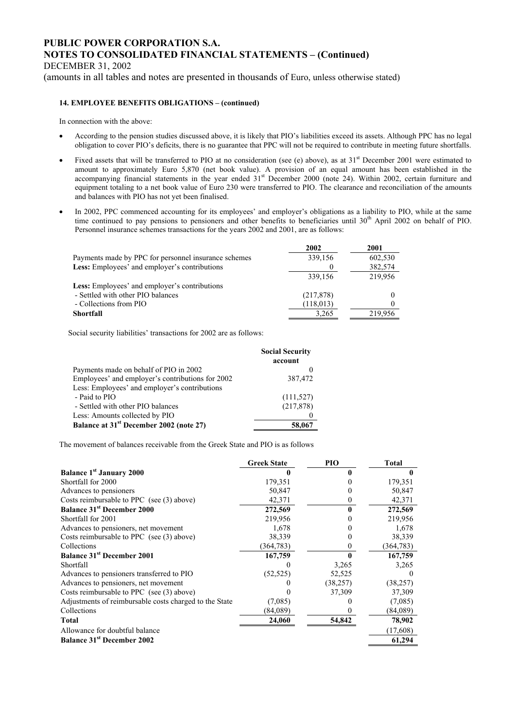#### 14. EMPLOYEE BENEFITS OBLIGATIONS – (continued)

In connection with the above:

- According to the pension studies discussed above, it is likely that PIO's liabilities exceed its assets. Although PPC has no legal obligation to cover PIO's deficits, there is no guarantee that PPC will not be required to contribute in meeting future shortfalls.
- Fixed assets that will be transferred to PIO at no consideration (see (e) above), as at 31st December 2001 were estimated to amount to approximately Euro 5,870 (net book value). A provision of an equal amount has been established in the accompanying financial statements in the year ended 31st December 2000 (note 24). Within 2002, certain furniture and equipment totaling to a net book value of Euro 230 were transferred to PIO. The clearance and reconciliation of the amounts and balances with PIO has not yet been finalised.
- In 2002, PPC commenced accounting for its employees' and employer's obligations as a liability to PIO, while at the same time continued to pay pensions to pensioners and other benefits to beneficiaries until 30th April 2002 on behalf of PIO. Personnel insurance schemes transactions for the years 2002 and 2001, are as follows:

| | 2002 | 2001 |
|---|---|---|
| Payments made by PPC for personnel insurance schemes | 339,156 | 602,530 |
| **Less:** Employees' and employer's contributions | 0 | 382,574 |
| | 339,156 | 219,956 |
| **Less:** Employees' and employer's contributions | | |
| - Settled with other PIO balances | (217,878) | 0 |
| - Collections from PIO | (118,013) | 0 |
| **Shortfall** | 3,265 | 219,956 |

Social security liabilities' transactions for 2002 are as follows:

| | Social Security account |
|---|---|
| Payments made on behalf of PIO in 2002 | 0 |
| Employees' and employer's contributions for 2002 | 387,472 |
| Less: Employees' and employer's contributions | |
| - Paid to PIO | (111,527) |
| - Settled with other PIO balances | (217,878) |
| Less: Amounts collected by PIO | 0 |
| **Balance at 31st December 2002 (note 27)** | **58,067** |

The movement of balances receivable from the Greek State and PIO is as follows

| | Greek State | PIO | Total |
|---|---|---|---|
| **Balance 1st January 2000** | **0** | **0** | **0** |
| Shortfall for 2000 | 179,351 | 0 | 179,351 |
| Advances to pensioners | 50,847 | 0 | 50,847 |
| Costs reimbursable to PPC (see (3) above) | 42,371 | 0 | 42,371 |
| **Balance 31st December 2000** | **272,569** | **0** | **272,569** |
| Shortfall for 2001 | 219,956 | 0 | 219,956 |
| Advances to pensioners, net movement | 1,678 | 0 | 1,678 |
| Costs reimbursable to PPC (see (3) above) | 38,339 | 0 | 38,339 |
| Collections | (364,783) | 0 | (364,783) |
| **Balance 31st December 2001** | **167,759** | **0** | **167,759** |
| Shortfall | 0 | 3,265 | 3,265 |
| Advances to pensioners transferred to PIO | (52,525) | 52,525 | 0 |
| Advances to pensioners, net movement | 0 | (38,257) | (38,257) |
| Costs reimbursable to PPC (see (3) above) | 0 | 37,309 | 37,309 |
| Adjustments of reimbursable costs charged to the State | (7,085) | 0 | (7,085) |
| Collections | (84,089) | 0 | (84,089) |
| **Total** | **24,060** | **54,842** | **78,902** |
| Allowance for doubtful balance | | | (17,608) |
| **Balance 31st December 2002** | | | **61,294** |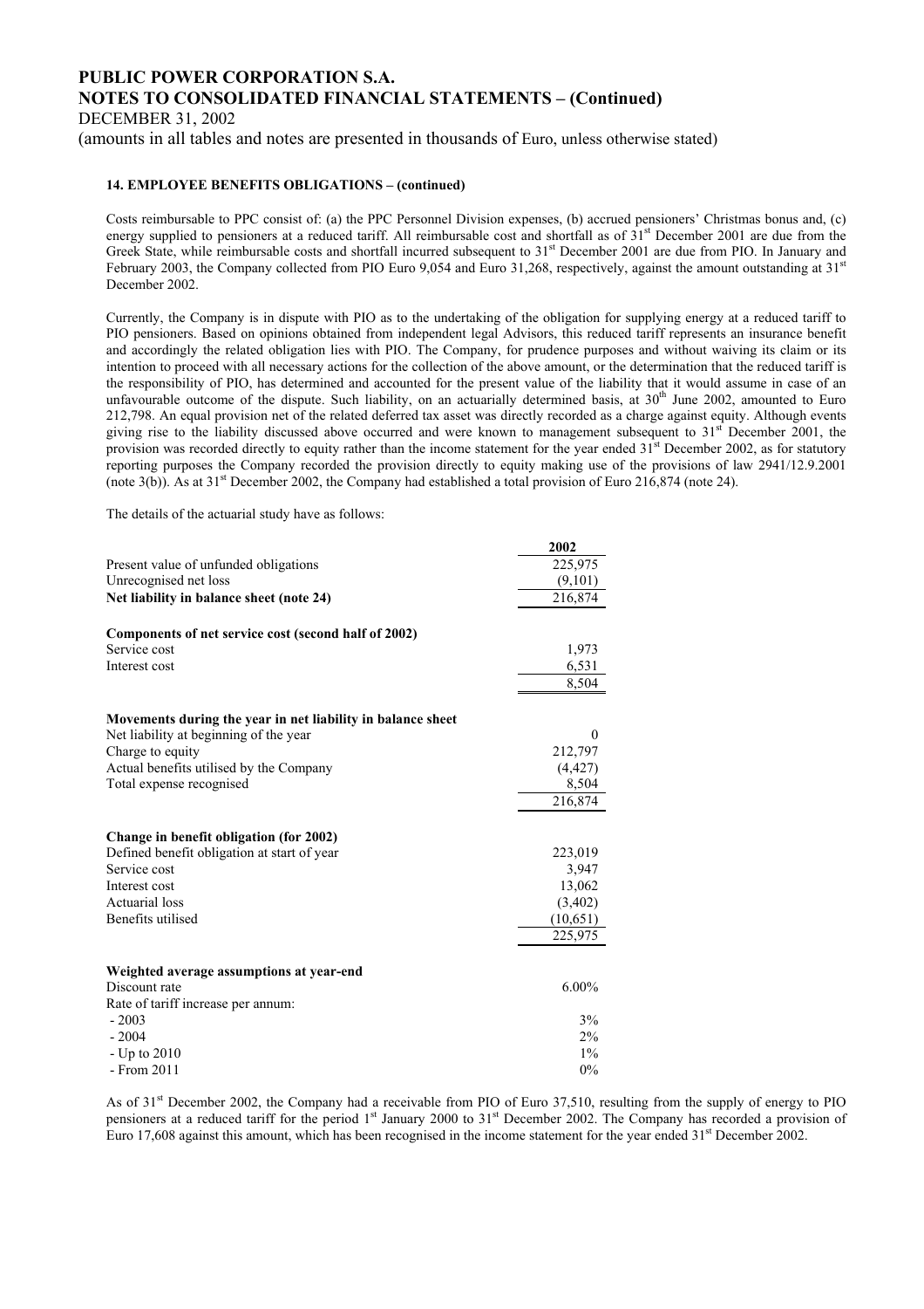**14. EMPLOYEE BENEFITS OBLIGATIONS – (continued)**

Costs reimbursable to PPC consist of: (a) the PPC Personnel Division expenses, (b) accrued pensioners' Christmas bonus and, (c) energy supplied to pensioners at a reduced tariff. All reimbursable cost and shortfall as of 31st December 2001 are due from the Greek State, while reimbursable costs and shortfall incurred subsequent to 31st December 2001 are due from PIO. In January and February 2003, the Company collected from PIO Euro 9,054 and Euro 31,268, respectively, against the amount outstanding at 31st December 2002.

Currently, the Company is in dispute with PIO as to the undertaking of the obligation for supplying energy at a reduced tariff to PIO pensioners. Based on opinions obtained from independent legal Advisors, this reduced tariff represents an insurance benefit and accordingly the related obligation lies with PIO. The Company, for prudence purposes and without waiving its claim or its intention to proceed with all necessary actions for the collection of the above amount, or the determination that the reduced tariff is the responsibility of PIO, has determined and accounted for the present value of the liability that it would assume in case of an unfavourable outcome of the dispute. Such liability, on an actuarially determined basis, at 30th June 2002, amounted to Euro 212,798. An equal provision net of the related deferred tax asset was directly recorded as a charge against equity. Although events giving rise to the liability discussed above occurred and were known to management subsequent to 31st December 2001, the provision was recorded directly to equity rather than the income statement for the year ended 31st December 2002, as for statutory reporting purposes the Company recorded the provision directly to equity making use of the provisions of law 2941/12.9.2001 (note 3(b)). As at 31st December 2002, the Company had established a total provision of Euro 216,874 (note 24).

The details of the actuarial study have as follows:

| | 2002 |
|---|---|
| Present value of unfunded obligations | 225,975 |
| Unrecognised net loss | (9,101) |
| **Net liability in balance sheet (note 24)** | 216,874 |
| | |
| **Components of net service cost (second half of 2002)** | |
| Service cost | 1,973 |
| Interest cost | 6,531 |
| | 8,504 |
| | |
| **Movements during the year in net liability in balance sheet** | |
| Net liability at beginning of the year | 0 |
| Charge to equity | 212,797 |
| Actual benefits utilised by the Company | (4,427) |
| Total expense recognised | 8,504 |
| | 216,874 |
| | |
| **Change in benefit obligation (for 2002)** | |
| Defined benefit obligation at start of year | 223,019 |
| Service cost | 3,947 |
| Interest cost | 13,062 |
| Actuarial loss | (3,402) |
| Benefits utilised | (10,651) |
| | 225,975 |
| | |
| **Weighted average assumptions at year-end** | |
| Discount rate | 6.00% |
| Rate of tariff increase per annum: | |
| - 2003 | 3% |
| - 2004 | 2% |
| - Up to 2010 | 1% |
| - From 2011 | 0% |

As of 31st December 2002, the Company had a receivable from PIO of Euro 37,510, resulting from the supply of energy to PIO pensioners at a reduced tariff for the period 1st January 2000 to 31st December 2002. The Company has recorded a provision of Euro 17,608 against this amount, which has been recognised in the income statement for the year ended 31st December 2002.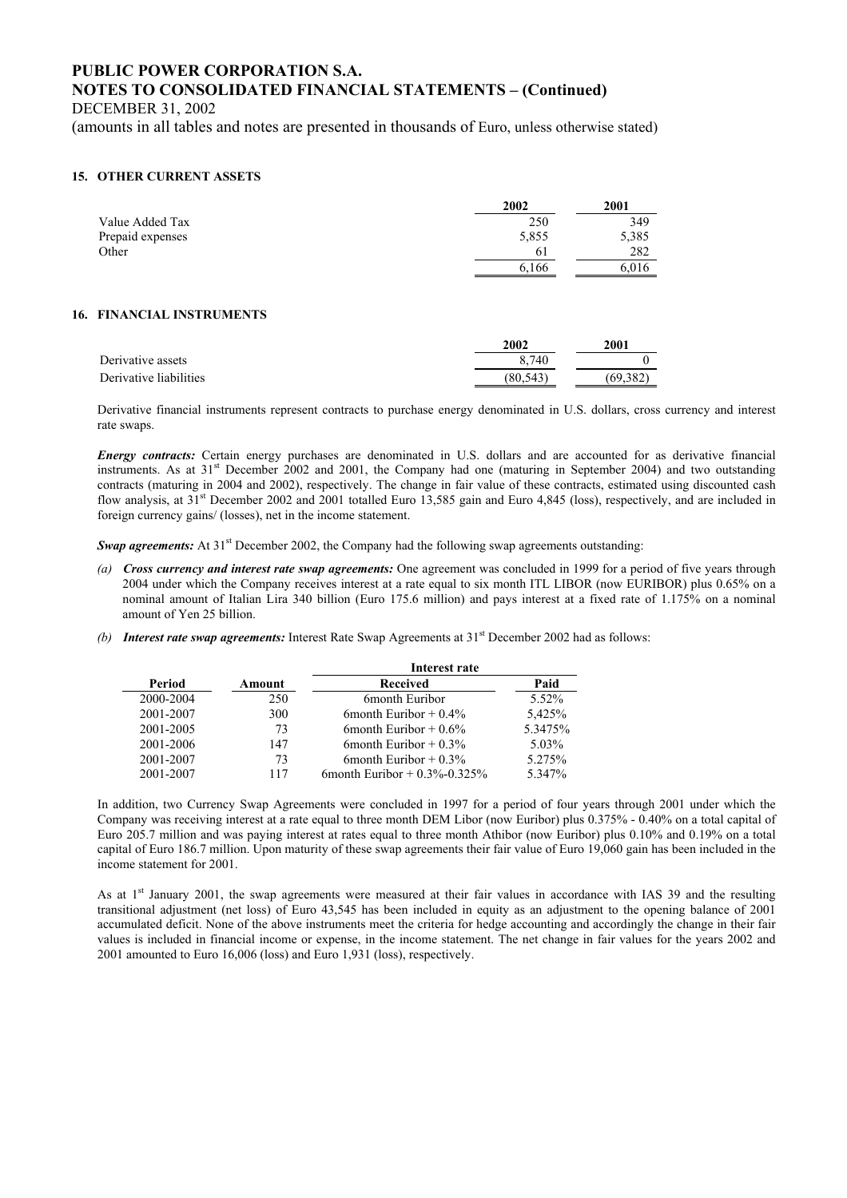## 15. OTHER CURRENT ASSETS

| | 2002 | 2001 |
|---|---|---|
| Value Added Tax | 250 | 349 |
| Prepaid expenses | 5,855 | 5,385 |
| Other | 61 | 282 |
| | 6,166 | 6,016 |

## 16. FINANCIAL INSTRUMENTS

| | 2002 | 2001 |
|---|---|---|
| Derivative assets | 8,740 | 0 |
| Derivative liabilities | (80,543) | (69,382) |

Derivative financial instruments represent contracts to purchase energy denominated in U.S. dollars, cross currency and interest rate swaps.

***Energy contracts:*** Certain energy purchases are denominated in U.S. dollars and are accounted for as derivative financial instruments. As at 31st December 2002 and 2001, the Company had one (maturing in September 2004) and two outstanding contracts (maturing in 2004 and 2002), respectively. The change in fair value of these contracts, estimated using discounted cash flow analysis, at 31st December 2002 and 2001 totalled Euro 13,585 gain and Euro 4,845 (loss), respectively, and are included in foreign currency gains/ (losses), net in the income statement.

***Swap agreements:*** At 31st December 2002, the Company had the following swap agreements outstanding:

*(a)* ***Cross currency and interest rate swap agreements:*** One agreement was concluded in 1999 for a period of five years through 2004 under which the Company receives interest at a rate equal to six month ITL LIBOR (now EURIBOR) plus 0.65% on a nominal amount of Italian Lira 340 billion (Euro 175.6 million) and pays interest at a fixed rate of 1.175% on a nominal amount of Yen 25 billion.

*(b)* ***Interest rate swap agreements:*** Interest Rate Swap Agreements at 31st December 2002 had as follows:

| | | Interest rate | |
|---|---|---|---|
| Period | Amount | Received | Paid |
| 2000-2004 | 250 | 6month Euribor | 5.52% |
| 2001-2007 | 300 | 6month Euribor + 0.4% | 5,425% |
| 2001-2005 | 73 | 6month Euribor + 0.6% | 5.3475% |
| 2001-2006 | 147 | 6month Euribor + 0.3% | 5.03% |
| 2001-2007 | 73 | 6month Euribor + 0.3% | 5.275% |
| 2001-2007 | 117 | 6month Euribor + 0.3%-0.325% | 5.347% |

In addition, two Currency Swap Agreements were concluded in 1997 for a period of four years through 2001 under which the Company was receiving interest at a rate equal to three month DEM Libor (now Euribor) plus 0.375% - 0.40% on a total capital of Euro 205.7 million and was paying interest at rates equal to three month Athibor (now Euribor) plus 0.10% and 0.19% on a total capital of Euro 186.7 million. Upon maturity of these swap agreements their fair value of Euro 19,060 gain has been included in the income statement for 2001.

As at 1st January 2001, the swap agreements were measured at their fair values in accordance with IAS 39 and the resulting transitional adjustment (net loss) of Euro 43,545 has been included in equity as an adjustment to the opening balance of 2001 accumulated deficit. None of the above instruments meet the criteria for hedge accounting and accordingly the change in their fair values is included in financial income or expense, in the income statement. The net change in fair values for the years 2002 and 2001 amounted to Euro 16,006 (loss) and Euro 1,931 (loss), respectively.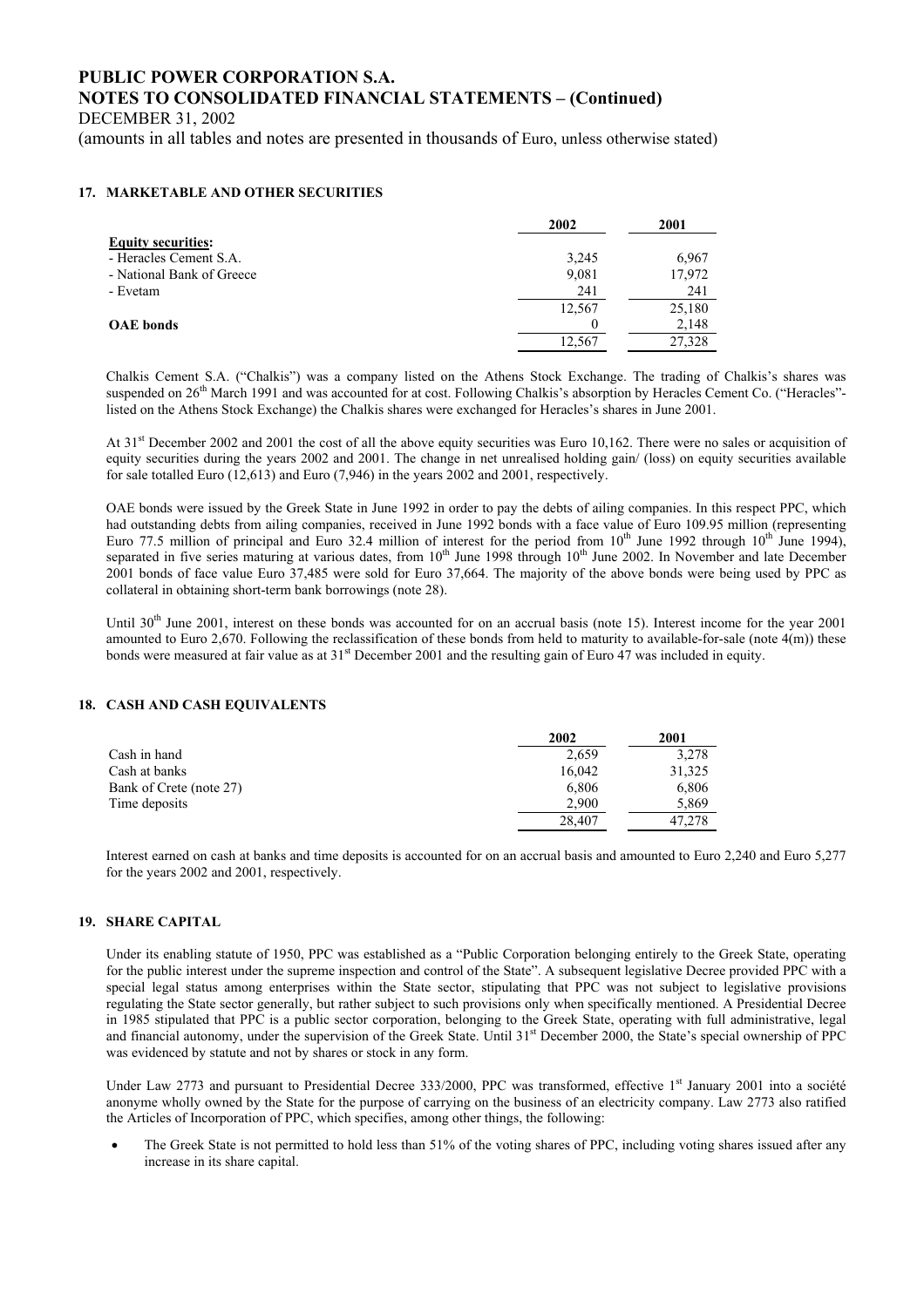## 17. MARKETABLE AND OTHER SECURITIES

| | 2002 | 2001 |
|---|---|---|
| **Equity securities:** | | |
| - Heracles Cement S.A. | 3,245 | 6,967 |
| - National Bank of Greece | 9,081 | 17,972 |
| - Evetam | 241 | 241 |
| | 12,567 | 25,180 |
| **OAE bonds** | 0 | 2,148 |
| | 12,567 | 27,328 |

Chalkis Cement S.A. ("Chalkis") was a company listed on the Athens Stock Exchange. The trading of Chalkis's shares was suspended on 26th March 1991 and was accounted for at cost. Following Chalkis's absorption by Heracles Cement Co. ("Heracles"-listed on the Athens Stock Exchange) the Chalkis shares were exchanged for Heracles's shares in June 2001.

At 31st December 2002 and 2001 the cost of all the above equity securities was Euro 10,162. There were no sales or acquisition of equity securities during the years 2002 and 2001. The change in net unrealised holding gain/ (loss) on equity securities available for sale totalled Euro (12,613) and Euro (7,946) in the years 2002 and 2001, respectively.

OAE bonds were issued by the Greek State in June 1992 in order to pay the debts of ailing companies. In this respect PPC, which had outstanding debts from ailing companies, received in June 1992 bonds with a face value of Euro 109.95 million (representing Euro 77.5 million of principal and Euro 32.4 million of interest for the period from 10th June 1992 through 10th June 1994), separated in five series maturing at various dates, from 10th June 1998 through 10th June 2002. In November and late December 2001 bonds of face value Euro 37,485 were sold for Euro 37,664. The majority of the above bonds were being used by PPC as collateral in obtaining short-term bank borrowings (note 28).

Until 30th June 2001, interest on these bonds was accounted for on an accrual basis (note 15). Interest income for the year 2001 amounted to Euro 2,670. Following the reclassification of these bonds from held to maturity to available-for-sale (note 4(m)) these bonds were measured at fair value as at 31st December 2001 and the resulting gain of Euro 47 was included in equity.

## 18. CASH AND CASH EQUIVALENTS

| | 2002 | 2001 |
|---|---|---|
| Cash in hand | 2,659 | 3,278 |
| Cash at banks | 16,042 | 31,325 |
| Bank of Crete (note 27) | 6,806 | 6,806 |
| Time deposits | 2,900 | 5,869 |
| | 28,407 | 47,278 |

Interest earned on cash at banks and time deposits is accounted for on an accrual basis and amounted to Euro 2,240 and Euro 5,277 for the years 2002 and 2001, respectively.

## 19. SHARE CAPITAL

Under its enabling statute of 1950, PPC was established as a "Public Corporation belonging entirely to the Greek State, operating for the public interest under the supreme inspection and control of the State". A subsequent legislative Decree provided PPC with a special legal status among enterprises within the State sector, stipulating that PPC was not subject to legislative provisions regulating the State sector generally, but rather subject to such provisions only when specifically mentioned. A Presidential Decree in 1985 stipulated that PPC is a public sector corporation, belonging to the Greek State, operating with full administrative, legal and financial autonomy, under the supervision of the Greek State. Until 31st December 2000, the State's special ownership of PPC was evidenced by statute and not by shares or stock in any form.

Under Law 2773 and pursuant to Presidential Decree 333/2000, PPC was transformed, effective 1st January 2001 into a société anonyme wholly owned by the State for the purpose of carrying on the business of an electricity company. Law 2773 also ratified the Articles of Incorporation of PPC, which specifies, among other things, the following:

- The Greek State is not permitted to hold less than 51% of the voting shares of PPC, including voting shares issued after any increase in its share capital.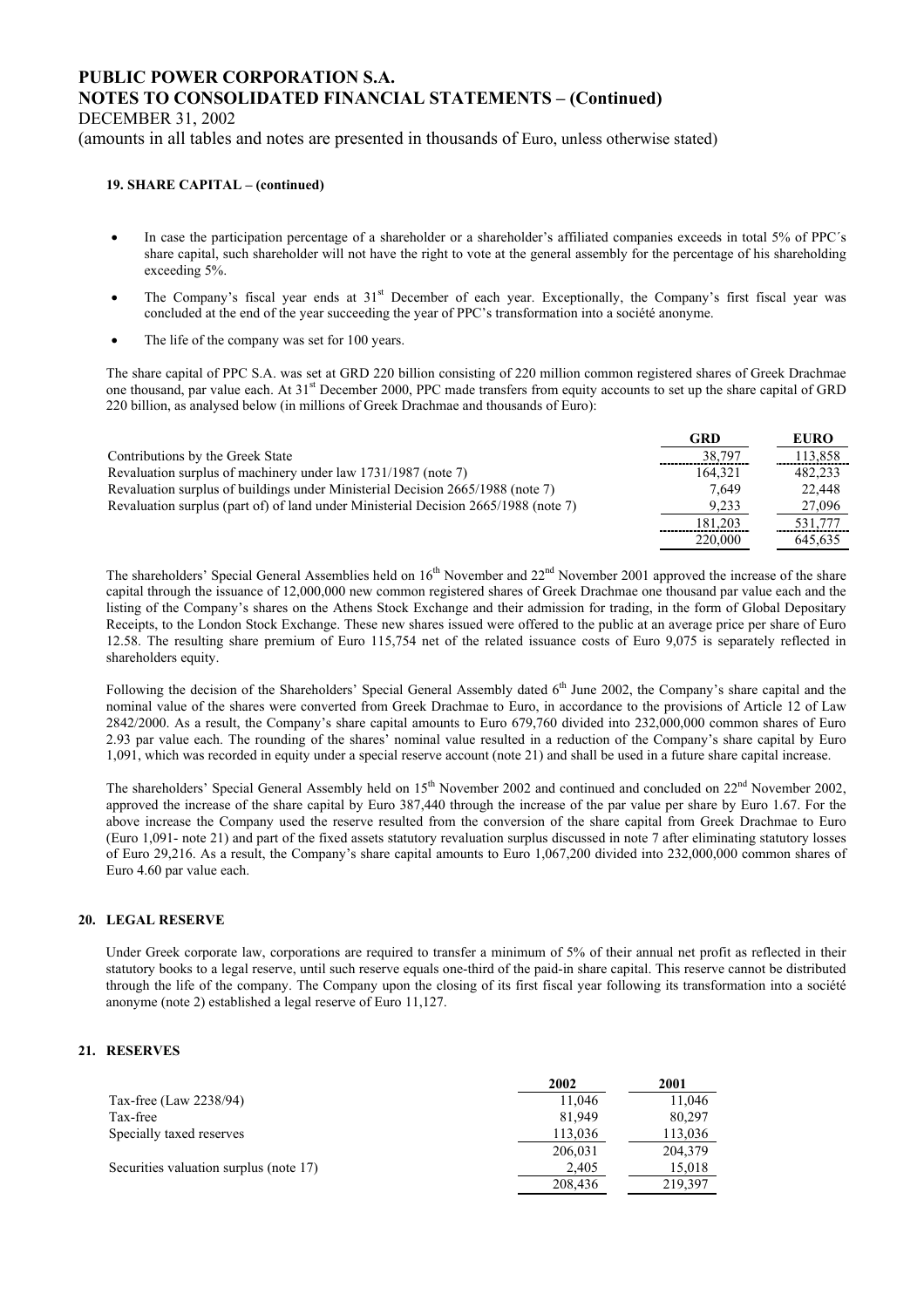#### 19. SHARE CAPITAL – (continued)

- In case the participation percentage of a shareholder or a shareholder's affiliated companies exceeds in total 5% of PPC´s share capital, such shareholder will not have the right to vote at the general assembly for the percentage of his shareholding exceeding 5%.
- The Company's fiscal year ends at 31st December of each year. Exceptionally, the Company's first fiscal year was concluded at the end of the year succeeding the year of PPC's transformation into a société anonyme.
- The life of the company was set for 100 years.

The share capital of PPC S.A. was set at GRD 220 billion consisting of 220 million common registered shares of Greek Drachmae one thousand, par value each. At 31st December 2000, PPC made transfers from equity accounts to set up the share capital of GRD 220 billion, as analysed below (in millions of Greek Drachmae and thousands of Euro):

| | GRD | EURO |
|---|---|---|
| Contributions by the Greek State | 38,797 | 113,858 |
| Revaluation surplus of machinery under law 1731/1987 (note 7) | 164,321 | 482,233 |
| Revaluation surplus of buildings under Ministerial Decision 2665/1988 (note 7) | 7,649 | 22,448 |
| Revaluation surplus (part of) of land under Ministerial Decision 2665/1988 (note 7) | 9,233 | 27,096 |
| | 181,203 | 531,777 |
| | 220,000 | 645,635 |

The shareholders' Special General Assemblies held on 16th November and 22nd November 2001 approved the increase of the share capital through the issuance of 12,000,000 new common registered shares of Greek Drachmae one thousand par value each and the listing of the Company's shares on the Athens Stock Exchange and their admission for trading, in the form of Global Depositary Receipts, to the London Stock Exchange. These new shares issued were offered to the public at an average price per share of Euro 12.58. The resulting share premium of Euro 115,754 net of the related issuance costs of Euro 9,075 is separately reflected in shareholders equity.

Following the decision of the Shareholders' Special General Assembly dated 6th June 2002, the Company's share capital and the nominal value of the shares were converted from Greek Drachmae to Euro, in accordance to the provisions of Article 12 of Law 2842/2000. As a result, the Company's share capital amounts to Euro 679,760 divided into 232,000,000 common shares of Euro 2.93 par value each. The rounding of the shares' nominal value resulted in a reduction of the Company's share capital by Euro 1,091, which was recorded in equity under a special reserve account (note 21) and shall be used in a future share capital increase.

The shareholders' Special General Assembly held on 15th November 2002 and continued and concluded on 22nd November 2002, approved the increase of the share capital by Euro 387,440 through the increase of the par value per share by Euro 1.67. For the above increase the Company used the reserve resulted from the conversion of the share capital from Greek Drachmae to Euro (Euro 1,091- note 21) and part of the fixed assets statutory revaluation surplus discussed in note 7 after eliminating statutory losses of Euro 29,216. As a result, the Company's share capital amounts to Euro 1,067,200 divided into 232,000,000 common shares of Euro 4.60 par value each.

#### 20. LEGAL RESERVE

Under Greek corporate law, corporations are required to transfer a minimum of 5% of their annual net profit as reflected in their statutory books to a legal reserve, until such reserve equals one-third of the paid-in share capital. This reserve cannot be distributed through the life of the company. The Company upon the closing of its first fiscal year following its transformation into a société anonyme (note 2) established a legal reserve of Euro 11,127.

#### 21. RESERVES

| | 2002 | 2001 |
|---|---|---|
| Tax-free (Law 2238/94) | 11,046 | 11,046 |
| Tax-free | 81,949 | 80,297 |
| Specially taxed reserves | 113,036 | 113,036 |
| | 206,031 | 204,379 |
| Securities valuation surplus (note 17) | 2,405 | 15,018 |
| | 208,436 | 219,397 |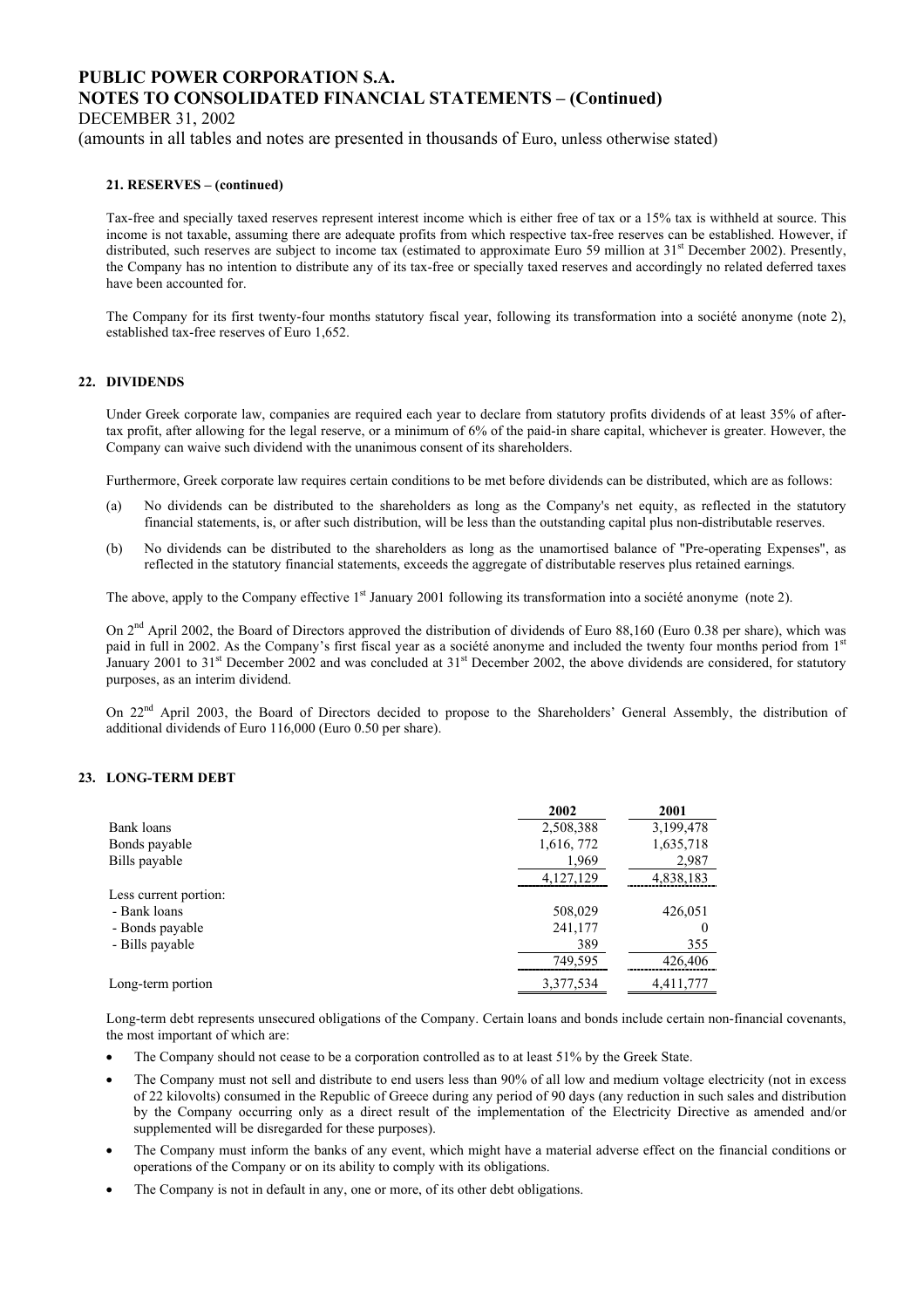**21. RESERVES – (continued)**

Tax-free and specially taxed reserves represent interest income which is either free of tax or a 15% tax is withheld at source. This income is not taxable, assuming there are adequate profits from which respective tax-free reserves can be established. However, if distributed, such reserves are subject to income tax (estimated to approximate Euro 59 million at 31st December 2002). Presently, the Company has no intention to distribute any of its tax-free or specially taxed reserves and accordingly no related deferred taxes have been accounted for.

The Company for its first twenty-four months statutory fiscal year, following its transformation into a société anonyme (note 2), established tax-free reserves of Euro 1,652.

## 22. DIVIDENDS

Under Greek corporate law, companies are required each year to declare from statutory profits dividends of at least 35% of after-tax profit, after allowing for the legal reserve, or a minimum of 6% of the paid-in share capital, whichever is greater. However, the Company can waive such dividend with the unanimous consent of its shareholders.

Furthermore, Greek corporate law requires certain conditions to be met before dividends can be distributed, which are as follows:

(a) No dividends can be distributed to the shareholders as long as the Company's net equity, as reflected in the statutory financial statements, is, or after such distribution, will be less than the outstanding capital plus non-distributable reserves.

(b) No dividends can be distributed to the shareholders as long as the unamortised balance of "Pre-operating Expenses", as reflected in the statutory financial statements, exceeds the aggregate of distributable reserves plus retained earnings.

The above, apply to the Company effective 1st January 2001 following its transformation into a société anonyme (note 2).

On 2nd April 2002, the Board of Directors approved the distribution of dividends of Euro 88,160 (Euro 0.38 per share), which was paid in full in 2002. As the Company's first fiscal year as a société anonyme and included the twenty four months period from 1st January 2001 to 31st December 2002 and was concluded at 31st December 2002, the above dividends are considered, for statutory purposes, as an interim dividend.

On 22nd April 2003, the Board of Directors decided to propose to the Shareholders' General Assembly, the distribution of additional dividends of Euro 116,000 (Euro 0.50 per share).

## 23. LONG-TERM DEBT

| | 2002 | 2001 |
|---|---|---|
| Bank loans | 2,508,388 | 3,199,478 |
| Bonds payable | 1,616, 772 | 1,635,718 |
| Bills payable | 1,969 | 2,987 |
| | 4,127,129 | 4,838,183 |
| Less current portion: | | |
| - Bank loans | 508,029 | 426,051 |
| - Bonds payable | 241,177 | 0 |
| - Bills payable | 389 | 355 |
| | 749,595 | 426,406 |
| Long-term portion | 3,377,534 | 4,411,777 |

Long-term debt represents unsecured obligations of the Company. Certain loans and bonds include certain non-financial covenants, the most important of which are:

- The Company should not cease to be a corporation controlled as to at least 51% by the Greek State.
- The Company must not sell and distribute to end users less than 90% of all low and medium voltage electricity (not in excess of 22 kilovolts) consumed in the Republic of Greece during any period of 90 days (any reduction in such sales and distribution by the Company occurring only as a direct result of the implementation of the Electricity Directive as amended and/or supplemented will be disregarded for these purposes).
- The Company must inform the banks of any event, which might have a material adverse effect on the financial conditions or operations of the Company or on its ability to comply with its obligations.
- The Company is not in default in any, one or more, of its other debt obligations.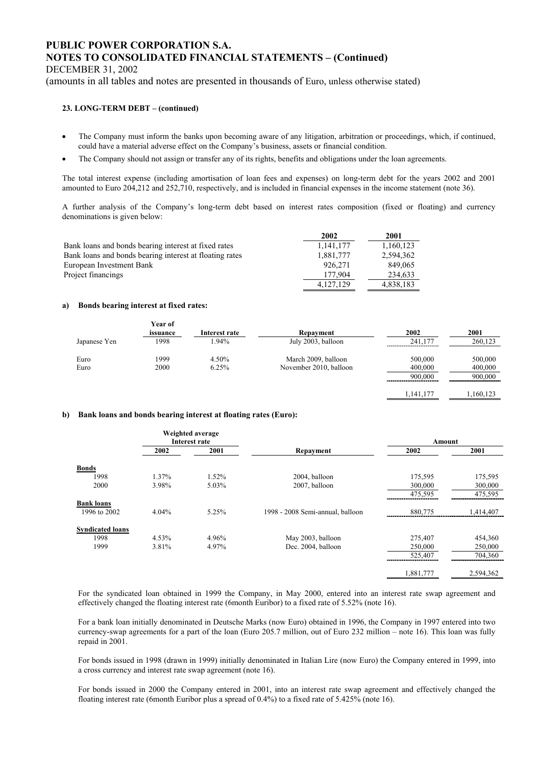#### 23. LONG-TERM DEBT – (continued)

- The Company must inform the banks upon becoming aware of any litigation, arbitration or proceedings, which, if continued, could have a material adverse effect on the Company's business, assets or financial condition.
- The Company should not assign or transfer any of its rights, benefits and obligations under the loan agreements.

The total interest expense (including amortisation of loan fees and expenses) on long-term debt for the years 2002 and 2001 amounted to Euro 204,212 and 252,710, respectively, and is included in financial expenses in the income statement (note 36).

A further analysis of the Company's long-term debt based on interest rates composition (fixed or floating) and currency denominations is given below:

| | 2002 | 2001 |
|---|---|---|
| Bank loans and bonds bearing interest at fixed rates | 1,141,177 | 1,160,123 |
| Bank loans and bonds bearing interest at floating rates | 1,881,777 | 2,594,362 |
| European Investment Bank | 926,271 | 849,065 |
| Project financings | 177,904 | 234,633 |
| | 4,127,129 | 4,838,183 |

**a) Bonds bearing interest at fixed rates:**

| | Year of issuance | Interest rate | Repayment | 2002 | 2001 |
|---|---|---|---|---|---|
| Japanese Yen | 1998 | 1.94% | July 2003, balloon | 241,177 | 260,123 |
| Euro | 1999 | 4.50% | March 2009, balloon | 500,000 | 500,000 |
| Euro | 2000 | 6.25% | November 2010, balloon | 400,000 | 400,000 |
| | | | | 900,000 | 900,000 |
| | | | | 1,141,177 | 1,160,123 |

**b) Bank loans and bonds bearing interest at floating rates (Euro):**

| | Weighted average Interest rate | | | Amount | |
|---|---|---|---|---|---|
| | 2002 | 2001 | Repayment | 2002 | 2001 |
| **Bonds** | | | | | |
| 1998 | 1.37% | 1.52% | 2004, balloon | 175,595 | 175,595 |
| 2000 | 3.98% | 5.03% | 2007, balloon | 300,000 | 300,000 |
| | | | | 475,595 | 475,595 |
| **Bank loans** | | | | | |
| 1996 to 2002 | 4.04% | 5.25% | 1998 - 2008 Semi-annual, balloon | 880,775 | 1,414,407 |
| **Syndicated loans** | | | | | |
| 1998 | 4.53% | 4.96% | May 2003, balloon | 275,407 | 454,360 |
| 1999 | 3.81% | 4.97% | Dec. 2004, balloon | 250,000 | 250,000 |
| | | | | 525,407 | 704,360 |
| | | | | 1,881,777 | 2,594,362 |

For the syndicated loan obtained in 1999 the Company, in May 2000, entered into an interest rate swap agreement and effectively changed the floating interest rate (6month Euribor) to a fixed rate of 5.52% (note 16).

For a bank loan initially denominated in Deutsche Marks (now Euro) obtained in 1996, the Company in 1997 entered into two currency-swap agreements for a part of the loan (Euro 205.7 million, out of Euro 232 million – note 16). This loan was fully repaid in 2001.

For bonds issued in 1998 (drawn in 1999) initially denominated in Italian Lire (now Euro) the Company entered in 1999, into a cross currency and interest rate swap agreement (note 16).

For bonds issued in 2000 the Company entered in 2001, into an interest rate swap agreement and effectively changed the floating interest rate (6month Euribor plus a spread of 0.4%) to a fixed rate of 5.425% (note 16).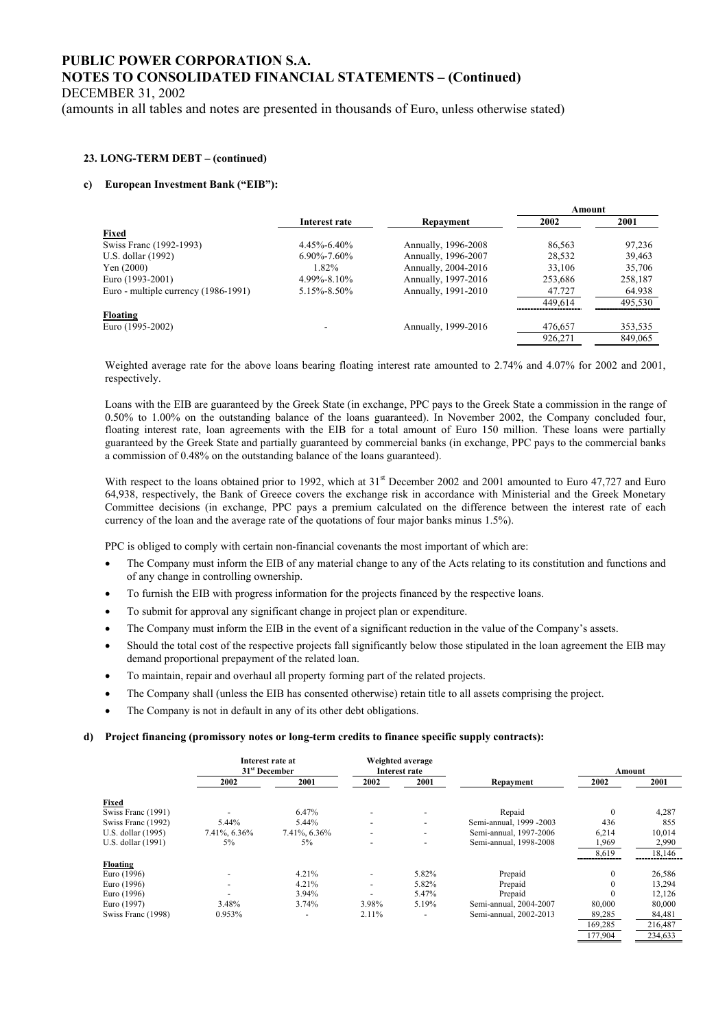**23. LONG-TERM DEBT – (continued)**

**c) European Investment Bank ("EIB"):**

| | Interest rate | Repayment | Amount 2002 | Amount 2001 |
|---|---|---|---|---|
| **Fixed** | | | | |
| Swiss Franc (1992-1993) | 4.45%-6.40% | Annually, 1996-2008 | 86,563 | 97,236 |
| U.S. dollar (1992) | 6.90%-7.60% | Annually, 1996-2007 | 28,532 | 39,463 |
| Yen (2000) | 1.82% | Annually, 2004-2016 | 33,106 | 35,706 |
| Euro (1993-2001) | 4.99%-8.10% | Annually, 1997-2016 | 253,686 | 258,187 |
| Euro - multiple currency (1986-1991) | 5.15%-8.50% | Annually, 1991-2010 | 47.727 | 64.938 |
| | | | 449,614 | 495,530 |
| **Floating** | | | | |
| Euro (1995-2002) | - | Annually, 1999-2016 | 476,657 | 353,535 |
| | | | 926,271 | 849,065 |

Weighted average rate for the above loans bearing floating interest rate amounted to 2.74% and 4.07% for 2002 and 2001, respectively.

Loans with the EIB are guaranteed by the Greek State (in exchange, PPC pays to the Greek State a commission in the range of 0.50% to 1.00% on the outstanding balance of the loans guaranteed). In November 2002, the Company concluded four, floating interest rate, loan agreements with the EIB for a total amount of Euro 150 million. These loans were partially guaranteed by the Greek State and partially guaranteed by commercial banks (in exchange, PPC pays to the commercial banks a commission of 0.48% on the outstanding balance of the loans guaranteed).

With respect to the loans obtained prior to 1992, which at 31st December 2002 and 2001 amounted to Euro 47,727 and Euro 64,938, respectively, the Bank of Greece covers the exchange risk in accordance with Ministerial and the Greek Monetary Committee decisions (in exchange, PPC pays a premium calculated on the difference between the interest rate of each currency of the loan and the average rate of the quotations of four major banks minus 1.5%).

PPC is obliged to comply with certain non-financial covenants the most important of which are:

- The Company must inform the EIB of any material change to any of the Acts relating to its constitution and functions and of any change in controlling ownership.
- To furnish the EIB with progress information for the projects financed by the respective loans.
- To submit for approval any significant change in project plan or expenditure.
- The Company must inform the EIB in the event of a significant reduction in the value of the Company's assets.
- Should the total cost of the respective projects fall significantly below those stipulated in the loan agreement the EIB may demand proportional prepayment of the related loan.
- To maintain, repair and overhaul all property forming part of the related projects.
- The Company shall (unless the EIB has consented otherwise) retain title to all assets comprising the project.
- The Company is not in default in any of its other debt obligations.

**d) Project financing (promissory notes or long-term credits to finance specific supply contracts):**

| | Interest rate at 31st December | | Weighted average Interest rate | | | Amount | |
|---|---|---|---|---|---|---|---|
| | 2002 | 2001 | 2002 | 2001 | Repayment | 2002 | 2001 |
| **Fixed** | | | | | | | |
| Swiss Franc (1991) | - | 6.47% | - | - | Repaid | 0 | 4,287 |
| Swiss Franc (1992) | 5.44% | 5.44% | - | - | Semi-annual, 1999 -2003 | 436 | 855 |
| U.S. dollar (1995) | 7.41%, 6.36% | 7.41%, 6.36% | - | - | Semi-annual, 1997-2006 | 6,214 | 10,014 |
| U.S. dollar (1991) | 5% | 5% | - | - | Semi-annual, 1998-2008 | 1,969 | 2,990 |
| | | | | | | 8,619 | 18,146 |
| **Floating** | | | | | | | |
| Euro (1996) | - | 4.21% | - | 5.82% | Prepaid | 0 | 26,586 |
| Euro (1996) | - | 4.21% | - | 5.82% | Prepaid | 0 | 13,294 |
| Euro (1996) | - | 3.94% | - | 5.47% | Prepaid | 0 | 12,126 |
| Euro (1997) | 3.48% | 3.74% | 3.98% | 5.19% | Semi-annual, 2004-2007 | 80,000 | 80,000 |
| Swiss Franc (1998) | 0.953% | - | 2.11% | - | Semi-annual, 2002-2013 | 89,285 | 84,481 |
| | | | | | | 169,285 | 216,487 |
| | | | | | | 177,904 | 234,633 |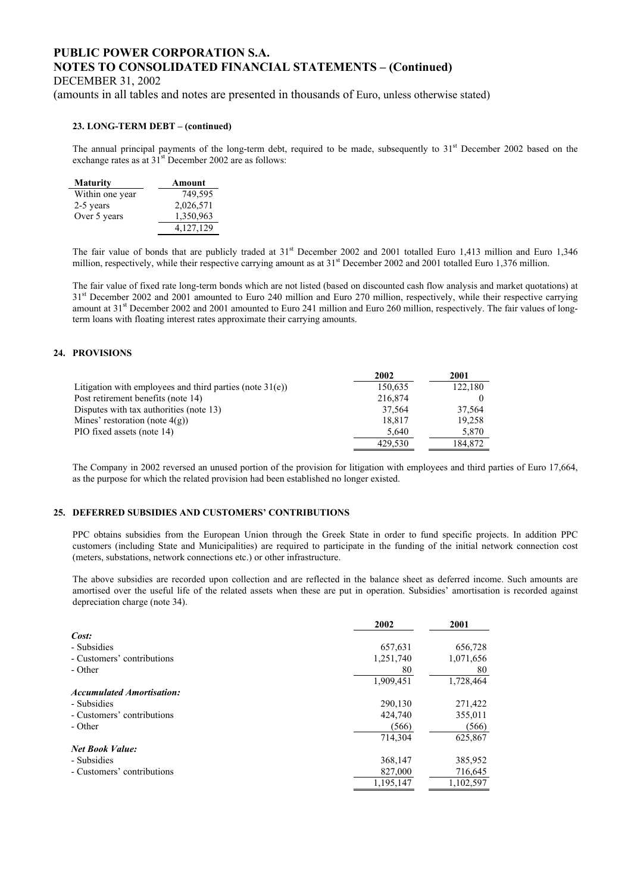**PUBLIC POWER CORPORATION S.A.**
**NOTES TO CONSOLIDATED FINANCIAL STATEMENTS – (Continued)**
DECEMBER 31, 2002
(amounts in all tables and notes are presented in thousands of Euro, unless otherwise stated)

#### 23. LONG-TERM DEBT – (continued)

The annual principal payments of the long-term debt, required to be made, subsequently to 31st December 2002 based on the exchange rates as at 31st December 2002 are as follows:

| Maturity | Amount |
|---|---|
| Within one year | 749,595 |
| 2-5 years | 2,026,571 |
| Over 5 years | 1,350,963 |
| | 4,127,129 |

The fair value of bonds that are publicly traded at 31st December 2002 and 2001 totalled Euro 1,413 million and Euro 1,346 million, respectively, while their respective carrying amount as at 31st December 2002 and 2001 totalled Euro 1,376 million.

The fair value of fixed rate long-term bonds which are not listed (based on discounted cash flow analysis and market quotations) at 31st December 2002 and 2001 amounted to Euro 240 million and Euro 270 million, respectively, while their respective carrying amount at 31st December 2002 and 2001 amounted to Euro 241 million and Euro 260 million, respectively. The fair values of long-term loans with floating interest rates approximate their carrying amounts.

#### 24. PROVISIONS

| | 2002 | 2001 |
|---|---|---|
| Litigation with employees and third parties (note 31(e)) | 150,635 | 122,180 |
| Post retirement benefits (note 14) | 216,874 | 0 |
| Disputes with tax authorities (note 13) | 37,564 | 37,564 |
| Mines' restoration (note 4(g)) | 18,817 | 19,258 |
| PIO fixed assets (note 14) | 5,640 | 5,870 |
| | 429,530 | 184,872 |

The Company in 2002 reversed an unused portion of the provision for litigation with employees and third parties of Euro 17,664, as the purpose for which the related provision had been established no longer existed.

#### 25. DEFERRED SUBSIDIES AND CUSTOMERS' CONTRIBUTIONS

PPC obtains subsidies from the European Union through the Greek State in order to fund specific projects. In addition PPC customers (including State and Municipalities) are required to participate in the funding of the initial network connection cost (meters, substations, network connections etc.) or other infrastructure.

The above subsidies are recorded upon collection and are reflected in the balance sheet as deferred income. Such amounts are amortised over the useful life of the related assets when these are put in operation. Subsidies' amortisation is recorded against depreciation charge (note 34).

| | 2002 | 2001 |
|---|---|---|
| ***Cost:*** | | |
| - Subsidies | 657,631 | 656,728 |
| - Customers' contributions | 1,251,740 | 1,071,656 |
| - Other | 80 | 80 |
| | 1,909,451 | 1,728,464 |
| ***Accumulated Amortisation:*** | | |
| - Subsidies | 290,130 | 271,422 |
| - Customers' contributions | 424,740 | 355,011 |
| - Other | (566) | (566) |
| | 714,304 | 625,867 |
| ***Net Book Value:*** | | |
| - Subsidies | 368,147 | 385,952 |
| - Customers' contributions | 827,000 | 716,645 |
| | 1,195,147 | 1,102,597 |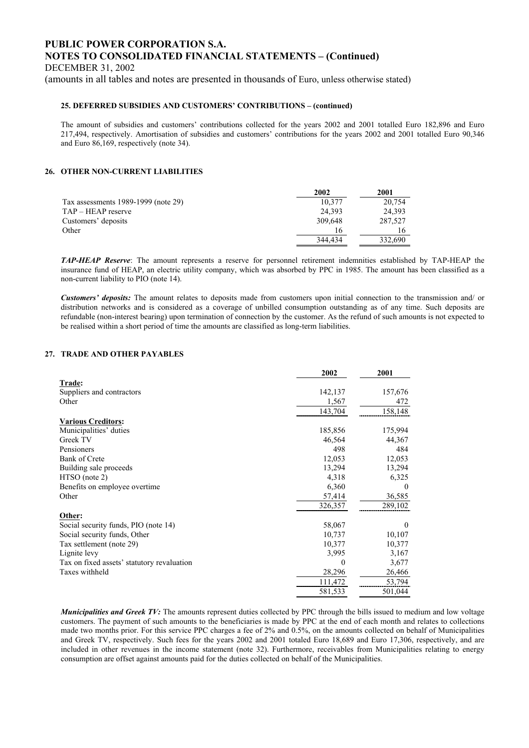**25. DEFERRED SUBSIDIES AND CUSTOMERS' CONTRIBUTIONS – (continued)**

The amount of subsidies and customers' contributions collected for the years 2002 and 2001 totalled Euro 182,896 and Euro 217,494, respectively. Amortisation of subsidies and customers' contributions for the years 2002 and 2001 totalled Euro 90,346 and Euro 86,169, respectively (note 34).

## 26. OTHER NON-CURRENT LIABILITIES

| | 2002 | 2001 |
|---|---|---|
| Tax assessments 1989-1999 (note 29) | 10,377 | 20,754 |
| TAP – HEAP reserve | 24,393 | 24,393 |
| Customers' deposits | 309,648 | 287,527 |
| Other | 16 | 16 |
| | 344,434 | 332,690 |

***TAP-HEAP Reserve***: The amount represents a reserve for personnel retirement indemnities established by TAP-HEAP the insurance fund of HEAP, an electric utility company, which was absorbed by PPC in 1985. The amount has been classified as a non-current liability to PIO (note 14).

***Customers' deposits:*** The amount relates to deposits made from customers upon initial connection to the transmission and/ or distribution networks and is considered as a coverage of unbilled consumption outstanding as of any time. Such deposits are refundable (non-interest bearing) upon termination of connection by the customer. As the refund of such amounts is not expected to be realised within a short period of time the amounts are classified as long-term liabilities.

## 27. TRADE AND OTHER PAYABLES

| | 2002 | 2001 |
|---|---|---|
| **Trade:** | | |
| Suppliers and contractors | 142,137 | 157,676 |
| Other | 1,567 | 472 |
| | 143,704 | 158,148 |
| **Various Creditors:** | | |
| Municipalities' duties | 185,856 | 175,994 |
| Greek TV | 46,564 | 44,367 |
| Pensioners | 498 | 484 |
| Bank of Crete | 12,053 | 12,053 |
| Building sale proceeds | 13,294 | 13,294 |
| HTSO (note 2) | 4,318 | 6,325 |
| Benefits on employee overtime | 6,360 | 0 |
| Other | 57,414 | 36,585 |
| | 326,357 | 289,102 |
| **Other:** | | |
| Social security funds, PIO (note 14) | 58,067 | 0 |
| Social security funds, Other | 10,737 | 10,107 |
| Tax settlement (note 29) | 10,377 | 10,377 |
| Lignite levy | 3,995 | 3,167 |
| Tax on fixed assets' statutory revaluation | 0 | 3,677 |
| Taxes withheld | 28,296 | 26,466 |
| | 111,472 | 53,794 |
| | 581,533 | 501,044 |

***Municipalities and Greek TV:*** The amounts represent duties collected by PPC through the bills issued to medium and low voltage customers. The payment of such amounts to the beneficiaries is made by PPC at the end of each month and relates to collections made two months prior. For this service PPC charges a fee of 2% and 0.5%, on the amounts collected on behalf of Municipalities and Greek TV, respectively. Such fees for the years 2002 and 2001 totaled Euro 18,689 and Euro 17,306, respectively, and are included in other revenues in the income statement (note 32). Furthermore, receivables from Municipalities relating to energy consumption are offset against amounts paid for the duties collected on behalf of the Municipalities.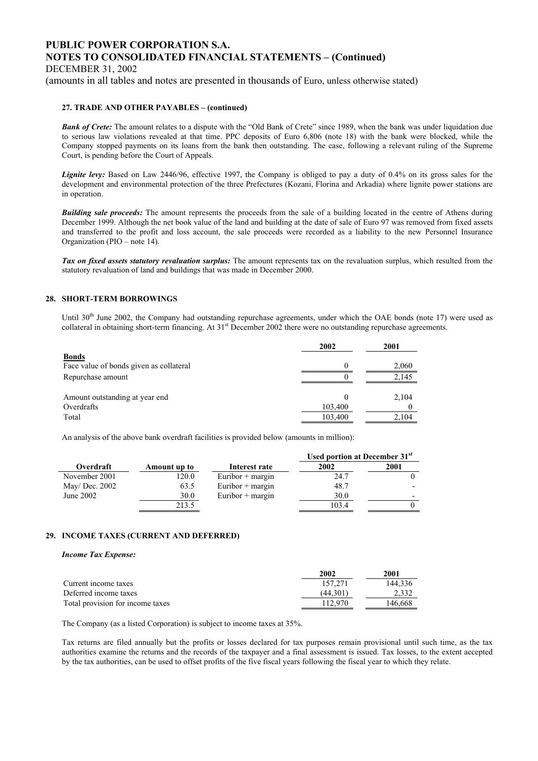### 27. TRADE AND OTHER PAYABLES – (continued)

***Bank of Crete:*** The amount relates to a dispute with the "Old Bank of Crete" since 1989, when the bank was under liquidation due to serious law violations revealed at that time. PPC deposits of Euro 6,806 (note 18) with the bank were blocked, while the Company stopped payments on its loans from the bank then outstanding. The case, following a relevant ruling of the Supreme Court, is pending before the Court of Appeals.

***Lignite levy:*** Based on Law 2446/96, effective 1997, the Company is obliged to pay a duty of 0.4% on its gross sales for the development and environmental protection of the three Prefectures (Kozani, Florina and Arkadia) where lignite power stations are in operation.

***Building sale proceeds:*** The amount represents the proceeds from the sale of a building located in the centre of Athens during December 1999. Although the net book value of the land and building at the date of sale of Euro 97 was removed from fixed assets and transferred to the profit and loss account, the sale proceeds were recorded as a liability to the new Personnel Insurance Organization (PIO – note 14).

***Tax on fixed assets statutory revaluation surplus:*** The amount represents tax on the revaluation surplus, which resulted from the statutory revaluation of land and buildings that was made in December 2000.

## 28. SHORT-TERM BORROWINGS

Until 30th June 2002, the Company had outstanding repurchase agreements, under which the OAE bonds (note 17) were used as collateral in obtaining short-term financing. At 31st December 2002 there were no outstanding repurchase agreements.

| | 2002 | 2001 |
|---|---|---|
| **Bonds** | | |
| Face value of bonds given as collateral | 0 | 2,060 |
| Repurchase amount | 0 | 2,145 |
| | | |
| Amount outstanding at year end | 0 | 2,104 |
| Overdrafts | 103,400 | 0 |
| Total | 103,400 | 2,104 |

An analysis of the above bank overdraft facilities is provided below (amounts in million):

| Overdraft | Amount up to | Interest rate | Used portion at December 31st 2002 | 2001 |
|---|---|---|---|---|
| November 2001 | 120.0 | Euribor + margin | 24.7 | 0 |
| May/ Dec. 2002 | 63.5 | Euribor + margin | 48.7 | - |
| June 2002 | 30.0 | Euribor + margin | 30.0 | - |
| | 213.5 | | 103.4 | 0 |

## 29. INCOME TAXES (CURRENT AND DEFERRED)

***Income Tax Expense:***

| | 2002 | 2001 |
|---|---|---|
| Current income taxes | 157,271 | 144,336 |
| Deferred income taxes | (44,301) | 2,332 |
| Total provision for income taxes | 112,970 | 146,668 |

The Company (as a listed Corporation) is subject to income taxes at 35%.

Tax returns are filed annually but the profits or losses declared for tax purposes remain provisional until such time, as the tax authorities examine the returns and the records of the taxpayer and a final assessment is issued. Tax losses, to the extent accepted by the tax authorities, can be used to offset profits of the five fiscal years following the fiscal year to which they relate.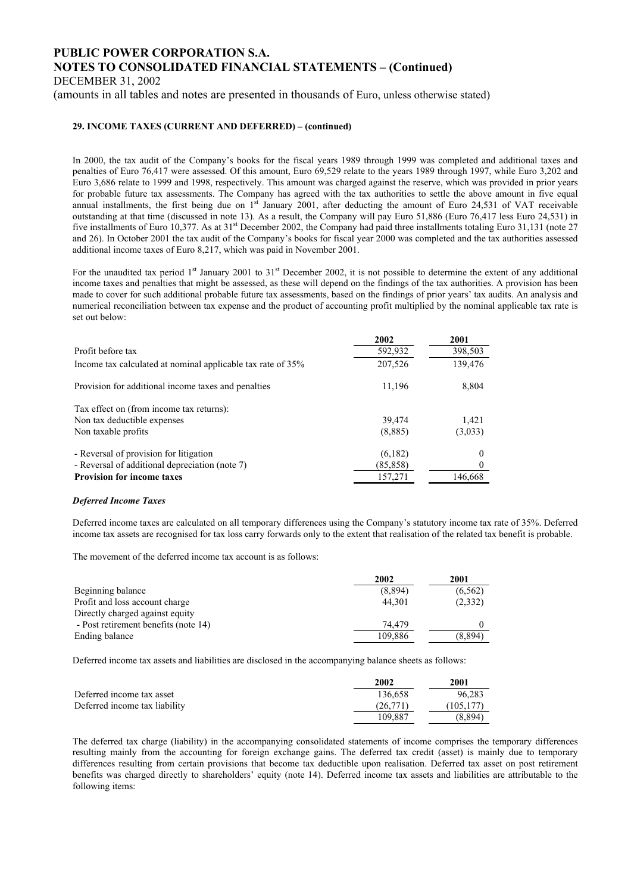## 29. INCOME TAXES (CURRENT AND DEFERRED) – (continued)

In 2000, the tax audit of the Company's books for the fiscal years 1989 through 1999 was completed and additional taxes and penalties of Euro 76,417 were assessed. Of this amount, Euro 69,529 relate to the years 1989 through 1997, while Euro 3,202 and Euro 3,686 relate to 1999 and 1998, respectively. This amount was charged against the reserve, which was provided in prior years for probable future tax assessments. The Company has agreed with the tax authorities to settle the above amount in five equal annual installments, the first being due on 1st January 2001, after deducting the amount of Euro 24,531 of VAT receivable outstanding at that time (discussed in note 13). As a result, the Company will pay Euro 51,886 (Euro 76,417 less Euro 24,531) in five installments of Euro 10,377. As at 31st December 2002, the Company had paid three installments totaling Euro 31,131 (note 27 and 26). In October 2001 the tax audit of the Company's books for fiscal year 2000 was completed and the tax authorities assessed additional income taxes of Euro 8,217, which was paid in November 2001.

For the unaudited tax period 1st January 2001 to 31st December 2002, it is not possible to determine the extent of any additional income taxes and penalties that might be assessed, as these will depend on the findings of the tax authorities. A provision has been made to cover for such additional probable future tax assessments, based on the findings of prior years' tax audits. An analysis and numerical reconciliation between tax expense and the product of accounting profit multiplied by the nominal applicable tax rate is set out below:

| | 2002 | 2001 |
|---|---|---|
| Profit before tax | 592,932 | 398,503 |
| Income tax calculated at nominal applicable tax rate of 35% | 207,526 | 139,476 |
| Provision for additional income taxes and penalties | 11,196 | 8,804 |
| Tax effect on (from income tax returns): | | |
| Non tax deductible expenses | 39,474 | 1,421 |
| Non taxable profits | (8,885) | (3,033) |
| - Reversal of provision for litigation | (6,182) | 0 |
| - Reversal of additional depreciation (note 7) | (85,858) | 0 |
| **Provision for income taxes** | 157,271 | 146,668 |

### *Deferred Income Taxes*

Deferred income taxes are calculated on all temporary differences using the Company's statutory income tax rate of 35%. Deferred income tax assets are recognised for tax loss carry forwards only to the extent that realisation of the related tax benefit is probable.

The movement of the deferred income tax account is as follows:

| | 2002 | 2001 |
|---|---|---|
| Beginning balance | (8,894) | (6,562) |
| Profit and loss account charge | 44,301 | (2,332) |
| Directly charged against equity | | |
| - Post retirement benefits (note 14) | 74,479 | 0 |
| Ending balance | 109,886 | (8,894) |

Deferred income tax assets and liabilities are disclosed in the accompanying balance sheets as follows:

| | 2002 | 2001 |
|---|---|---|
| Deferred income tax asset | 136,658 | 96,283 |
| Deferred income tax liability | (26,771) | (105,177) |
| | 109,887 | (8,894) |

The deferred tax charge (liability) in the accompanying consolidated statements of income comprises the temporary differences resulting mainly from the accounting for foreign exchange gains. The deferred tax credit (asset) is mainly due to temporary differences resulting from certain provisions that become tax deductible upon realisation. Deferred tax asset on post retirement benefits was charged directly to shareholders' equity (note 14). Deferred income tax assets and liabilities are attributable to the following items: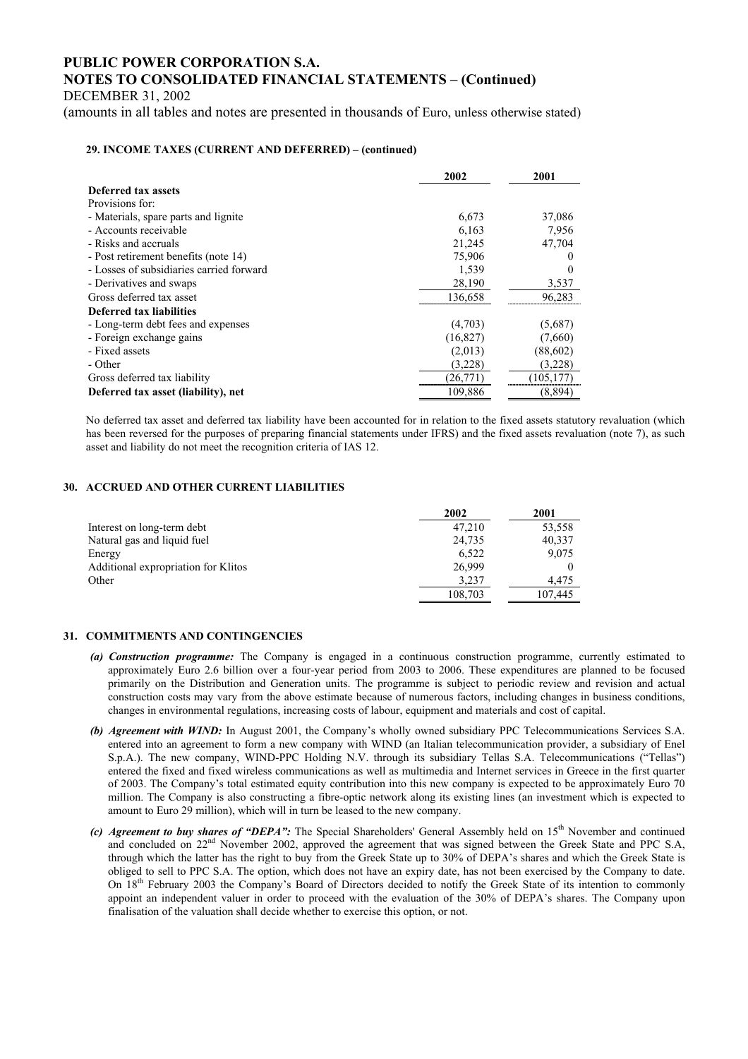# PUBLIC POWER CORPORATION S.A.
# NOTES TO CONSOLIDATED FINANCIAL STATEMENTS – (Continued)

DECEMBER 31, 2002

(amounts in all tables and notes are presented in thousands of Euro, unless otherwise stated)

### 29. INCOME TAXES (CURRENT AND DEFERRED) – (continued)

| | 2002 | 2001 |
|---|---|---|
| **Deferred tax assets** | | |
| Provisions for: | | |
| - Materials, spare parts and lignite | 6,673 | 37,086 |
| - Accounts receivable | 6,163 | 7,956 |
| - Risks and accruals | 21,245 | 47,704 |
| - Post retirement benefits (note 14) | 75,906 | 0 |
| - Losses of subsidiaries carried forward | 1,539 | 0 |
| - Derivatives and swaps | 28,190 | 3,537 |
| Gross deferred tax asset | 136,658 | 96,283 |
| **Deferred tax liabilities** | | |
| - Long-term debt fees and expenses | (4,703) | (5,687) |
| - Foreign exchange gains | (16,827) | (7,660) |
| - Fixed assets | (2,013) | (88,602) |
| - Other | (3,228) | (3,228) |
| Gross deferred tax liability | (26,771) | (105,177) |
| **Deferred tax asset (liability), net** | 109,886 | (8,894) |

No deferred tax asset and deferred tax liability have been accounted for in relation to the fixed assets statutory revaluation (which has been reversed for the purposes of preparing financial statements under IFRS) and the fixed assets revaluation (note 7), as such asset and liability do not meet the recognition criteria of IAS 12.

### 30. ACCRUED AND OTHER CURRENT LIABILITIES

| | 2002 | 2001 |
|---|---|---|
| Interest on long-term debt | 47,210 | 53,558 |
| Natural gas and liquid fuel | 24,735 | 40,337 |
| Energy | 6,522 | 9,075 |
| Additional expropriation for Klitos | 26,999 | 0 |
| Other | 3,237 | 4,475 |
| | 108,703 | 107,445 |

### 31. COMMITMENTS AND CONTINGENCIES

*(a)* ***Construction programme:*** The Company is engaged in a continuous construction programme, currently estimated to approximately Euro 2.6 billion over a four-year period from 2003 to 2006. These expenditures are planned to be focused primarily on the Distribution and Generation units. The programme is subject to periodic review and revision and actual construction costs may vary from the above estimate because of numerous factors, including changes in business conditions, changes in environmental regulations, increasing costs of labour, equipment and materials and cost of capital.

*(b)* ***Agreement with WIND:*** In August 2001, the Company's wholly owned subsidiary PPC Telecommunications Services S.A. entered into an agreement to form a new company with WIND (an Italian telecommunication provider, a subsidiary of Enel S.p.A.). The new company, WIND-PPC Holding N.V. through its subsidiary Tellas S.A. Telecommunications ("Tellas") entered the fixed and fixed wireless communications as well as multimedia and Internet services in Greece in the first quarter of 2003. The Company's total estimated equity contribution into this new company is expected to be approximately Euro 70 million. The Company is also constructing a fibre-optic network along its existing lines (an investment which is expected to amount to Euro 29 million), which will in turn be leased to the new company.

*(c)* ***Agreement to buy shares of "DEPA":*** The Special Shareholders' General Assembly held on 15th November and continued and concluded on 22nd November 2002, approved the agreement that was signed between the Greek State and PPC S.A, through which the latter has the right to buy from the Greek State up to 30% of DEPA's shares and which the Greek State is obliged to sell to PPC S.A. The option, which does not have an expiry date, has not been exercised by the Company to date. On 18th February 2003 the Company's Board of Directors decided to notify the Greek State of its intention to commonly appoint an independent valuer in order to proceed with the evaluation of the 30% of DEPA's shares. The Company upon finalisation of the valuation shall decide whether to exercise this option, or not.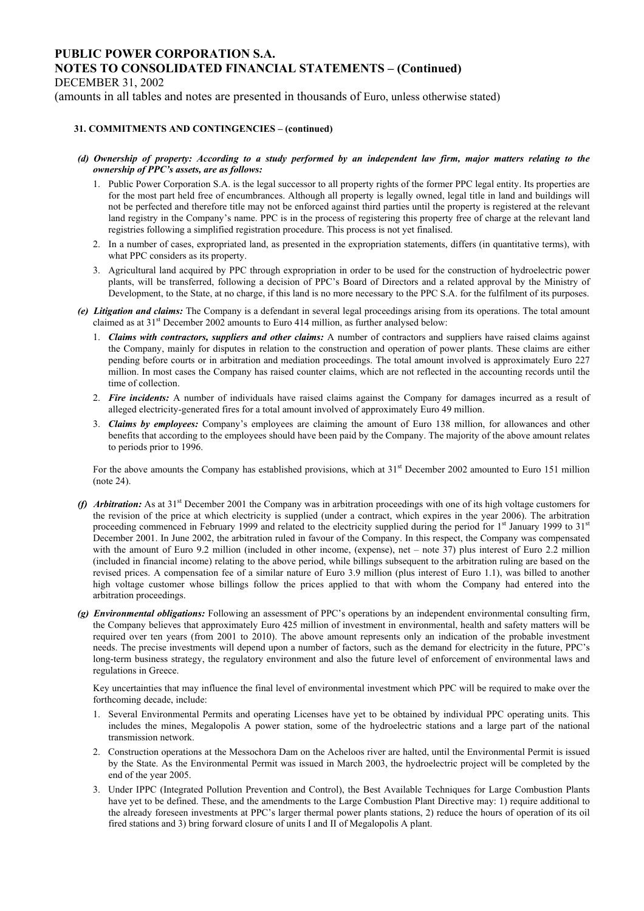**31. COMMITMENTS AND CONTINGENCIES – (continued)**

***(d) Ownership of property: According to a study performed by an independent law firm, major matters relating to the ownership of PPC's assets, are as follows:***

1. Public Power Corporation S.A. is the legal successor to all property rights of the former PPC legal entity. Its properties are for the most part held free of encumbrances. Although all property is legally owned, legal title in land and buildings will not be perfected and therefore title may not be enforced against third parties until the property is registered at the relevant land registry in the Company's name. PPC is in the process of registering this property free of charge at the relevant land registries following a simplified registration procedure. This process is not yet finalised.
2. In a number of cases, expropriated land, as presented in the expropriation statements, differs (in quantitative terms), with what PPC considers as its property.
3. Agricultural land acquired by PPC through expropriation in order to be used for the construction of hydroelectric power plants, will be transferred, following a decision of PPC's Board of Directors and a related approval by the Ministry of Development, to the State, at no charge, if this land is no more necessary to the PPC S.A. for the fulfilment of its purposes.

***(e) Litigation and claims:*** The Company is a defendant in several legal proceedings arising from its operations. The total amount claimed as at 31st December 2002 amounts to Euro 414 million, as further analysed below:

1. ***Claims with contractors, suppliers and other claims:*** A number of contractors and suppliers have raised claims against the Company, mainly for disputes in relation to the construction and operation of power plants. These claims are either pending before courts or in arbitration and mediation proceedings. The total amount involved is approximately Euro 227 million. In most cases the Company has raised counter claims, which are not reflected in the accounting records until the time of collection.
2. ***Fire incidents:*** A number of individuals have raised claims against the Company for damages incurred as a result of alleged electricity-generated fires for a total amount involved of approximately Euro 49 million.
3. ***Claims by employees:*** Company's employees are claiming the amount of Euro 138 million, for allowances and other benefits that according to the employees should have been paid by the Company. The majority of the above amount relates to periods prior to 1996.

For the above amounts the Company has established provisions, which at 31st December 2002 amounted to Euro 151 million (note 24).

***(f) Arbitration:*** As at 31st December 2001 the Company was in arbitration proceedings with one of its high voltage customers for the revision of the price at which electricity is supplied (under a contract, which expires in the year 2006). The arbitration proceeding commenced in February 1999 and related to the electricity supplied during the period for 1st January 1999 to 31st December 2001. In June 2002, the arbitration ruled in favour of the Company. In this respect, the Company was compensated with the amount of Euro 9.2 million (included in other income, (expense), net – note 37) plus interest of Euro 2.2 million (included in financial income) relating to the above period, while billings subsequent to the arbitration ruling are based on the revised prices. A compensation fee of a similar nature of Euro 3.9 million (plus interest of Euro 1.1), was billed to another high voltage customer whose billings follow the prices applied to that with whom the Company had entered into the arbitration proceedings.

***(g) Environmental obligations:*** Following an assessment of PPC's operations by an independent environmental consulting firm, the Company believes that approximately Euro 425 million of investment in environmental, health and safety matters will be required over ten years (from 2001 to 2010). The above amount represents only an indication of the probable investment needs. The precise investments will depend upon a number of factors, such as the demand for electricity in the future, PPC's long-term business strategy, the regulatory environment and also the future level of enforcement of environmental laws and regulations in Greece.

Key uncertainties that may influence the final level of environmental investment which PPC will be required to make over the forthcoming decade, include:

1. Several Environmental Permits and operating Licenses have yet to be obtained by individual PPC operating units. This includes the mines, Megalopolis A power station, some of the hydroelectric stations and a large part of the national transmission network.
2. Construction operations at the Messochora Dam on the Acheloos river are halted, until the Environmental Permit is issued by the State. As the Environmental Permit was issued in March 2003, the hydroelectric project will be completed by the end of the year 2005.
3. Under IPPC (Integrated Pollution Prevention and Control), the Best Available Techniques for Large Combustion Plants have yet to be defined. These, and the amendments to the Large Combustion Plant Directive may: 1) require additional to the already foreseen investments at PPC's larger thermal power plants stations, 2) reduce the hours of operation of its oil fired stations and 3) bring forward closure of units I and II of Megalopolis A plant.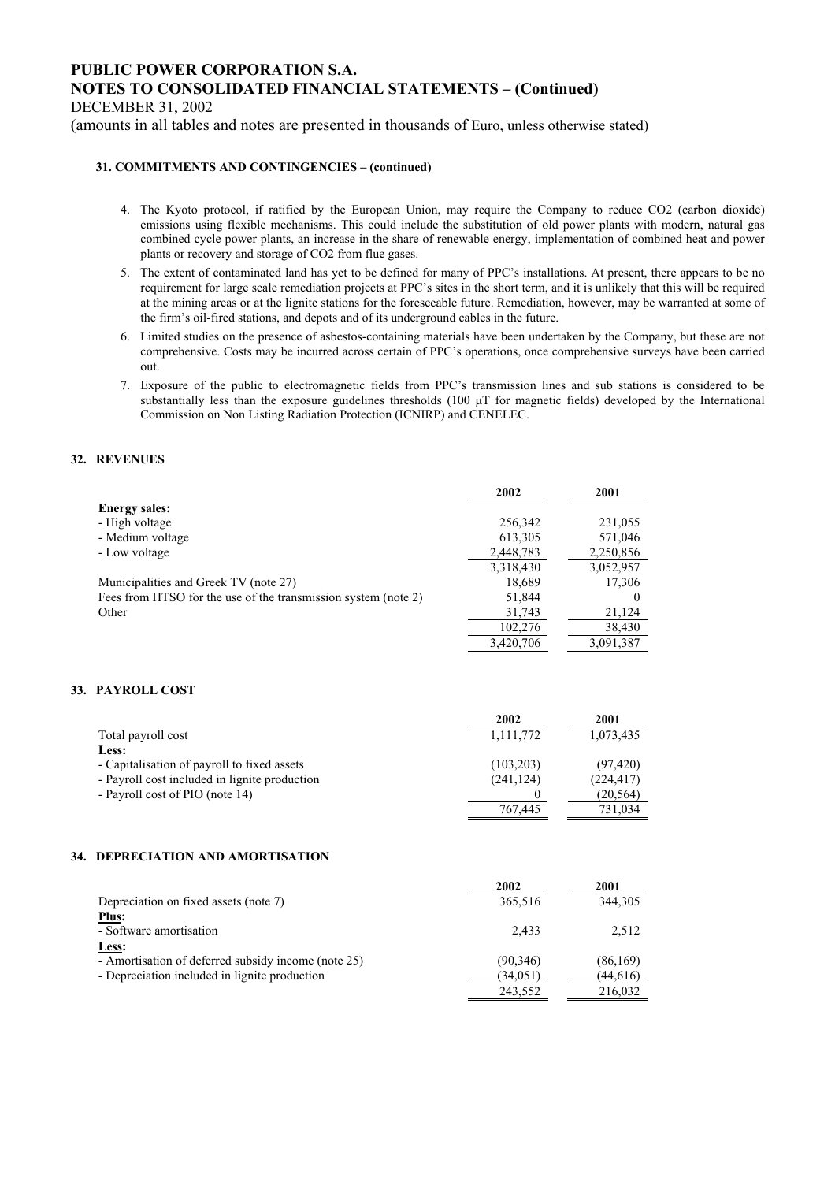#### 31. COMMITMENTS AND CONTINGENCIES – (continued)

4. The Kyoto protocol, if ratified by the European Union, may require the Company to reduce CO2 (carbon dioxide) emissions using flexible mechanisms. This could include the substitution of old power plants with modern, natural gas combined cycle power plants, an increase in the share of renewable energy, implementation of combined heat and power plants or recovery and storage of CO2 from flue gases.
5. The extent of contaminated land has yet to be defined for many of PPC's installations. At present, there appears to be no requirement for large scale remediation projects at PPC's sites in the short term, and it is unlikely that this will be required at the mining areas or at the lignite stations for the foreseeable future. Remediation, however, may be warranted at some of the firm's oil-fired stations, and depots and of its underground cables in the future.
6. Limited studies on the presence of asbestos-containing materials have been undertaken by the Company, but these are not comprehensive. Costs may be incurred across certain of PPC's operations, once comprehensive surveys have been carried out.
7. Exposure of the public to electromagnetic fields from PPC's transmission lines and sub stations is considered to be substantially less than the exposure guidelines thresholds (100 μT for magnetic fields) developed by the International Commission on Non Listing Radiation Protection (ICNIRP) and CENELEC.

## 32. REVENUES

| | 2002 | 2001 |
|---|---|---|
| **Energy sales:** | | |
| - High voltage | 256,342 | 231,055 |
| - Medium voltage | 613,305 | 571,046 |
| - Low voltage | 2,448,783 | 2,250,856 |
| | 3,318,430 | 3,052,957 |
| Municipalities and Greek TV (note 27) | 18,689 | 17,306 |
| Fees from HTSO for the use of the transmission system (note 2) | 51,844 | 0 |
| Other | 31,743 | 21,124 |
| | 102,276 | 38,430 |
| | 3,420,706 | 3,091,387 |

## 33. PAYROLL COST

| | 2002 | 2001 |
|---|---|---|
| Total payroll cost | 1,111,772 | 1,073,435 |
| **Less:** | | |
| - Capitalisation of payroll to fixed assets | (103,203) | (97,420) |
| - Payroll cost included in lignite production | (241,124) | (224,417) |
| - Payroll cost of PIO (note 14) | 0 | (20,564) |
| | 767,445 | 731,034 |

## 34. DEPRECIATION AND AMORTISATION

| | 2002 | 2001 |
|---|---|---|
| Depreciation on fixed assets (note 7) | 365,516 | 344,305 |
| **Plus:** | | |
| - Software amortisation | 2,433 | 2,512 |
| **Less:** | | |
| - Amortisation of deferred subsidy income (note 25) | (90,346) | (86,169) |
| - Depreciation included in lignite production | (34,051) | (44,616) |
| | 243,552 | 216,032 |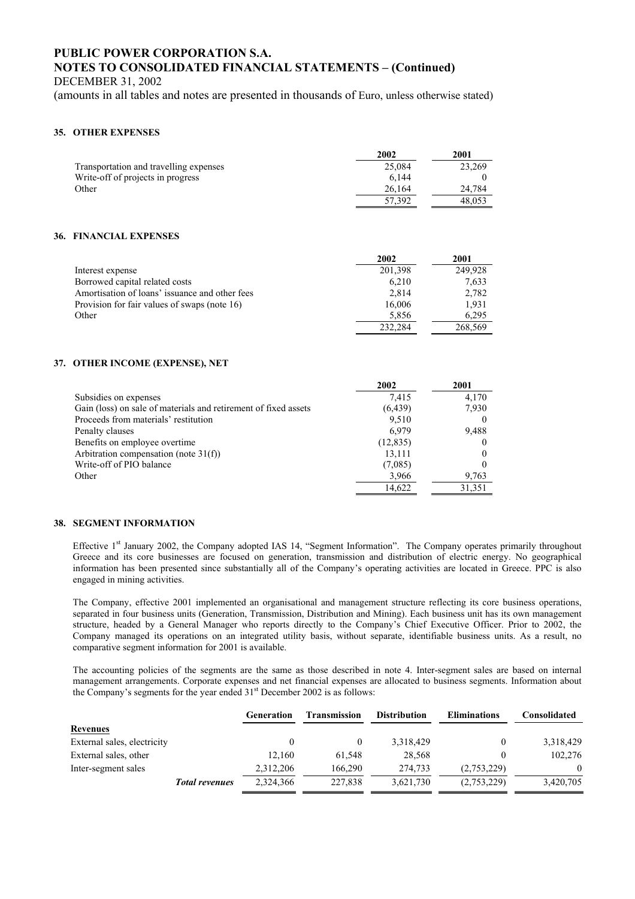# PUBLIC POWER CORPORATION S.A.
## NOTES TO CONSOLIDATED FINANCIAL STATEMENTS – (Continued)

DECEMBER 31, 2002

(amounts in all tables and notes are presented in thousands of Euro, unless otherwise stated)

### 35. OTHER EXPENSES

| | 2002 | 2001 |
|---|---|---|
| Transportation and travelling expenses | 25,084 | 23,269 |
| Write-off of projects in progress | 6,144 | 0 |
| Other | 26,164 | 24,784 |
| | 57,392 | 48,053 |

### 36. FINANCIAL EXPENSES

| | 2002 | 2001 |
|---|---|---|
| Interest expense | 201,398 | 249,928 |
| Borrowed capital related costs | 6,210 | 7,633 |
| Amortisation of loans' issuance and other fees | 2,814 | 2,782 |
| Provision for fair values of swaps (note 16) | 16,006 | 1,931 |
| Other | 5,856 | 6,295 |
| | 232,284 | 268,569 |

### 37. OTHER INCOME (EXPENSE), NET

| | 2002 | 2001 |
|---|---|---|
| Subsidies on expenses | 7,415 | 4,170 |
| Gain (loss) on sale of materials and retirement of fixed assets | (6,439) | 7,930 |
| Proceeds from materials' restitution | 9,510 | 0 |
| Penalty clauses | 6,979 | 9,488 |
| Benefits on employee overtime | (12,835) | 0 |
| Arbitration compensation (note 31(f)) | 13,111 | 0 |
| Write-off of PIO balance | (7,085) | 0 |
| Other | 3,966 | 9,763 |
| | 14,622 | 31,351 |

### 38. SEGMENT INFORMATION

Effective 1st January 2002, the Company adopted IAS 14, "Segment Information". The Company operates primarily throughout Greece and its core businesses are focused on generation, transmission and distribution of electric energy. No geographical information has been presented since substantially all of the Company's operating activities are located in Greece. PPC is also engaged in mining activities.

The Company, effective 2001 implemented an organisational and management structure reflecting its core business operations, separated in four business units (Generation, Transmission, Distribution and Mining). Each business unit has its own management structure, headed by a General Manager who reports directly to the Company's Chief Executive Officer. Prior to 2002, the Company managed its operations on an integrated utility basis, without separate, identifiable business units. As a result, no comparative segment information for 2001 is available.

The accounting policies of the segments are the same as those described in note 4. Inter-segment sales are based on internal management arrangements. Corporate expenses and net financial expenses are allocated to business segments. Information about the Company's segments for the year ended 31st December 2002 is as follows:

| | Generation | Transmission | Distribution | Eliminations | Consolidated |
|---|---|---|---|---|---|
| **Revenues** | | | | | |
| External sales, electricity | 0 | 0 | 3,318,429 | 0 | 3,318,429 |
| External sales, other | 12,160 | 61,548 | 28,568 | 0 | 102,276 |
| Inter-segment sales | 2,312,206 | 166,290 | 274,733 | (2,753,229) | 0 |
| ***Total revenues*** | 2,324,366 | 227,838 | 3,621,730 | (2,753,229) | 3,420,705 |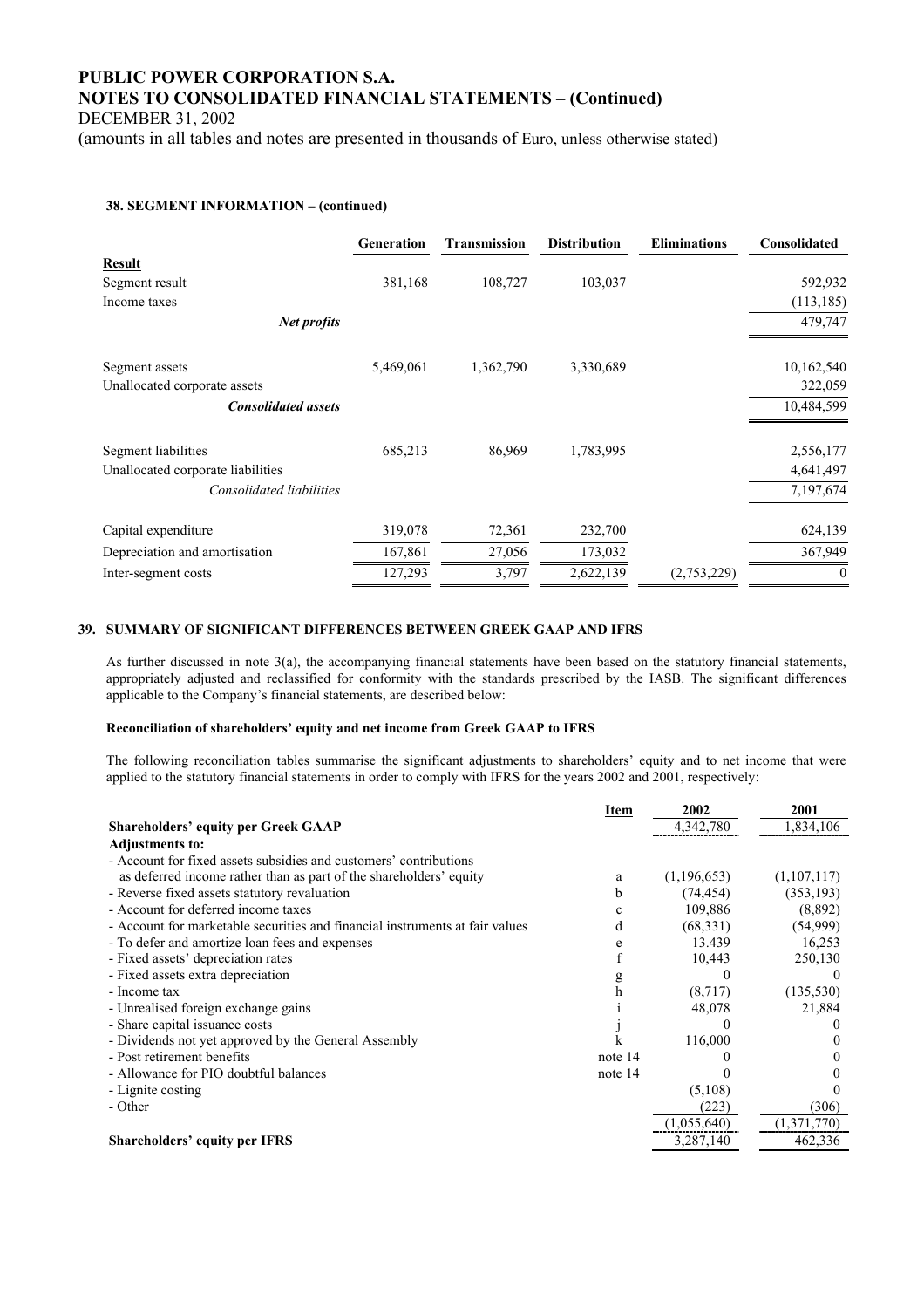#### 38. SEGMENT INFORMATION – (continued)

| | Generation | Transmission | Distribution | Eliminations | Consolidated |
|---|---|---|---|---|---|
| **Result** | | | | | |
| Segment result | 381,168 | 108,727 | 103,037 | | 592,932 |
| Income taxes | | | | | (113,185) |
| ***Net profits*** | | | | | 479,747 |
| Segment assets | 5,469,061 | 1,362,790 | 3,330,689 | | 10,162,540 |
| Unallocated corporate assets | | | | | 322,059 |
| ***Consolidated assets*** | | | | | 10,484,599 |
| Segment liabilities | 685,213 | 86,969 | 1,783,995 | | 2,556,177 |
| Unallocated corporate liabilities | | | | | 4,641,497 |
| *Consolidated liabilities* | | | | | 7,197,674 |
| Capital expenditure | 319,078 | 72,361 | 232,700 | | 624,139 |
| Depreciation and amortisation | 167,861 | 27,056 | 173,032 | | 367,949 |
| Inter-segment costs | 127,293 | 3,797 | 2,622,139 | (2,753,229) | 0 |

## 39. SUMMARY OF SIGNIFICANT DIFFERENCES BETWEEN GREEK GAAP AND IFRS

As further discussed in note 3(a), the accompanying financial statements have been based on the statutory financial statements, appropriately adjusted and reclassified for conformity with the standards prescribed by the IASB. The significant differences applicable to the Company's financial statements, are described below:

**Reconciliation of shareholders' equity and net income from Greek GAAP to IFRS**

The following reconciliation tables summarise the significant adjustments to shareholders' equity and to net income that were applied to the statutory financial statements in order to comply with IFRS for the years 2002 and 2001, respectively:

| | Item | 2002 | 2001 |
|---|---|---|---|
| **Shareholders' equity per Greek GAAP** | | 4,342,780 | 1,834,106 |
| **Adjustments to:** | | | |
| - Account for fixed assets subsidies and customers' contributions as deferred income rather than as part of the shareholders' equity | a | (1,196,653) | (1,107,117) |
| - Reverse fixed assets statutory revaluation | b | (74,454) | (353,193) |
| - Account for deferred income taxes | c | 109,886 | (8,892) |
| - Account for marketable securities and financial instruments at fair values | d | (68,331) | (54,999) |
| - To defer and amortize loan fees and expenses | e | 13.439 | 16,253 |
| - Fixed assets' depreciation rates | f | 10,443 | 250,130 |
| - Fixed assets extra depreciation | g | 0 | 0 |
| - Income tax | h | (8,717) | (135,530) |
| - Unrealised foreign exchange gains | i | 48,078 | 21,884 |
| - Share capital issuance costs | j | 0 | 0 |
| - Dividends not yet approved by the General Assembly | k | 116,000 | 0 |
| - Post retirement benefits | note 14 | 0 | 0 |
| - Allowance for PIO doubtful balances | note 14 | 0 | 0 |
| - Lignite costing | | (5,108) | 0 |
| - Other | | (223) | (306) |
| | | (1,055,640) | (1,371,770) |
| **Shareholders' equity per IFRS** | | 3,287,140 | 462,336 |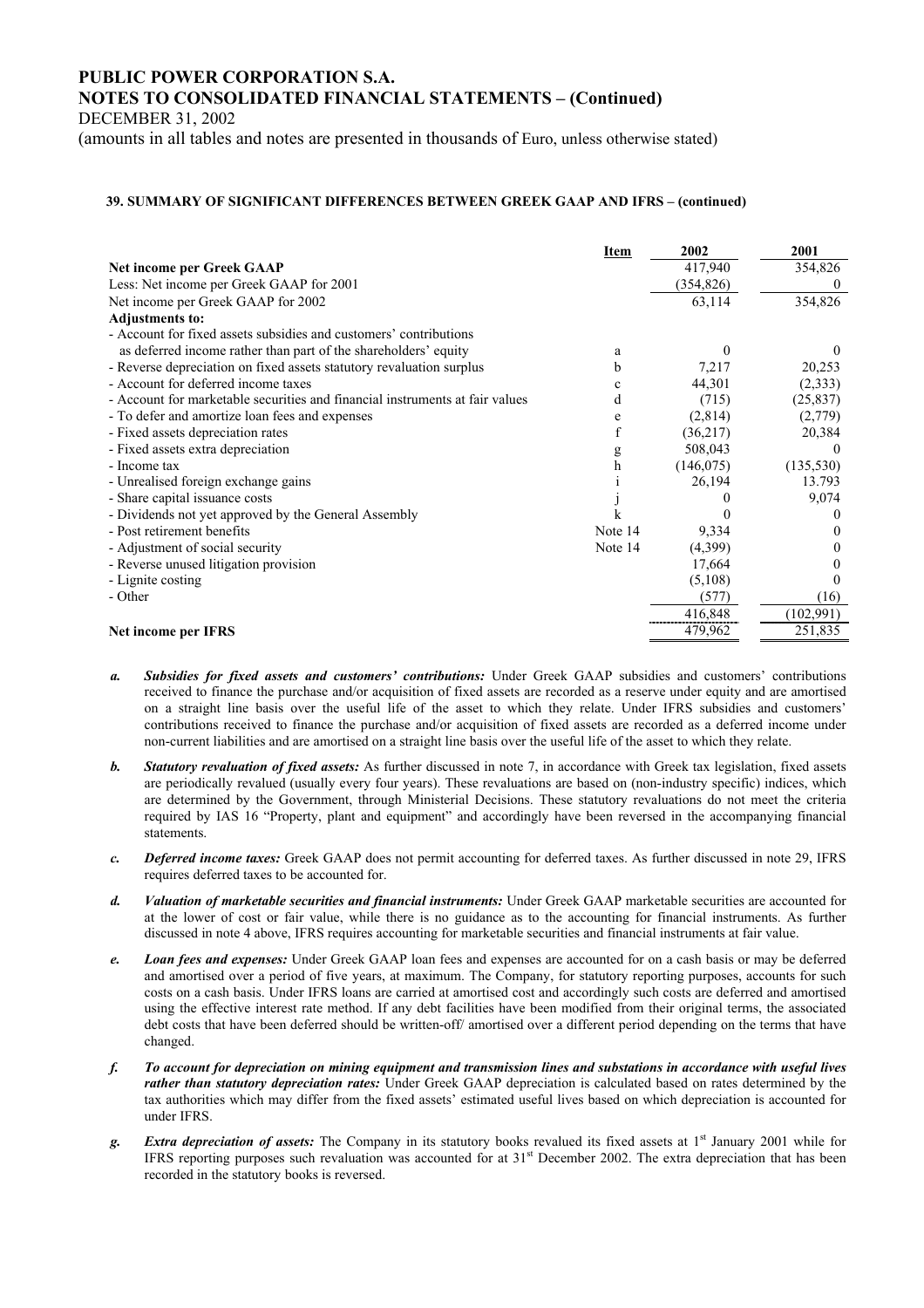# PUBLIC POWER CORPORATION S.A.
## NOTES TO CONSOLIDATED FINANCIAL STATEMENTS – (Continued)

DECEMBER 31, 2002

(amounts in all tables and notes are presented in thousands of Euro, unless otherwise stated)

### 39. SUMMARY OF SIGNIFICANT DIFFERENCES BETWEEN GREEK GAAP AND IFRS – (continued)

| | Item | 2002 | 2001 |
|---|---|---|---|
| **Net income per Greek GAAP** | | 417,940 | 354,826 |
| Less: Net income per Greek GAAP for 2001 | | (354,826) | 0 |
| Net income per Greek GAAP for 2002 | | 63,114 | 354,826 |
| **Adjustments to:** | | | |
| - Account for fixed assets subsidies and customers' contributions as deferred income rather than part of the shareholders' equity | a | 0 | 0 |
| - Reverse depreciation on fixed assets statutory revaluation surplus | b | 7,217 | 20,253 |
| - Account for deferred income taxes | c | 44,301 | (2,333) |
| - Account for marketable securities and financial instruments at fair values | d | (715) | (25,837) |
| - To defer and amortize loan fees and expenses | e | (2,814) | (2,779) |
| - Fixed assets depreciation rates | f | (36,217) | 20,384 |
| - Fixed assets extra depreciation | g | 508,043 | 0 |
| - Income tax | h | (146,075) | (135,530) |
| - Unrealised foreign exchange gains | i | 26,194 | 13.793 |
| - Share capital issuance costs | j | 0 | 9,074 |
| - Dividends not yet approved by the General Assembly | k | 0 | 0 |
| - Post retirement benefits | Note 14 | 9,334 | 0 |
| - Adjustment of social security | Note 14 | (4,399) | 0 |
| - Reverse unused litigation provision | | 17,664 | 0 |
| - Lignite costing | | (5,108) | 0 |
| - Other | | (577) | (16) |
| | | 416,848 | (102,991) |
| **Net income per IFRS** | | 479,962 | 251,835 |

***a. Subsidies for fixed assets and customers' contributions:*** Under Greek GAAP subsidies and customers' contributions received to finance the purchase and/or acquisition of fixed assets are recorded as a reserve under equity and are amortised on a straight line basis over the useful life of the asset to which they relate. Under IFRS subsidies and customers' contributions received to finance the purchase and/or acquisition of fixed assets are recorded as a deferred income under non-current liabilities and are amortised on a straight line basis over the useful life of the asset to which they relate.

***b. Statutory revaluation of fixed assets:*** As further discussed in note 7, in accordance with Greek tax legislation, fixed assets are periodically revalued (usually every four years). These revaluations are based on (non-industry specific) indices, which are determined by the Government, through Ministerial Decisions. These statutory revaluations do not meet the criteria required by IAS 16 "Property, plant and equipment" and accordingly have been reversed in the accompanying financial statements.

***c. Deferred income taxes:*** Greek GAAP does not permit accounting for deferred taxes. As further discussed in note 29, IFRS requires deferred taxes to be accounted for.

***d. Valuation of marketable securities and financial instruments:*** Under Greek GAAP marketable securities are accounted for at the lower of cost or fair value, while there is no guidance as to the accounting for financial instruments. As further discussed in note 4 above, IFRS requires accounting for marketable securities and financial instruments at fair value.

***e. Loan fees and expenses:*** Under Greek GAAP loan fees and expenses are accounted for on a cash basis or may be deferred and amortised over a period of five years, at maximum. The Company, for statutory reporting purposes, accounts for such costs on a cash basis. Under IFRS loans are carried at amortised cost and accordingly such costs are deferred and amortised using the effective interest rate method. If any debt facilities have been modified from their original terms, the associated debt costs that have been deferred should be written-off/ amortised over a different period depending on the terms that have changed.

***f. To account for depreciation on mining equipment and transmission lines and substations in accordance with useful lives rather than statutory depreciation rates:*** Under Greek GAAP depreciation is calculated based on rates determined by the tax authorities which may differ from the fixed assets' estimated useful lives based on which depreciation is accounted for under IFRS.

***g. Extra depreciation of assets:*** The Company in its statutory books revalued its fixed assets at 1st January 2001 while for IFRS reporting purposes such revaluation was accounted for at 31st December 2002. The extra depreciation that has been recorded in the statutory books is reversed.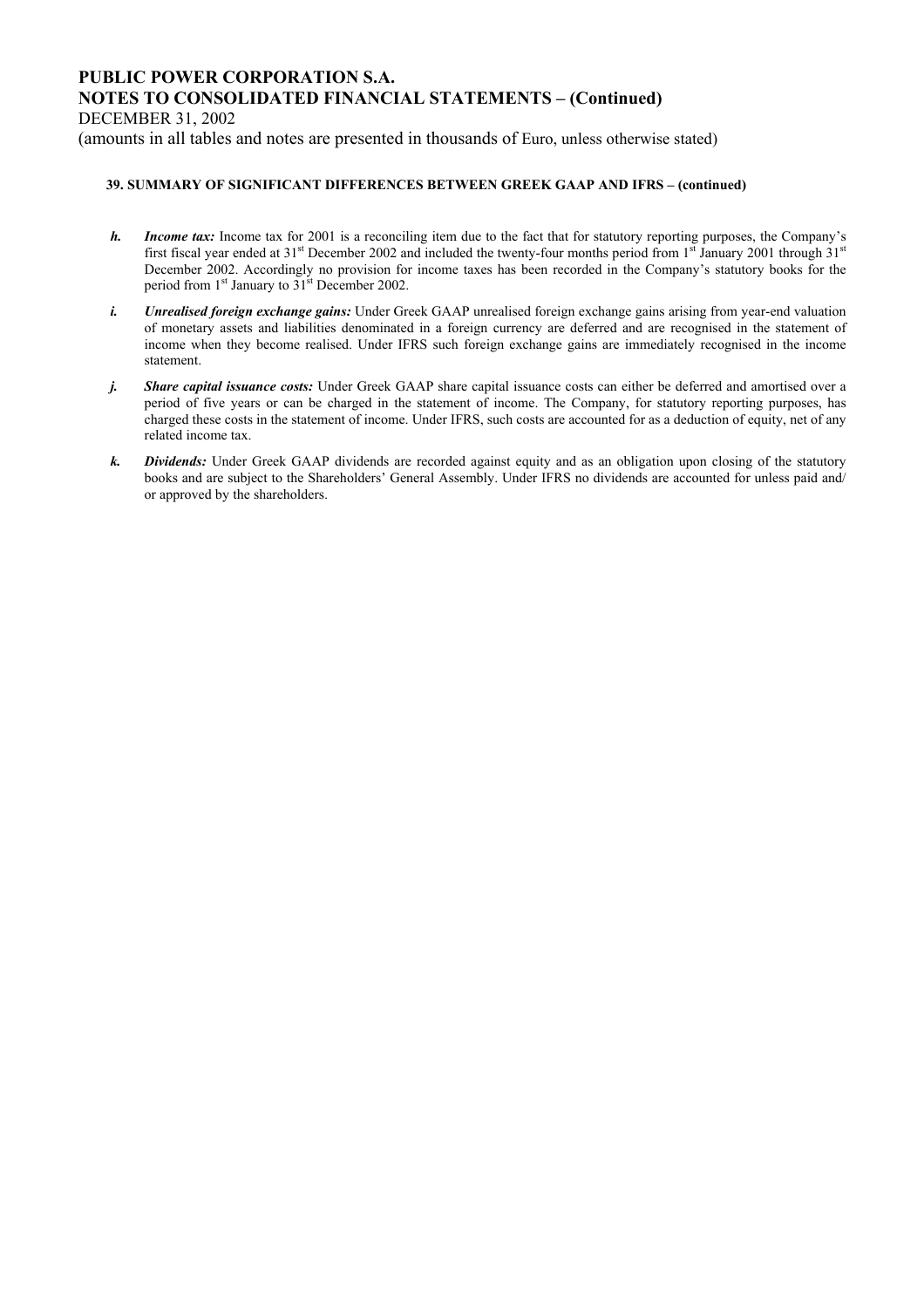**PUBLIC POWER CORPORATION S.A.**
**NOTES TO CONSOLIDATED FINANCIAL STATEMENTS – (Continued)**
DECEMBER 31, 2002
(amounts in all tables and notes are presented in thousands of Euro, unless otherwise stated)

#### 39. SUMMARY OF SIGNIFICANT DIFFERENCES BETWEEN GREEK GAAP AND IFRS – (continued)

***h.*** ***Income tax:*** Income tax for 2001 is a reconciling item due to the fact that for statutory reporting purposes, the Company's first fiscal year ended at 31st December 2002 and included the twenty-four months period from 1st January 2001 through 31st December 2002. Accordingly no provision for income taxes has been recorded in the Company's statutory books for the period from 1st January to 31st December 2002.

***i.*** ***Unrealised foreign exchange gains:*** Under Greek GAAP unrealised foreign exchange gains arising from year-end valuation of monetary assets and liabilities denominated in a foreign currency are deferred and are recognised in the statement of income when they become realised. Under IFRS such foreign exchange gains are immediately recognised in the income statement.

***j.*** ***Share capital issuance costs:*** Under Greek GAAP share capital issuance costs can either be deferred and amortised over a period of five years or can be charged in the statement of income. The Company, for statutory reporting purposes, has charged these costs in the statement of income. Under IFRS, such costs are accounted for as a deduction of equity, net of any related income tax.

***k.*** ***Dividends:*** Under Greek GAAP dividends are recorded against equity and as an obligation upon closing of the statutory books and are subject to the Shareholders' General Assembly. Under IFRS no dividends are accounted for unless paid and/ or approved by the shareholders.